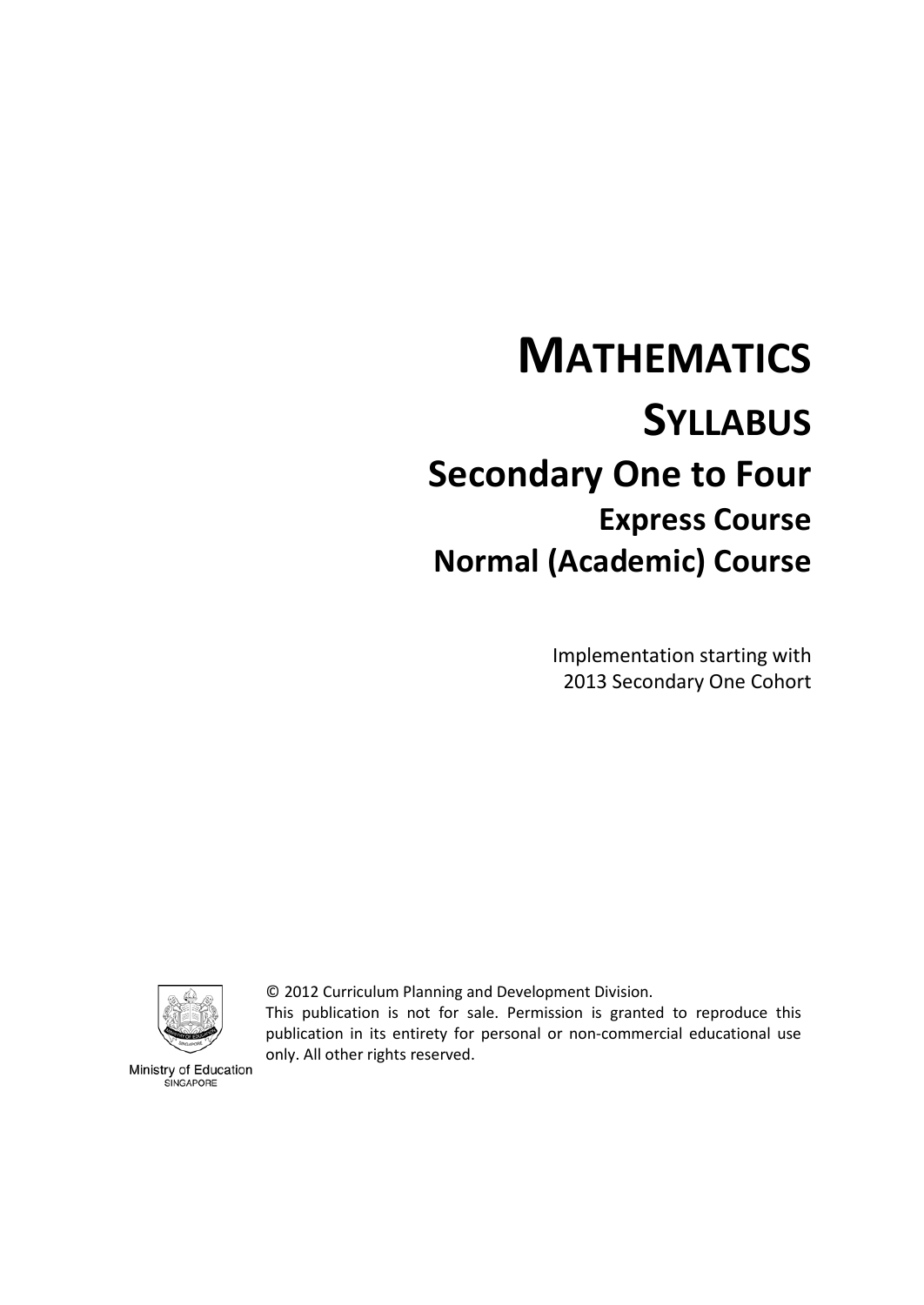# MATHEMATICS

## SYLLABUS

## Secondary One to Four

### Express Course

### Normal (Academic) Course

Implementation starting with
2013 Secondary One Cohort

© 2012 Curriculum Planning and Development Division.
This publication is not for sale. Permission is granted to reproduce this publication in its entirety for personal or non-commercial educational use only. All other rights reserved.

Ministry of Education
SINGAPORE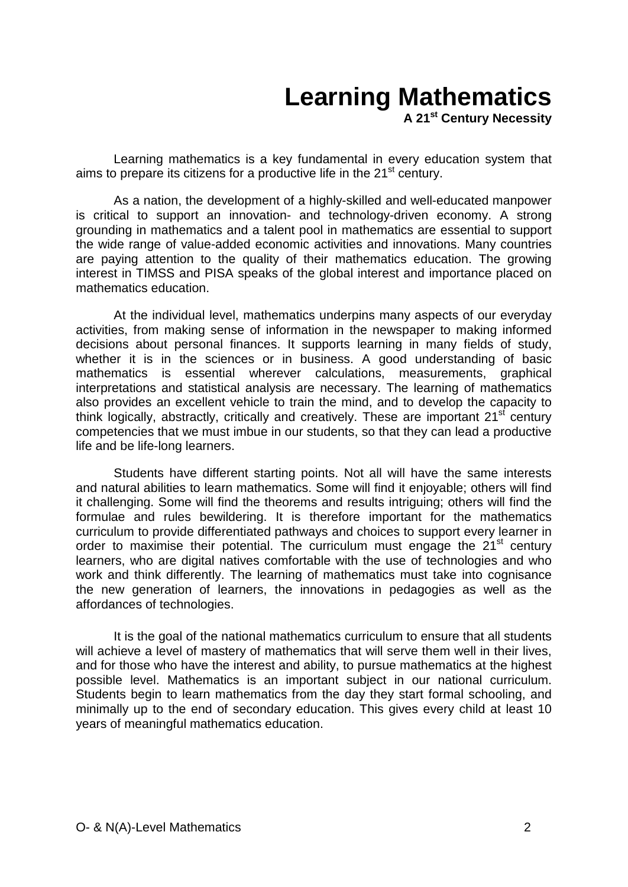# Learning Mathematics

**A 21st Century Necessity**

Learning mathematics is a key fundamental in every education system that aims to prepare its citizens for a productive life in the 21st century.

As a nation, the development of a highly-skilled and well-educated manpower is critical to support an innovation- and technology-driven economy. A strong grounding in mathematics and a talent pool in mathematics are essential to support the wide range of value-added economic activities and innovations. Many countries are paying attention to the quality of their mathematics education. The growing interest in TIMSS and PISA speaks of the global interest and importance placed on mathematics education.

At the individual level, mathematics underpins many aspects of our everyday activities, from making sense of information in the newspaper to making informed decisions about personal finances. It supports learning in many fields of study, whether it is in the sciences or in business. A good understanding of basic mathematics is essential wherever calculations, measurements, graphical interpretations and statistical analysis are necessary. The learning of mathematics also provides an excellent vehicle to train the mind, and to develop the capacity to think logically, abstractly, critically and creatively. These are important 21st century competencies that we must imbue in our students, so that they can lead a productive life and be life-long learners.

Students have different starting points. Not all will have the same interests and natural abilities to learn mathematics. Some will find it enjoyable; others will find it challenging. Some will find the theorems and results intriguing; others will find the formulae and rules bewildering. It is therefore important for the mathematics curriculum to provide differentiated pathways and choices to support every learner in order to maximise their potential. The curriculum must engage the 21st century learners, who are digital natives comfortable with the use of technologies and who work and think differently. The learning of mathematics must take into cognisance the new generation of learners, the innovations in pedagogies as well as the affordances of technologies.

It is the goal of the national mathematics curriculum to ensure that all students will achieve a level of mastery of mathematics that will serve them well in their lives, and for those who have the interest and ability, to pursue mathematics at the highest possible level. Mathematics is an important subject in our national curriculum. Students begin to learn mathematics from the day they start formal schooling, and minimally up to the end of secondary education. This gives every child at least 10 years of meaningful mathematics education.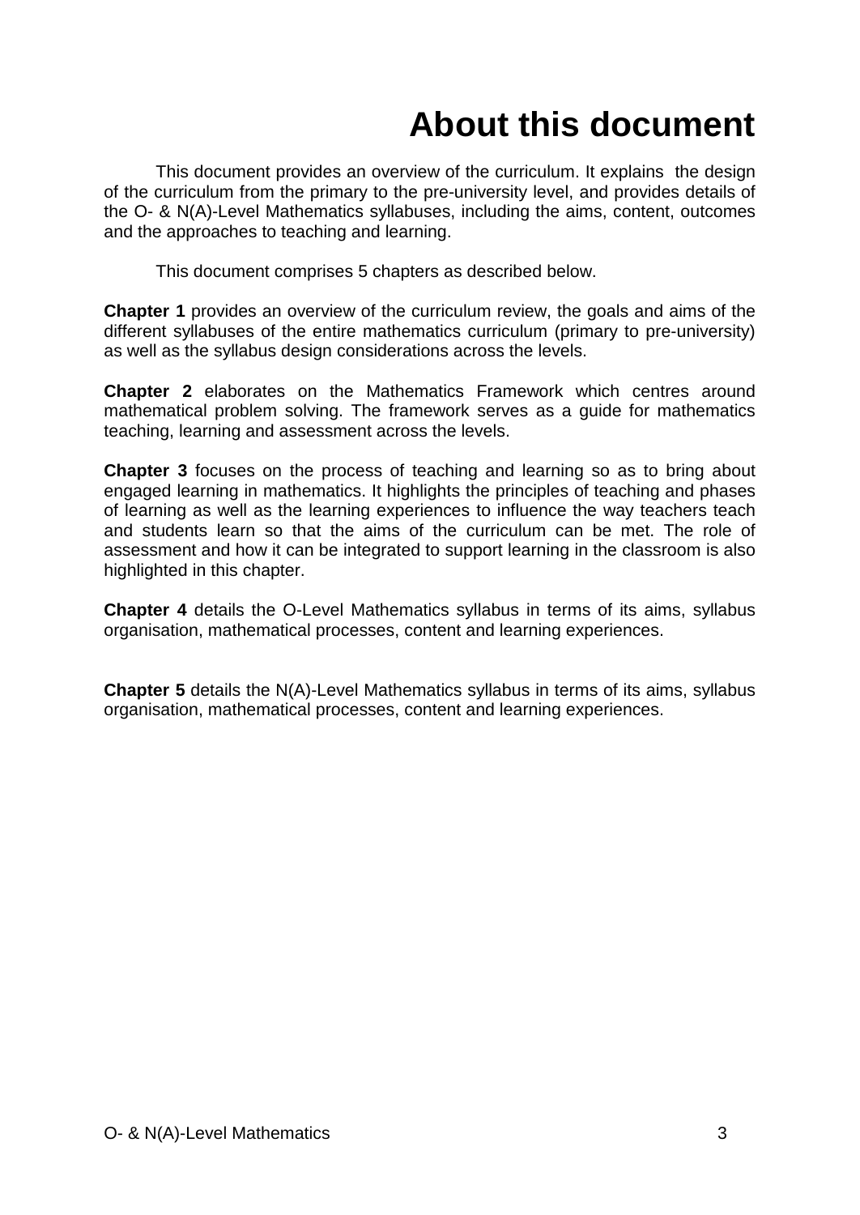# About this document

This document provides an overview of the curriculum. It explains the design of the curriculum from the primary to the pre-university level, and provides details of the O- & N(A)-Level Mathematics syllabuses, including the aims, content, outcomes and the approaches to teaching and learning.

This document comprises 5 chapters as described below.

**Chapter 1** provides an overview of the curriculum review, the goals and aims of the different syllabuses of the entire mathematics curriculum (primary to pre-university) as well as the syllabus design considerations across the levels.

**Chapter 2** elaborates on the Mathematics Framework which centres around mathematical problem solving. The framework serves as a guide for mathematics teaching, learning and assessment across the levels.

**Chapter 3** focuses on the process of teaching and learning so as to bring about engaged learning in mathematics. It highlights the principles of teaching and phases of learning as well as the learning experiences to influence the way teachers teach and students learn so that the aims of the curriculum can be met. The role of assessment and how it can be integrated to support learning in the classroom is also highlighted in this chapter.

**Chapter 4** details the O-Level Mathematics syllabus in terms of its aims, syllabus organisation, mathematical processes, content and learning experiences.

**Chapter 5** details the N(A)-Level Mathematics syllabus in terms of its aims, syllabus organisation, mathematical processes, content and learning experiences.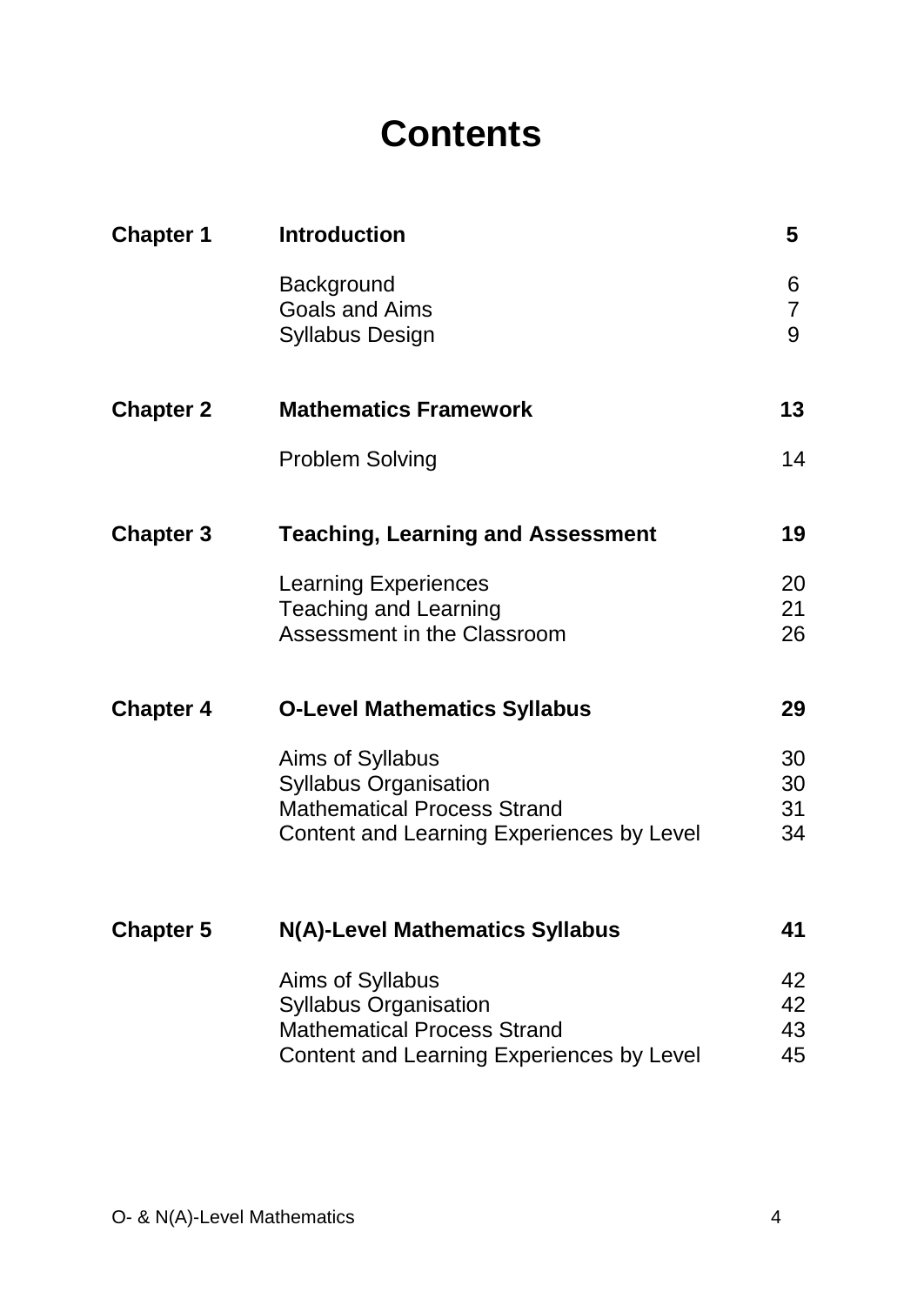# Contents

| | | |
|---|---|---|
| **Chapter 1** | **Introduction** | **5** |
| | Background | 6 |
| | Goals and Aims | 7 |
| | Syllabus Design | 9 |
| **Chapter 2** | **Mathematics Framework** | **13** |
| | Problem Solving | 14 |
| **Chapter 3** | **Teaching, Learning and Assessment** | **19** |
| | Learning Experiences | 20 |
| | Teaching and Learning | 21 |
| | Assessment in the Classroom | 26 |
| **Chapter 4** | **O-Level Mathematics Syllabus** | **29** |
| | Aims of Syllabus | 30 |
| | Syllabus Organisation | 30 |
| | Mathematical Process Strand | 31 |
| | Content and Learning Experiences by Level | 34 |
| **Chapter 5** | **N(A)-Level Mathematics Syllabus** | **41** |
| | Aims of Syllabus | 42 |
| | Syllabus Organisation | 42 |
| | Mathematical Process Strand | 43 |
| | Content and Learning Experiences by Level | 45 |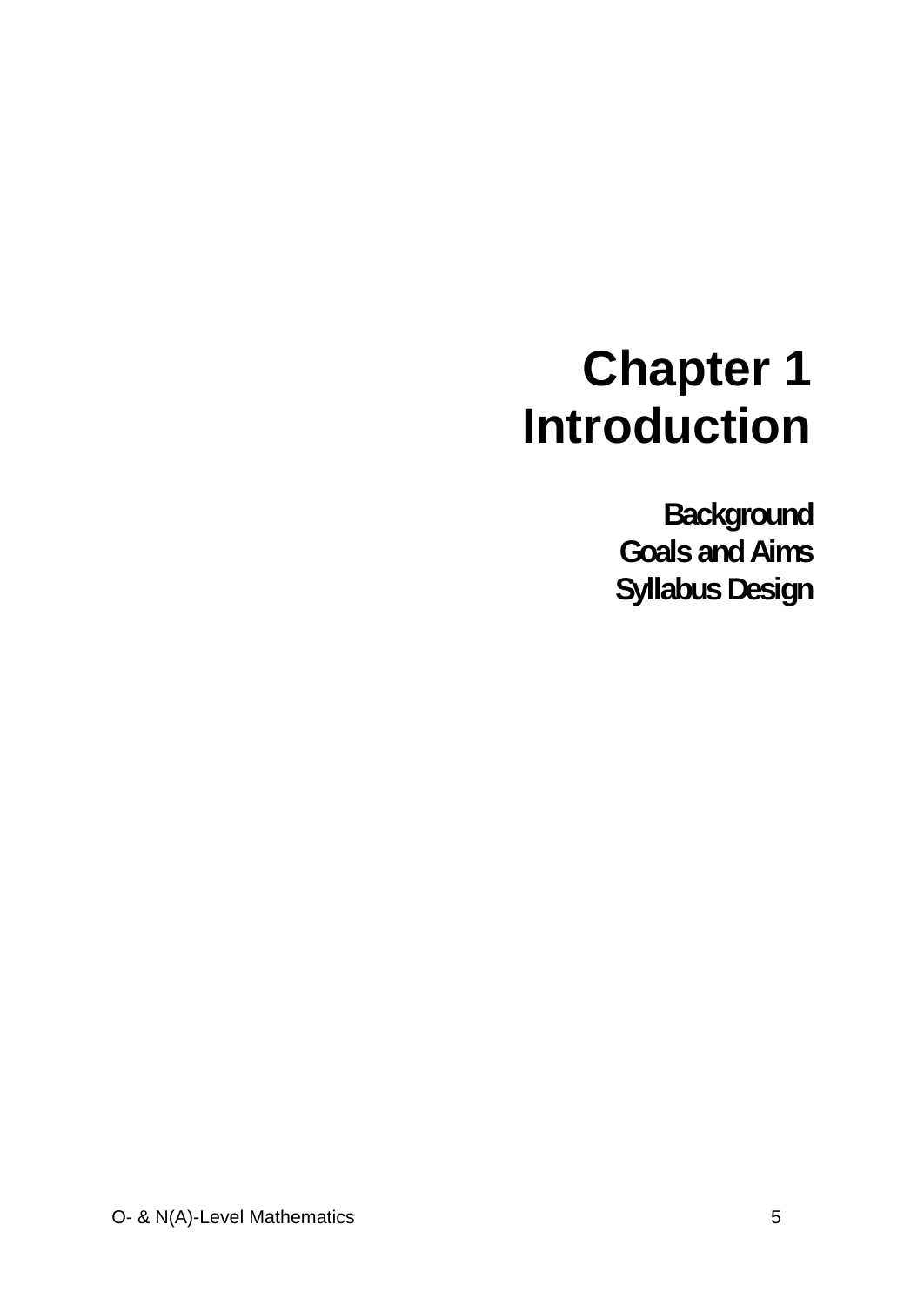# Chapter 1
# Introduction

**Background**
**Goals and Aims**
**Syllabus Design**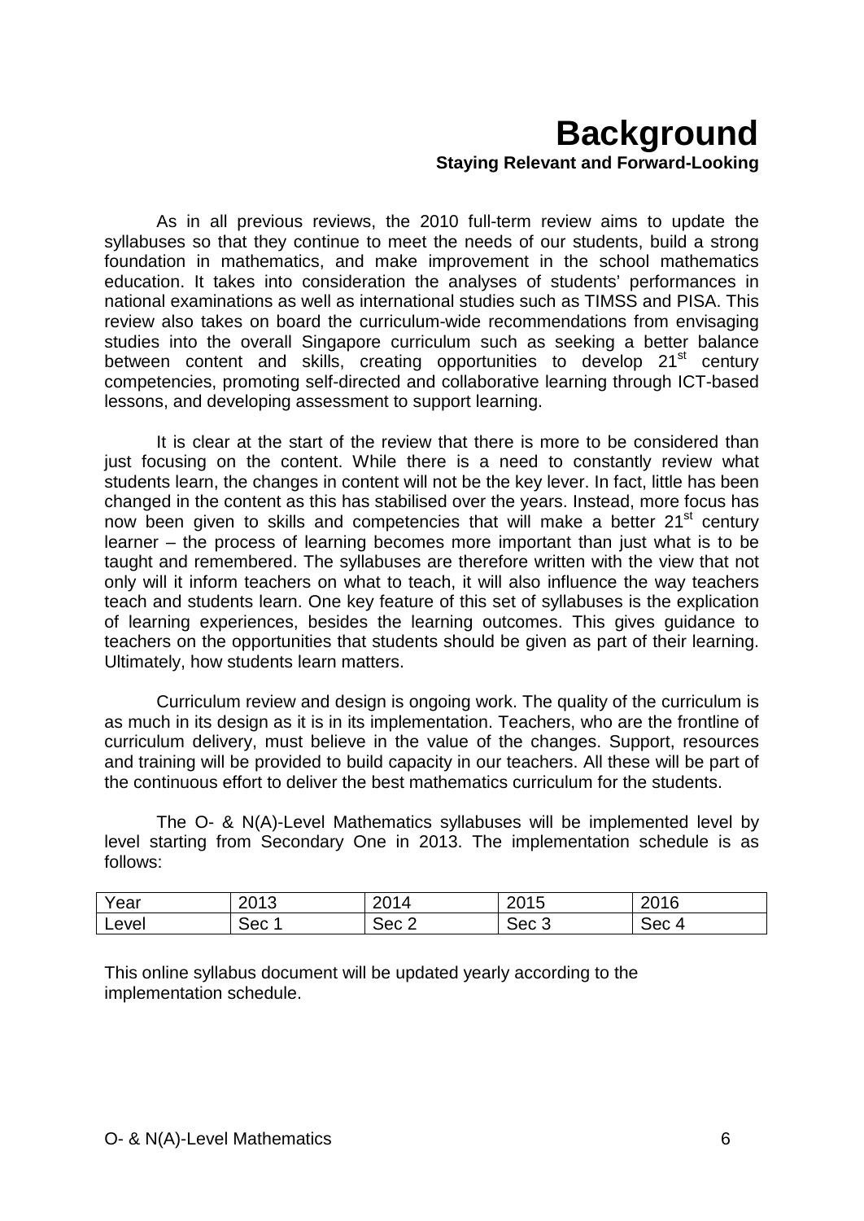# Background

**Staying Relevant and Forward-Looking**

As in all previous reviews, the 2010 full-term review aims to update the syllabuses so that they continue to meet the needs of our students, build a strong foundation in mathematics, and make improvement in the school mathematics education. It takes into consideration the analyses of students' performances in national examinations as well as international studies such as TIMSS and PISA. This review also takes on board the curriculum-wide recommendations from envisaging studies into the overall Singapore curriculum such as seeking a better balance between content and skills, creating opportunities to develop 21st century competencies, promoting self-directed and collaborative learning through ICT-based lessons, and developing assessment to support learning.

It is clear at the start of the review that there is more to be considered than just focusing on the content. While there is a need to constantly review what students learn, the changes in content will not be the key lever. In fact, little has been changed in the content as this has stabilised over the years. Instead, more focus has now been given to skills and competencies that will make a better 21st century learner – the process of learning becomes more important than just what is to be taught and remembered. The syllabuses are therefore written with the view that not only will it inform teachers on what to teach, it will also influence the way teachers teach and students learn. One key feature of this set of syllabuses is the explication of learning experiences, besides the learning outcomes. This gives guidance to teachers on the opportunities that students should be given as part of their learning. Ultimately, how students learn matters.

Curriculum review and design is ongoing work. The quality of the curriculum is as much in its design as it is in its implementation. Teachers, who are the frontline of curriculum delivery, must believe in the value of the changes. Support, resources and training will be provided to build capacity in our teachers. All these will be part of the continuous effort to deliver the best mathematics curriculum for the students.

The O- & N(A)-Level Mathematics syllabuses will be implemented level by level starting from Secondary One in 2013. The implementation schedule is as follows:

| Year | 2013 | 2014 | 2015 | 2016 |
|---|---|---|---|---|
| Level | Sec 1 | Sec 2 | Sec 3 | Sec 4 |

This online syllabus document will be updated yearly according to the implementation schedule.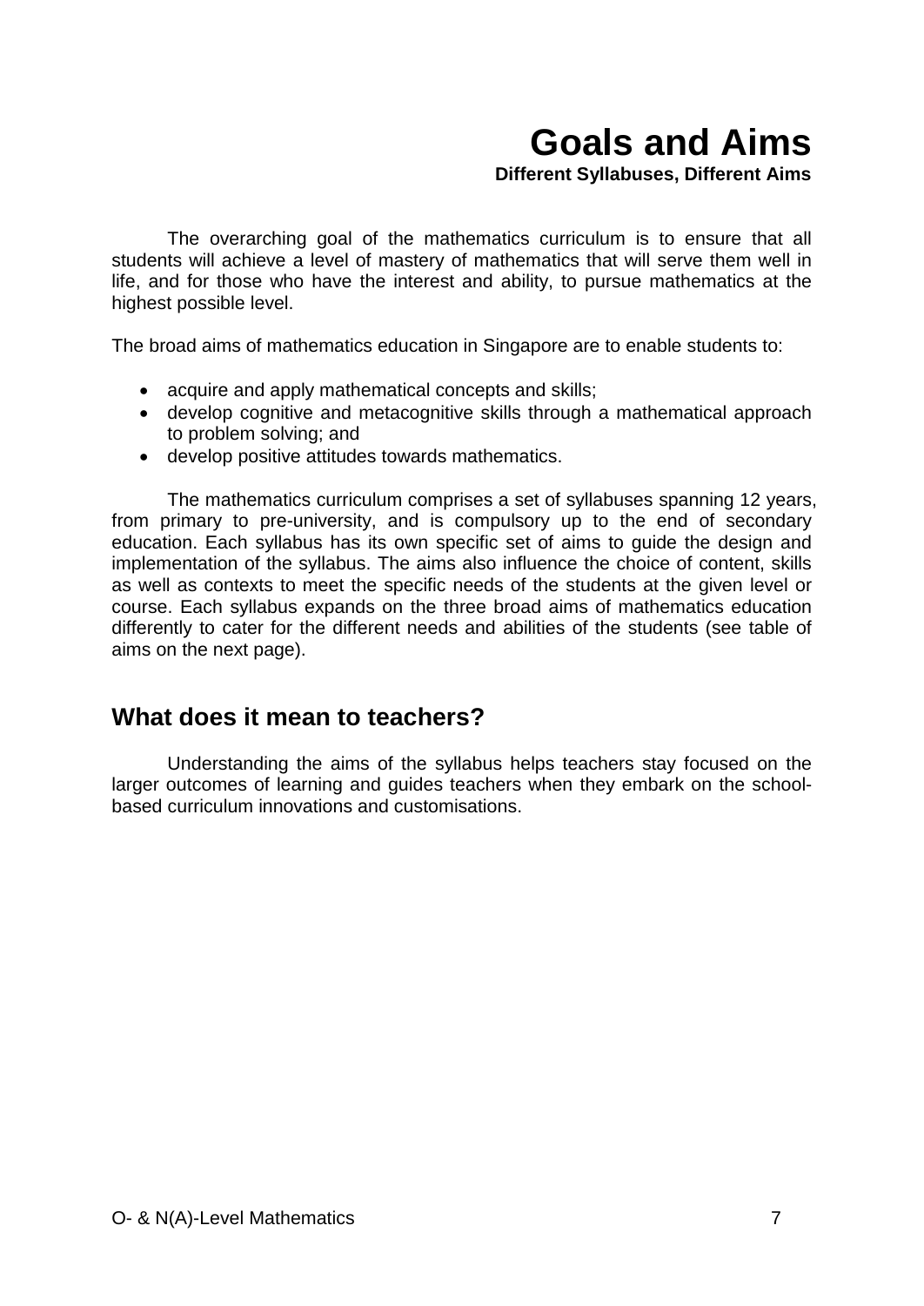# Goals and Aims

**Different Syllabuses, Different Aims**

The overarching goal of the mathematics curriculum is to ensure that all students will achieve a level of mastery of mathematics that will serve them well in life, and for those who have the interest and ability, to pursue mathematics at the highest possible level.

The broad aims of mathematics education in Singapore are to enable students to:

- acquire and apply mathematical concepts and skills;
- develop cognitive and metacognitive skills through a mathematical approach to problem solving; and
- develop positive attitudes towards mathematics.

The mathematics curriculum comprises a set of syllabuses spanning 12 years, from primary to pre-university, and is compulsory up to the end of secondary education. Each syllabus has its own specific set of aims to guide the design and implementation of the syllabus. The aims also influence the choice of content, skills as well as contexts to meet the specific needs of the students at the given level or course. Each syllabus expands on the three broad aims of mathematics education differently to cater for the different needs and abilities of the students (see table of aims on the next page).

## What does it mean to teachers?

Understanding the aims of the syllabus helps teachers stay focused on the larger outcomes of learning and guides teachers when they embark on the school-based curriculum innovations and customisations.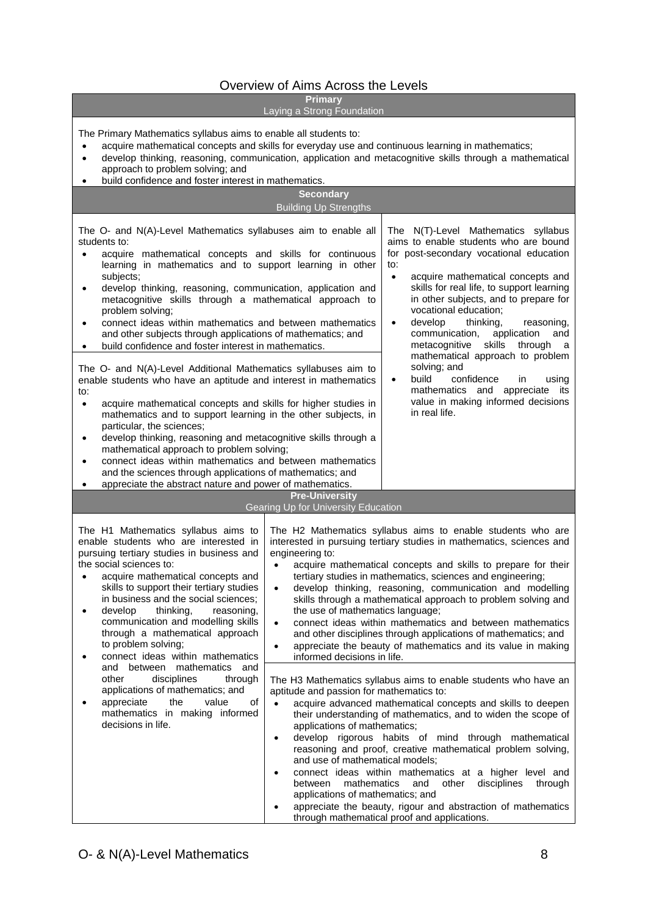# Overview of Aims Across the Levels

## Primary

### Laying a Strong Foundation

The Primary Mathematics syllabus aims to enable all students to:

- acquire mathematical concepts and skills for everyday use and continuous learning in mathematics;
- develop thinking, reasoning, communication, application and metacognitive skills through a mathematical approach to problem solving; and
- build confidence and foster interest in mathematics.

## Secondary

### Building Up Strengths

The O- and N(A)-Level Mathematics syllabuses aim to enable all students to:

- acquire mathematical concepts and skills for continuous learning in mathematics and to support learning in other subjects;
- develop thinking, reasoning, communication, application and metacognitive skills through a mathematical approach to problem solving;
- connect ideas within mathematics and between mathematics and other subjects through applications of mathematics; and
- build confidence and foster interest in mathematics.

The O- and N(A)-Level Additional Mathematics syllabuses aim to enable students who have an aptitude and interest in mathematics to:

- acquire mathematical concepts and skills for higher studies in mathematics and to support learning in the other subjects, in particular, the sciences;
- develop thinking, reasoning and metacognitive skills through a mathematical approach to problem solving;
- connect ideas within mathematics and between mathematics and the sciences through applications of mathematics; and
- appreciate the abstract nature and power of mathematics.

The N(T)-Level Mathematics syllabus aims to enable students who are bound for post-secondary vocational education to:

- acquire mathematical concepts and skills for real life, to support learning in other subjects, and to prepare for vocational education;
- develop thinking, reasoning, communication, application and metacognitive skills through a mathematical approach to problem solving; and
- build confidence in using mathematics and appreciate its value in making informed decisions in real life.

## Pre-University

### Gearing Up for University Education

The H1 Mathematics syllabus aims to enable students who are interested in pursuing tertiary studies in business and the social sciences to:

- acquire mathematical concepts and skills to support their tertiary studies in business and the social sciences;
- develop thinking, reasoning, communication and modelling skills through a mathematical approach to problem solving;
- connect ideas within mathematics and between mathematics and other disciplines through applications of mathematics; and
- appreciate the value of mathematics in making informed decisions in life.

The H2 Mathematics syllabus aims to enable students who are interested in pursuing tertiary studies in mathematics, sciences and engineering to:

- acquire mathematical concepts and skills to prepare for their tertiary studies in mathematics, sciences and engineering;
- develop thinking, reasoning, communication and modelling skills through a mathematical approach to problem solving and the use of mathematics language;
- connect ideas within mathematics and between mathematics and other disciplines through applications of mathematics; and
- appreciate the beauty of mathematics and its value in making informed decisions in life.

The H3 Mathematics syllabus aims to enable students who have an aptitude and passion for mathematics to:

- acquire advanced mathematical concepts and skills to deepen their understanding of mathematics, and to widen the scope of applications of mathematics;
- develop rigorous habits of mind through mathematical reasoning and proof, creative mathematical problem solving, and use of mathematical models;
- connect ideas within mathematics at a higher level and between mathematics and other disciplines through applications of mathematics; and
- appreciate the beauty, rigour and abstraction of mathematics through mathematical proof and applications.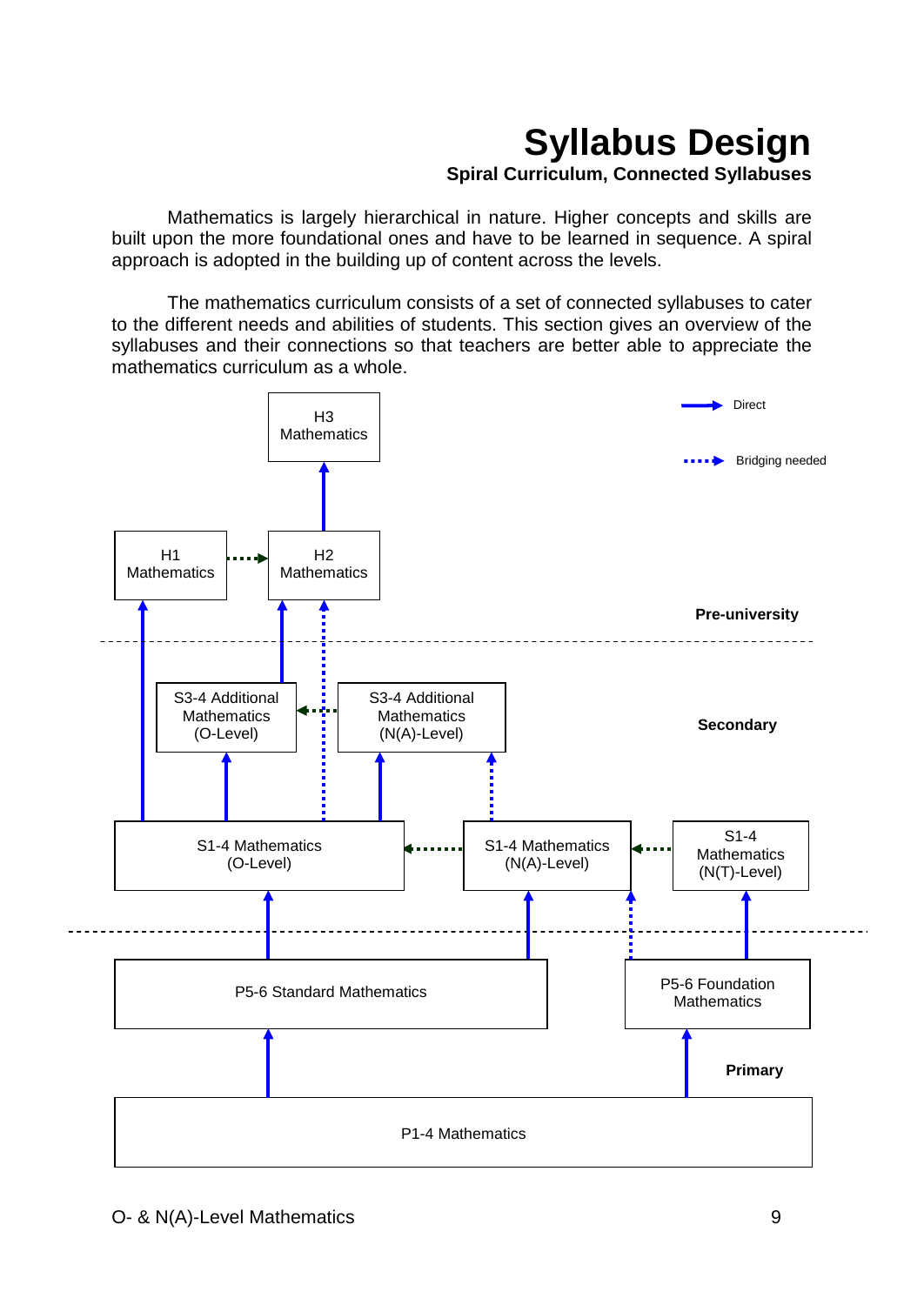# Syllabus Design

**Spiral Curriculum, Connected Syllabuses**

Mathematics is largely hierarchical in nature. Higher concepts and skills are built upon the more foundational ones and have to be learned in sequence. A spiral approach is adopted in the building up of content across the levels.

The mathematics curriculum consists of a set of connected syllabuses to cater to the different needs and abilities of students. This section gives an overview of the syllabuses and their connections so that teachers are better able to appreciate the mathematics curriculum as a whole.

Legend: Direct (solid arrow); Bridging needed (dotted arrow)

**Pre-university**

- H3 Mathematics
- H1 Mathematics → H2 Mathematics (bridging needed)
- H2 Mathematics → H3 Mathematics (direct)

**Secondary**

- S3-4 Additional Mathematics (O-Level) → H2 Mathematics (direct)
- S3-4 Additional Mathematics (N(A)-Level) → S3-4 Additional Mathematics (O-Level) (bridging needed)
- S1-4 Mathematics (O-Level) → H1 Mathematics (direct)
- S1-4 Mathematics (O-Level) → H2 Mathematics (bridging needed)
- S1-4 Mathematics (O-Level) → S3-4 Additional Mathematics (O-Level) (direct)
- S1-4 Mathematics (O-Level) → S3-4 Additional Mathematics (N(A)-Level) (direct)
- S1-4 Mathematics (N(A)-Level) → S3-4 Additional Mathematics (N(A)-Level) (bridging needed)
- S1-4 Mathematics (N(A)-Level) → S1-4 Mathematics (O-Level) (bridging needed)
- S1-4 Mathematics (N(T)-Level) → S1-4 Mathematics (N(A)-Level) (bridging needed)

**Primary**

- P5-6 Standard Mathematics → S1-4 Mathematics (O-Level) (direct)
- P5-6 Standard Mathematics → S1-4 Mathematics (N(A)-Level) (direct)
- P5-6 Foundation Mathematics → S1-4 Mathematics (N(A)-Level) (bridging needed)
- P5-6 Foundation Mathematics → S1-4 Mathematics (N(T)-Level) (direct)
- P1-4 Mathematics → P5-6 Standard Mathematics (direct)
- P1-4 Mathematics → P5-6 Foundation Mathematics (direct)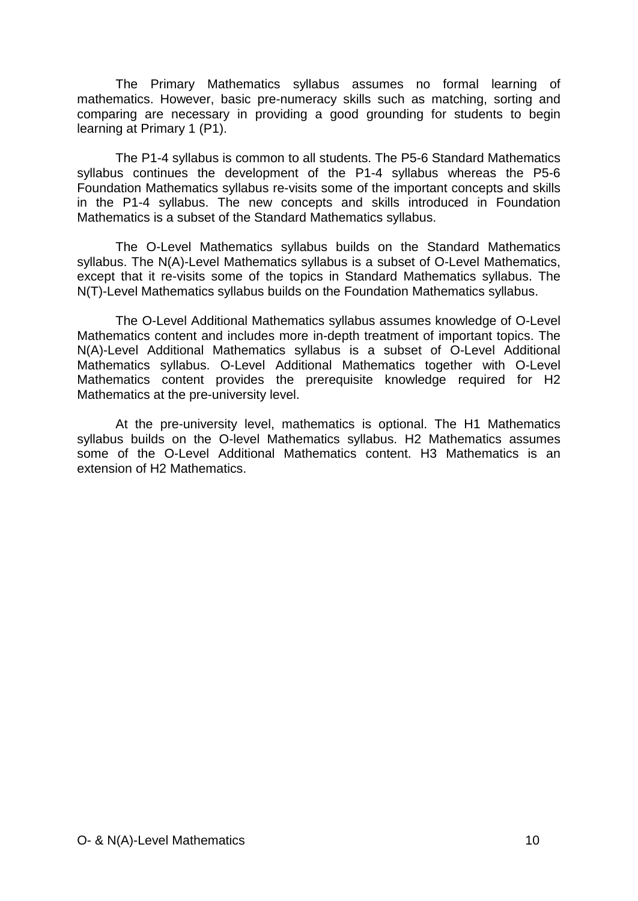The Primary Mathematics syllabus assumes no formal learning of mathematics. However, basic pre-numeracy skills such as matching, sorting and comparing are necessary in providing a good grounding for students to begin learning at Primary 1 (P1).

The P1-4 syllabus is common to all students. The P5-6 Standard Mathematics syllabus continues the development of the P1-4 syllabus whereas the P5-6 Foundation Mathematics syllabus re-visits some of the important concepts and skills in the P1-4 syllabus. The new concepts and skills introduced in Foundation Mathematics is a subset of the Standard Mathematics syllabus.

The O-Level Mathematics syllabus builds on the Standard Mathematics syllabus. The N(A)-Level Mathematics syllabus is a subset of O-Level Mathematics, except that it re-visits some of the topics in Standard Mathematics syllabus. The N(T)-Level Mathematics syllabus builds on the Foundation Mathematics syllabus.

The O-Level Additional Mathematics syllabus assumes knowledge of O-Level Mathematics content and includes more in-depth treatment of important topics. The N(A)-Level Additional Mathematics syllabus is a subset of O-Level Additional Mathematics syllabus. O-Level Additional Mathematics together with O-Level Mathematics content provides the prerequisite knowledge required for H2 Mathematics at the pre-university level.

At the pre-university level, mathematics is optional. The H1 Mathematics syllabus builds on the O-level Mathematics syllabus. H2 Mathematics assumes some of the O-Level Additional Mathematics content. H3 Mathematics is an extension of H2 Mathematics.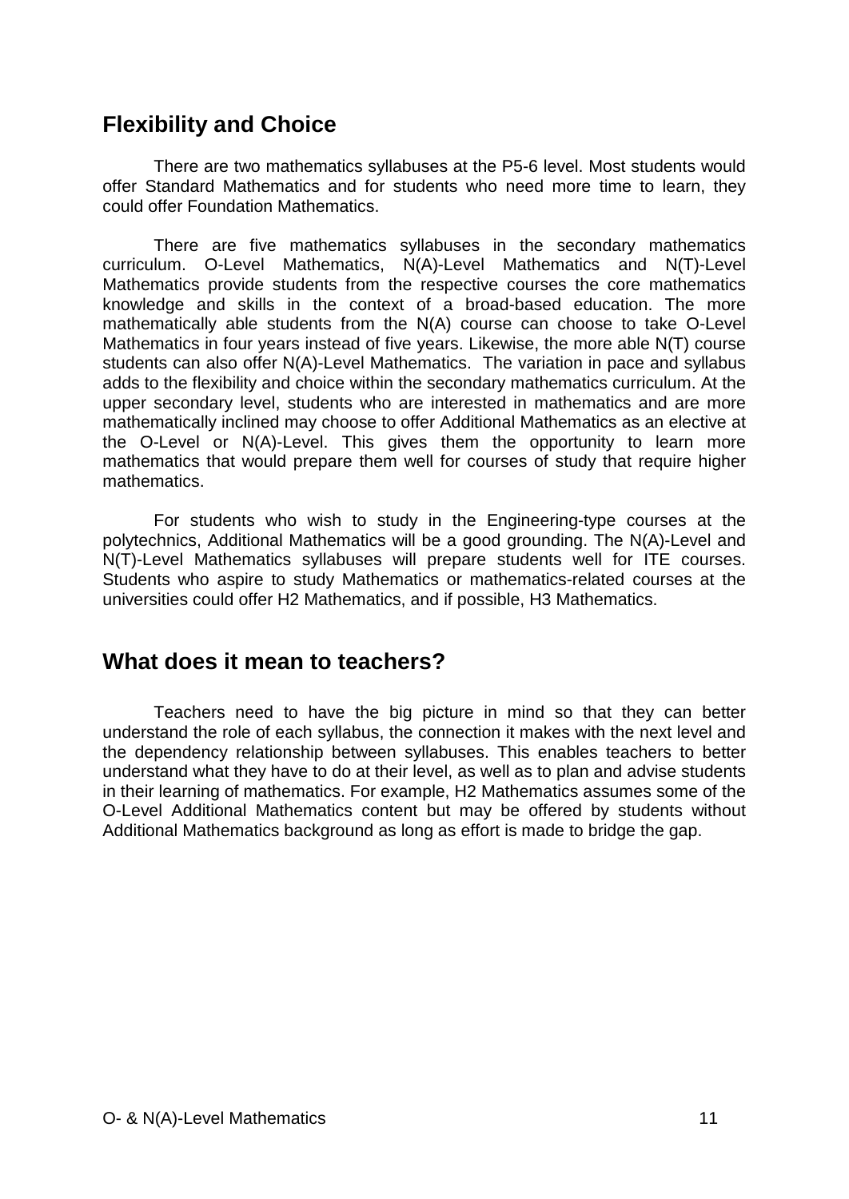## Flexibility and Choice

There are two mathematics syllabuses at the P5-6 level. Most students would offer Standard Mathematics and for students who need more time to learn, they could offer Foundation Mathematics.

There are five mathematics syllabuses in the secondary mathematics curriculum. O-Level Mathematics, N(A)-Level Mathematics and N(T)-Level Mathematics provide students from the respective courses the core mathematics knowledge and skills in the context of a broad-based education. The more mathematically able students from the N(A) course can choose to take O-Level Mathematics in four years instead of five years. Likewise, the more able N(T) course students can also offer N(A)-Level Mathematics. The variation in pace and syllabus adds to the flexibility and choice within the secondary mathematics curriculum. At the upper secondary level, students who are interested in mathematics and are more mathematically inclined may choose to offer Additional Mathematics as an elective at the O-Level or N(A)-Level. This gives them the opportunity to learn more mathematics that would prepare them well for courses of study that require higher mathematics.

For students who wish to study in the Engineering-type courses at the polytechnics, Additional Mathematics will be a good grounding. The N(A)-Level and N(T)-Level Mathematics syllabuses will prepare students well for ITE courses. Students who aspire to study Mathematics or mathematics-related courses at the universities could offer H2 Mathematics, and if possible, H3 Mathematics.

## What does it mean to teachers?

Teachers need to have the big picture in mind so that they can better understand the role of each syllabus, the connection it makes with the next level and the dependency relationship between syllabuses. This enables teachers to better understand what they have to do at their level, as well as to plan and advise students in their learning of mathematics. For example, H2 Mathematics assumes some of the O-Level Additional Mathematics content but may be offered by students without Additional Mathematics background as long as effort is made to bridge the gap.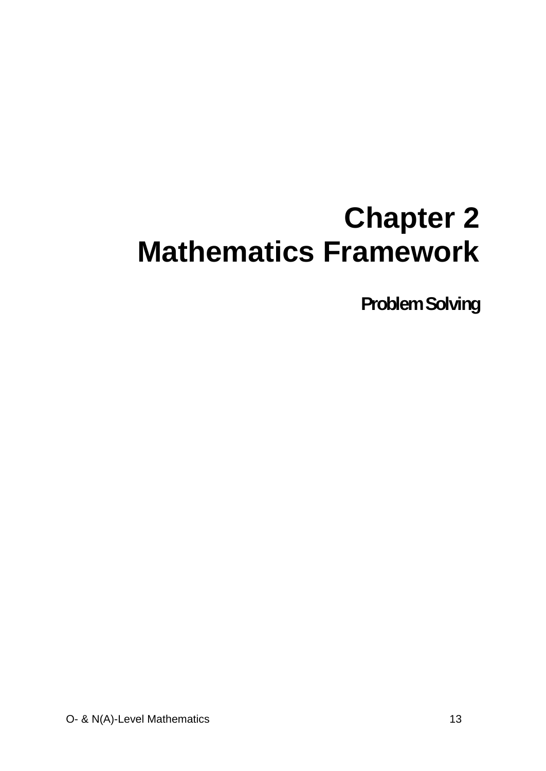# Chapter 2
# Mathematics Framework

### Problem Solving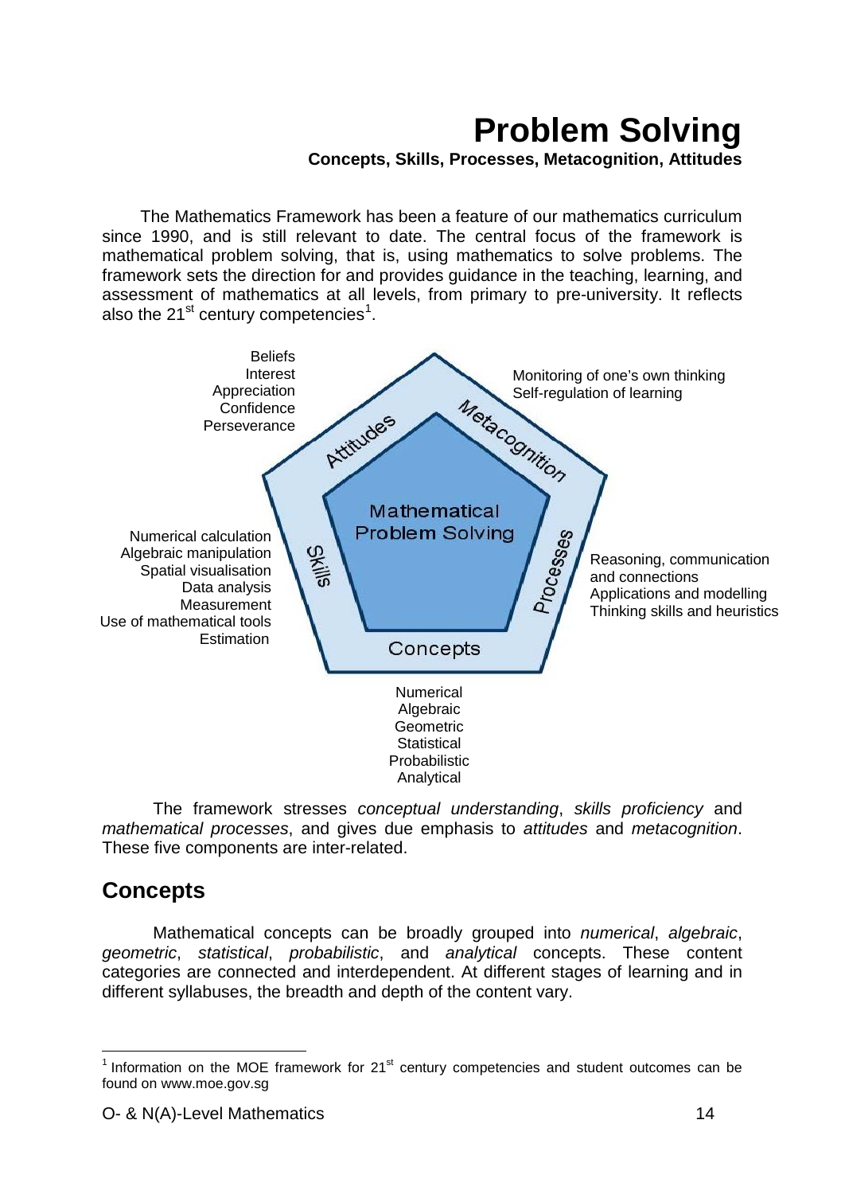# Problem Solving

**Concepts, Skills, Processes, Metacognition, Attitudes**

The Mathematics Framework has been a feature of our mathematics curriculum since 1990, and is still relevant to date. The central focus of the framework is mathematical problem solving, that is, using mathematics to solve problems. The framework sets the direction for and provides guidance in the teaching, learning, and assessment of mathematics at all levels, from primary to pre-university. It reflects also the 21st century competencies[1].

Beliefs
Interest
Appreciation
Confidence
Perseverance

Attitudes

Metacognition

Monitoring of one's own thinking
Self-regulation of learning

Mathematical Problem Solving

Numerical calculation
Algebraic manipulation
Spatial visualisation
Data analysis
Measurement
Use of mathematical tools
Estimation

Skills

Processes

Reasoning, communication and connections
Applications and modelling
Thinking skills and heuristics

Concepts

Numerical
Algebraic
Geometric
Statistical
Probabilistic
Analytical

The framework stresses *conceptual understanding*, *skills proficiency* and *mathematical processes*, and gives due emphasis to *attitudes* and *metacognition*. These five components are inter-related.

## Concepts

Mathematical concepts can be broadly grouped into *numerical*, *algebraic*, *geometric*, *statistical*, *probabilistic*, and *analytical* concepts. These content categories are connected and interdependent. At different stages of learning and in different syllabuses, the breadth and depth of the content vary.

[1] Information on the MOE framework for 21st century competencies and student outcomes can be found on www.moe.gov.sg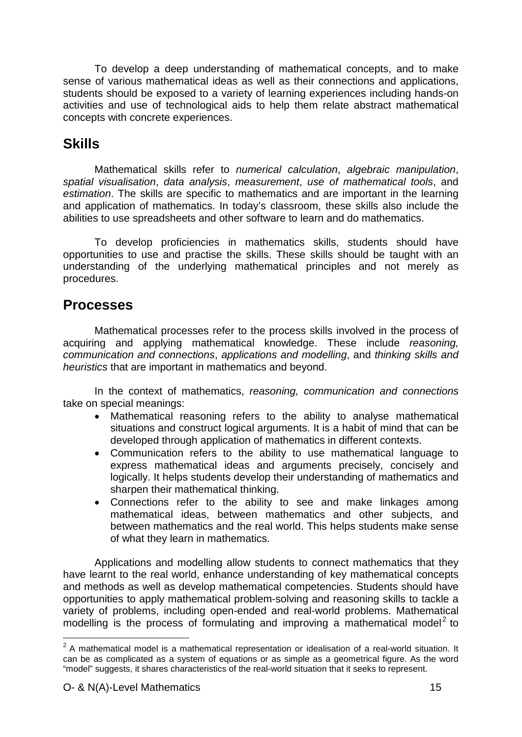To develop a deep understanding of mathematical concepts, and to make sense of various mathematical ideas as well as their connections and applications, students should be exposed to a variety of learning experiences including hands-on activities and use of technological aids to help them relate abstract mathematical concepts with concrete experiences.

## Skills

Mathematical skills refer to *numerical calculation*, *algebraic manipulation*, *spatial visualisation*, *data analysis*, *measurement*, *use of mathematical tools*, and *estimation*. The skills are specific to mathematics and are important in the learning and application of mathematics. In today's classroom, these skills also include the abilities to use spreadsheets and other software to learn and do mathematics.

To develop proficiencies in mathematics skills, students should have opportunities to use and practise the skills. These skills should be taught with an understanding of the underlying mathematical principles and not merely as procedures.

## Processes

Mathematical processes refer to the process skills involved in the process of acquiring and applying mathematical knowledge. These include *reasoning, communication and connections*, *applications and modelling*, and *thinking skills and heuristics* that are important in mathematics and beyond.

In the context of mathematics, *reasoning, communication and connections* take on special meanings:

- Mathematical reasoning refers to the ability to analyse mathematical situations and construct logical arguments. It is a habit of mind that can be developed through application of mathematics in different contexts.
- Communication refers to the ability to use mathematical language to express mathematical ideas and arguments precisely, concisely and logically. It helps students develop their understanding of mathematics and sharpen their mathematical thinking.
- Connections refer to the ability to see and make linkages among mathematical ideas, between mathematics and other subjects, and between mathematics and the real world. This helps students make sense of what they learn in mathematics.

Applications and modelling allow students to connect mathematics that they have learnt to the real world, enhance understanding of key mathematical concepts and methods as well as develop mathematical competencies. Students should have opportunities to apply mathematical problem-solving and reasoning skills to tackle a variety of problems, including open-ended and real-world problems. Mathematical modelling is the process of formulating and improving a mathematical model[2] to

[2] A mathematical model is a mathematical representation or idealisation of a real-world situation. It can be as complicated as a system of equations or as simple as a geometrical figure. As the word "model" suggests, it shares characteristics of the real-world situation that it seeks to represent.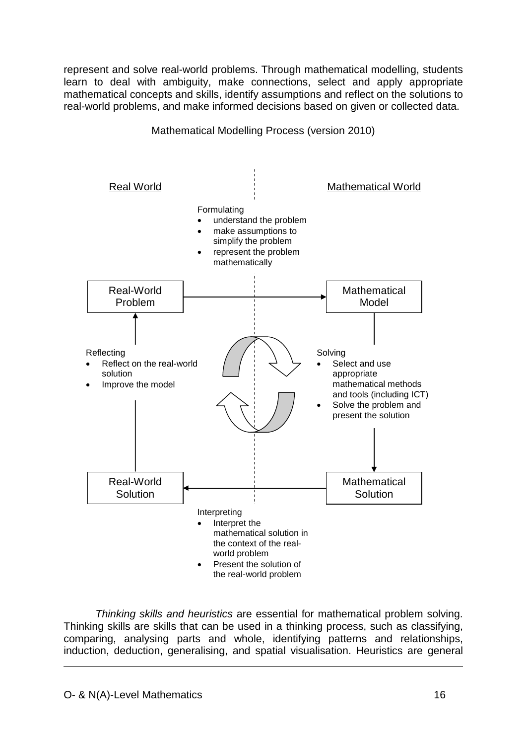represent and solve real-world problems. Through mathematical modelling, students learn to deal with ambiguity, make connections, select and apply appropriate mathematical concepts and skills, identify assumptions and reflect on the solutions to real-world problems, and make informed decisions based on given or collected data.

Mathematical Modelling Process (version 2010)

Real World | Mathematical World

Formulating
- understand the problem
- make assumptions to simplify the problem
- represent the problem mathematically

Real-World Problem → Mathematical Model

Solving
- Select and use appropriate mathematical methods and tools (including ICT)
- Solve the problem and present the solution

Mathematical Model → Mathematical Solution

Interpreting
- Interpret the mathematical solution in the context of the real-world problem
- Present the solution of the real-world problem

Mathematical Solution → Real-World Solution

Reflecting
- Reflect on the real-world solution
- Improve the model

Real-World Solution → Real-World Problem

*Thinking skills and heuristics* are essential for mathematical problem solving. Thinking skills are skills that can be used in a thinking process, such as classifying, comparing, analysing parts and whole, identifying patterns and relationships, induction, deduction, generalising, and spatial visualisation. Heuristics are general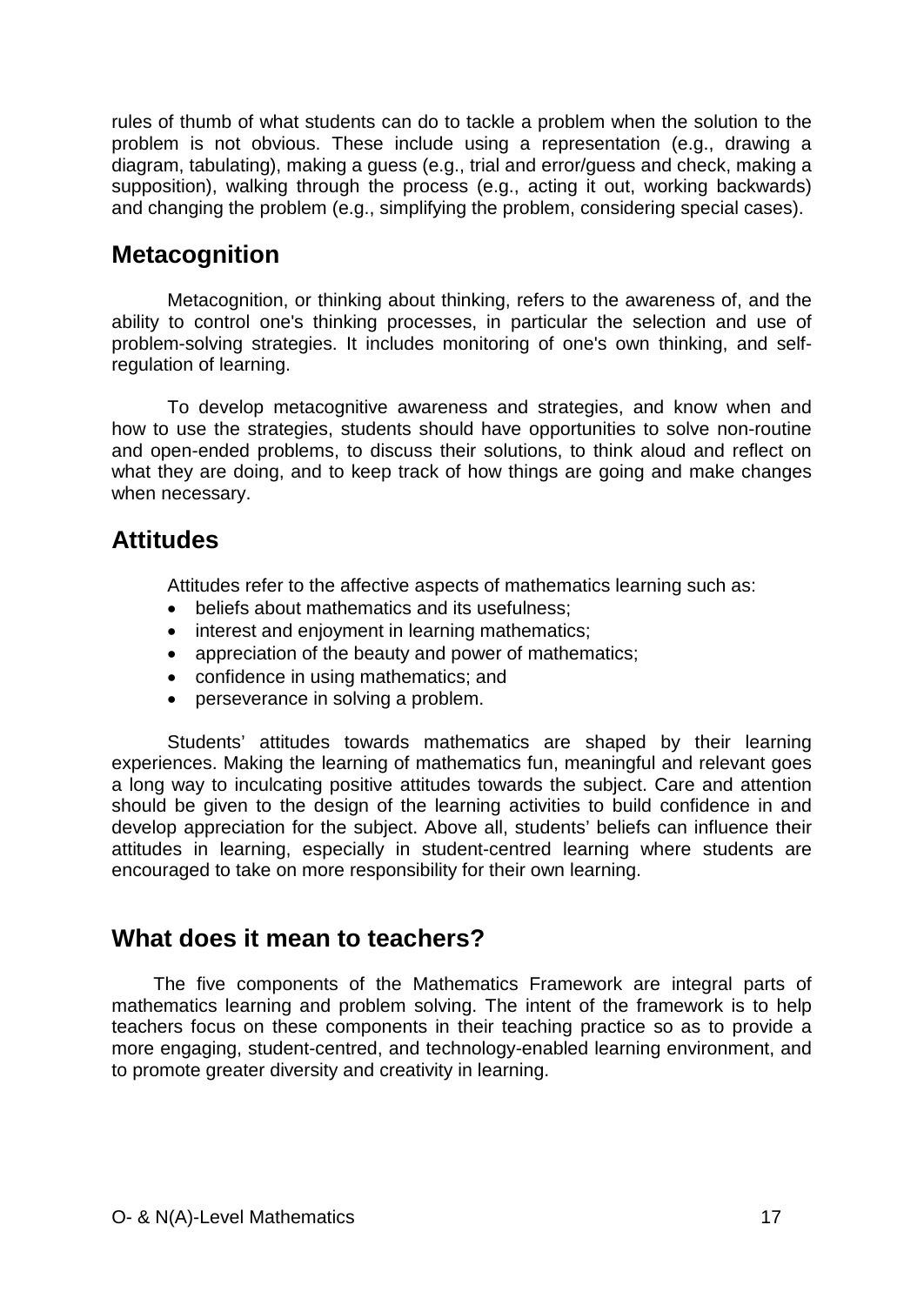rules of thumb of what students can do to tackle a problem when the solution to the problem is not obvious. These include using a representation (e.g., drawing a diagram, tabulating), making a guess (e.g., trial and error/guess and check, making a supposition), walking through the process (e.g., acting it out, working backwards) and changing the problem (e.g., simplifying the problem, considering special cases).

## Metacognition

Metacognition, or thinking about thinking, refers to the awareness of, and the ability to control one's thinking processes, in particular the selection and use of problem-solving strategies. It includes monitoring of one's own thinking, and self-regulation of learning.

To develop metacognitive awareness and strategies, and know when and how to use the strategies, students should have opportunities to solve non-routine and open-ended problems, to discuss their solutions, to think aloud and reflect on what they are doing, and to keep track of how things are going and make changes when necessary.

## Attitudes

Attitudes refer to the affective aspects of mathematics learning such as:

- beliefs about mathematics and its usefulness;
- interest and enjoyment in learning mathematics;
- appreciation of the beauty and power of mathematics;
- confidence in using mathematics; and
- perseverance in solving a problem.

Students' attitudes towards mathematics are shaped by their learning experiences. Making the learning of mathematics fun, meaningful and relevant goes a long way to inculcating positive attitudes towards the subject. Care and attention should be given to the design of the learning activities to build confidence in and develop appreciation for the subject. Above all, students' beliefs can influence their attitudes in learning, especially in student-centred learning where students are encouraged to take on more responsibility for their own learning.

## What does it mean to teachers?

The five components of the Mathematics Framework are integral parts of mathematics learning and problem solving. The intent of the framework is to help teachers focus on these components in their teaching practice so as to provide a more engaging, student-centred, and technology-enabled learning environment, and to promote greater diversity and creativity in learning.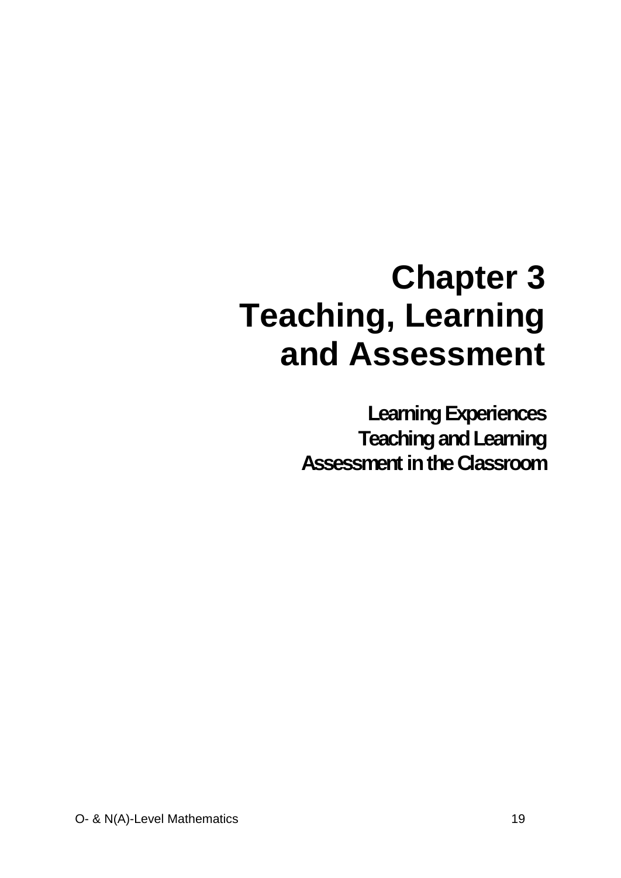# Chapter 3
# Teaching, Learning and Assessment

**Learning Experiences**
**Teaching and Learning**
**Assessment in the Classroom**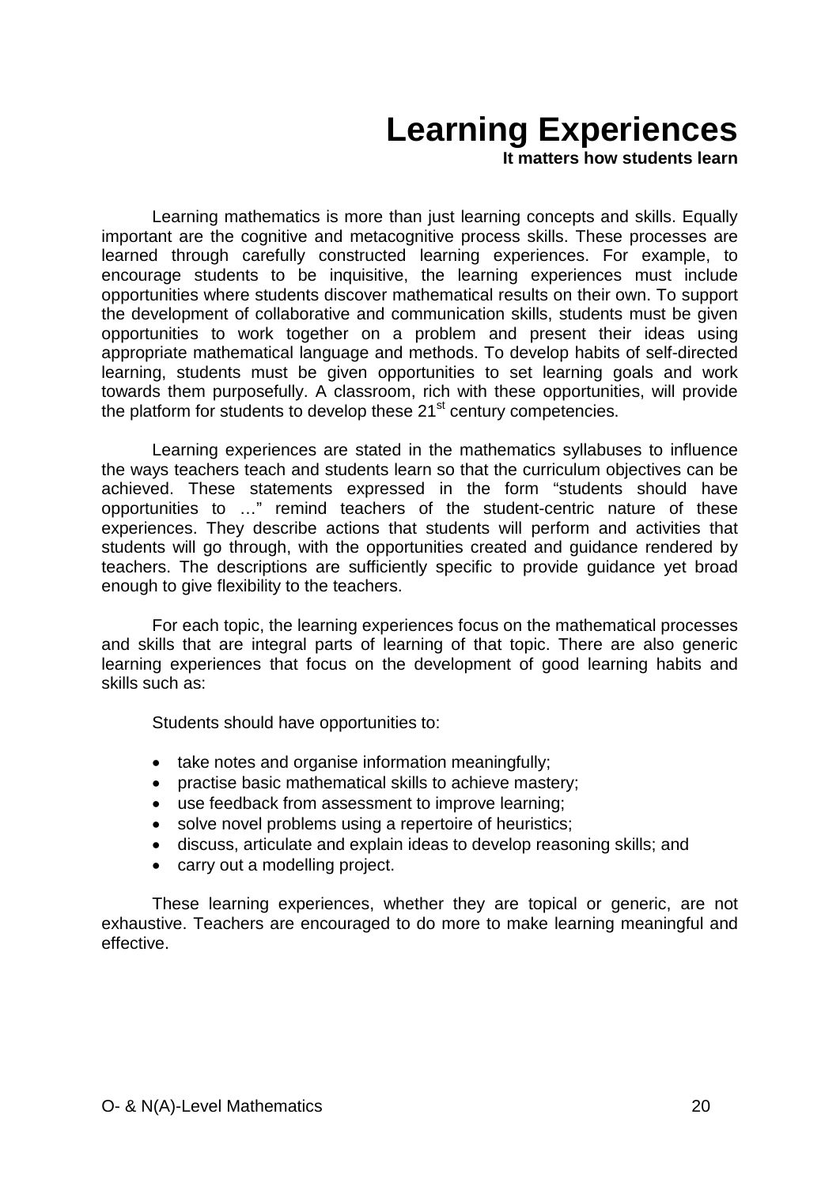# Learning Experiences

**It matters how students learn**

Learning mathematics is more than just learning concepts and skills. Equally important are the cognitive and metacognitive process skills. These processes are learned through carefully constructed learning experiences. For example, to encourage students to be inquisitive, the learning experiences must include opportunities where students discover mathematical results on their own. To support the development of collaborative and communication skills, students must be given opportunities to work together on a problem and present their ideas using appropriate mathematical language and methods. To develop habits of self-directed learning, students must be given opportunities to set learning goals and work towards them purposefully. A classroom, rich with these opportunities, will provide the platform for students to develop these 21st century competencies.

Learning experiences are stated in the mathematics syllabuses to influence the ways teachers teach and students learn so that the curriculum objectives can be achieved. These statements expressed in the form "students should have opportunities to …" remind teachers of the student-centric nature of these experiences. They describe actions that students will perform and activities that students will go through, with the opportunities created and guidance rendered by teachers. The descriptions are sufficiently specific to provide guidance yet broad enough to give flexibility to the teachers.

For each topic, the learning experiences focus on the mathematical processes and skills that are integral parts of learning of that topic. There are also generic learning experiences that focus on the development of good learning habits and skills such as:

Students should have opportunities to:

- take notes and organise information meaningfully;
- practise basic mathematical skills to achieve mastery;
- use feedback from assessment to improve learning;
- solve novel problems using a repertoire of heuristics;
- discuss, articulate and explain ideas to develop reasoning skills; and
- carry out a modelling project.

These learning experiences, whether they are topical or generic, are not exhaustive. Teachers are encouraged to do more to make learning meaningful and effective.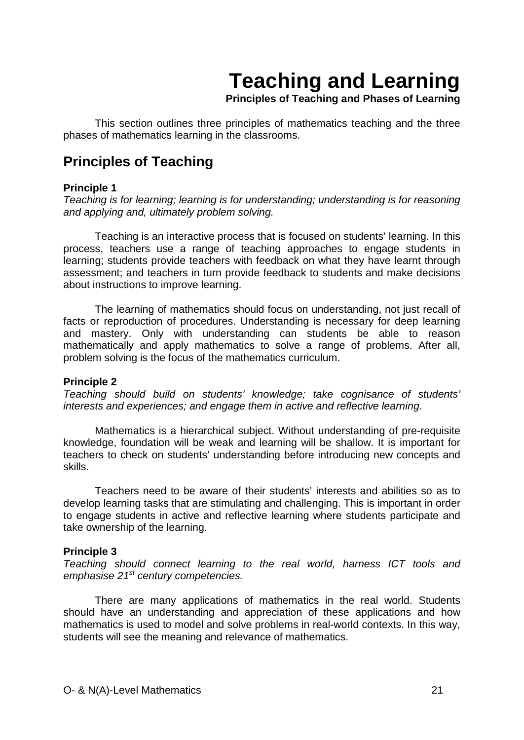# Teaching and Learning

**Principles of Teaching and Phases of Learning**

This section outlines three principles of mathematics teaching and the three phases of mathematics learning in the classrooms.

## Principles of Teaching

**Principle 1**

*Teaching is for learning; learning is for understanding; understanding is for reasoning and applying and, ultimately problem solving.*

Teaching is an interactive process that is focused on students' learning. In this process, teachers use a range of teaching approaches to engage students in learning; students provide teachers with feedback on what they have learnt through assessment; and teachers in turn provide feedback to students and make decisions about instructions to improve learning.

The learning of mathematics should focus on understanding, not just recall of facts or reproduction of procedures. Understanding is necessary for deep learning and mastery. Only with understanding can students be able to reason mathematically and apply mathematics to solve a range of problems. After all, problem solving is the focus of the mathematics curriculum.

**Principle 2**

*Teaching should build on students' knowledge; take cognisance of students' interests and experiences; and engage them in active and reflective learning.*

Mathematics is a hierarchical subject. Without understanding of pre-requisite knowledge, foundation will be weak and learning will be shallow. It is important for teachers to check on students' understanding before introducing new concepts and skills.

Teachers need to be aware of their students' interests and abilities so as to develop learning tasks that are stimulating and challenging. This is important in order to engage students in active and reflective learning where students participate and take ownership of the learning.

**Principle 3**

*Teaching should connect learning to the real world, harness ICT tools and emphasise 21st century competencies.*

There are many applications of mathematics in the real world. Students should have an understanding and appreciation of these applications and how mathematics is used to model and solve problems in real-world contexts. In this way, students will see the meaning and relevance of mathematics.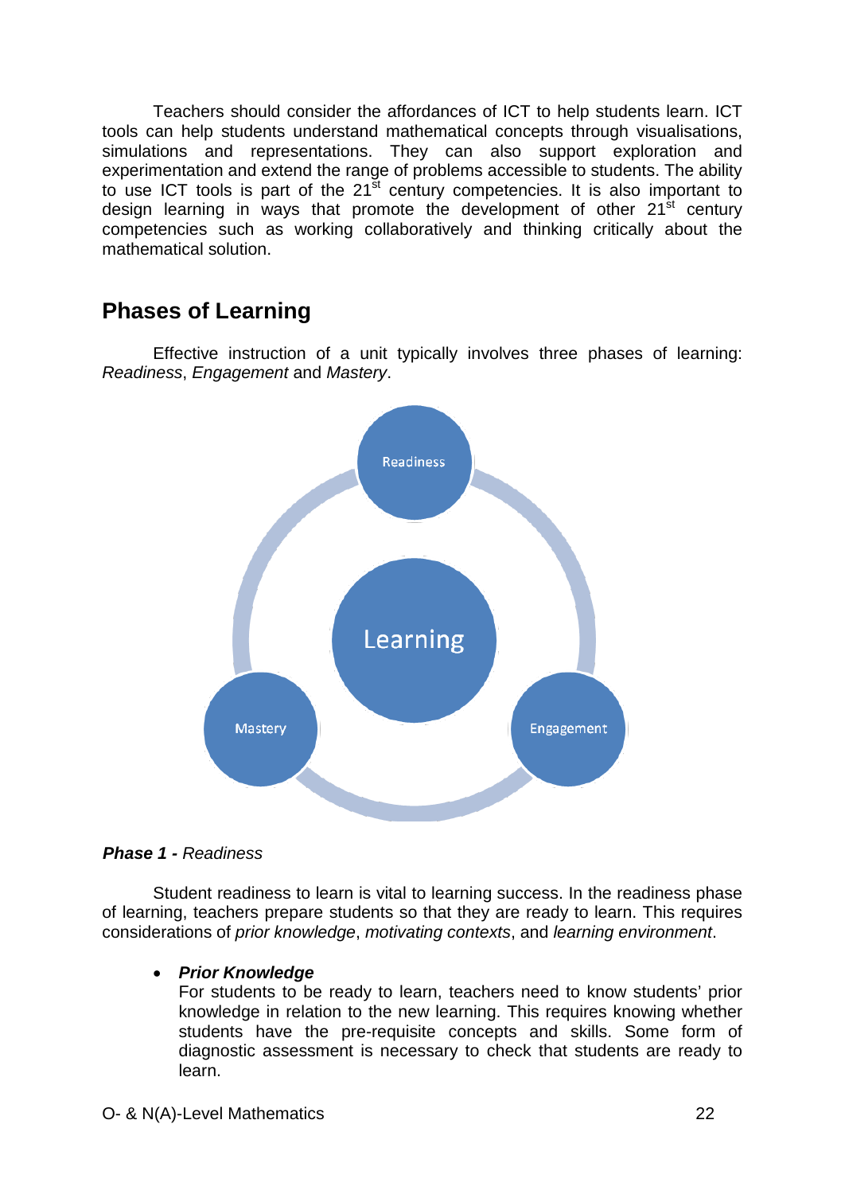Teachers should consider the affordances of ICT to help students learn. ICT tools can help students understand mathematical concepts through visualisations, simulations and representations. They can also support exploration and experimentation and extend the range of problems accessible to students. The ability to use ICT tools is part of the 21st century competencies. It is also important to design learning in ways that promote the development of other 21st century competencies such as working collaboratively and thinking critically about the mathematical solution.

## Phases of Learning

Effective instruction of a unit typically involves three phases of learning: *Readiness*, *Engagement* and *Mastery*.

Readiness

Learning

Mastery

Engagement

***Phase 1 -*** *Readiness*

Student readiness to learn is vital to learning success. In the readiness phase of learning, teachers prepare students so that they are ready to learn. This requires considerations of *prior knowledge*, *motivating contexts*, and *learning environment*.

- ***Prior Knowledge***
  For students to be ready to learn, teachers need to know students' prior knowledge in relation to the new learning. This requires knowing whether students have the pre-requisite concepts and skills. Some form of diagnostic assessment is necessary to check that students are ready to learn.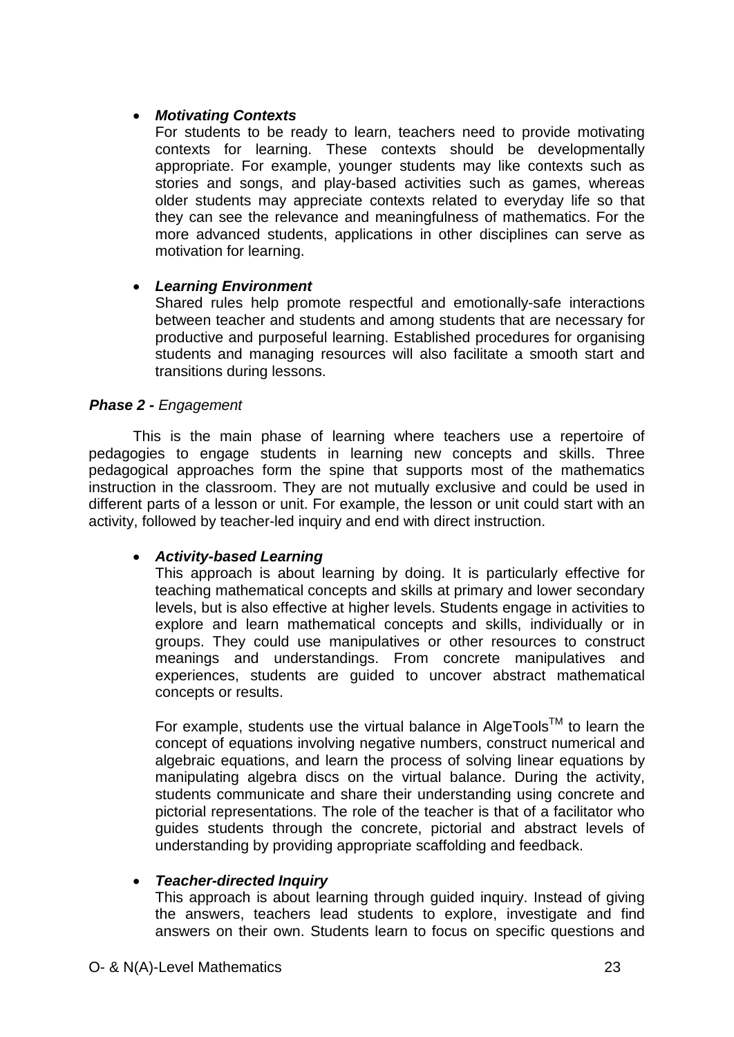- ***Motivating Contexts***
  For students to be ready to learn, teachers need to provide motivating contexts for learning. These contexts should be developmentally appropriate. For example, younger students may like contexts such as stories and songs, and play-based activities such as games, whereas older students may appreciate contexts related to everyday life so that they can see the relevance and meaningfulness of mathematics. For the more advanced students, applications in other disciplines can serve as motivation for learning.

- ***Learning Environment***
  Shared rules help promote respectful and emotionally-safe interactions between teacher and students and among students that are necessary for productive and purposeful learning. Established procedures for organising students and managing resources will also facilitate a smooth start and transitions during lessons.

***Phase 2 -*** *Engagement*

This is the main phase of learning where teachers use a repertoire of pedagogies to engage students in learning new concepts and skills. Three pedagogical approaches form the spine that supports most of the mathematics instruction in the classroom. They are not mutually exclusive and could be used in different parts of a lesson or unit. For example, the lesson or unit could start with an activity, followed by teacher-led inquiry and end with direct instruction.

- ***Activity-based Learning***
  This approach is about learning by doing. It is particularly effective for teaching mathematical concepts and skills at primary and lower secondary levels, but is also effective at higher levels. Students engage in activities to explore and learn mathematical concepts and skills, individually or in groups. They could use manipulatives or other resources to construct meanings and understandings. From concrete manipulatives and experiences, students are guided to uncover abstract mathematical concepts or results.

  For example, students use the virtual balance in AlgeTools™ to learn the concept of equations involving negative numbers, construct numerical and algebraic equations, and learn the process of solving linear equations by manipulating algebra discs on the virtual balance. During the activity, students communicate and share their understanding using concrete and pictorial representations. The role of the teacher is that of a facilitator who guides students through the concrete, pictorial and abstract levels of understanding by providing appropriate scaffolding and feedback.

- ***Teacher-directed Inquiry***
  This approach is about learning through guided inquiry. Instead of giving the answers, teachers lead students to explore, investigate and find answers on their own. Students learn to focus on specific questions and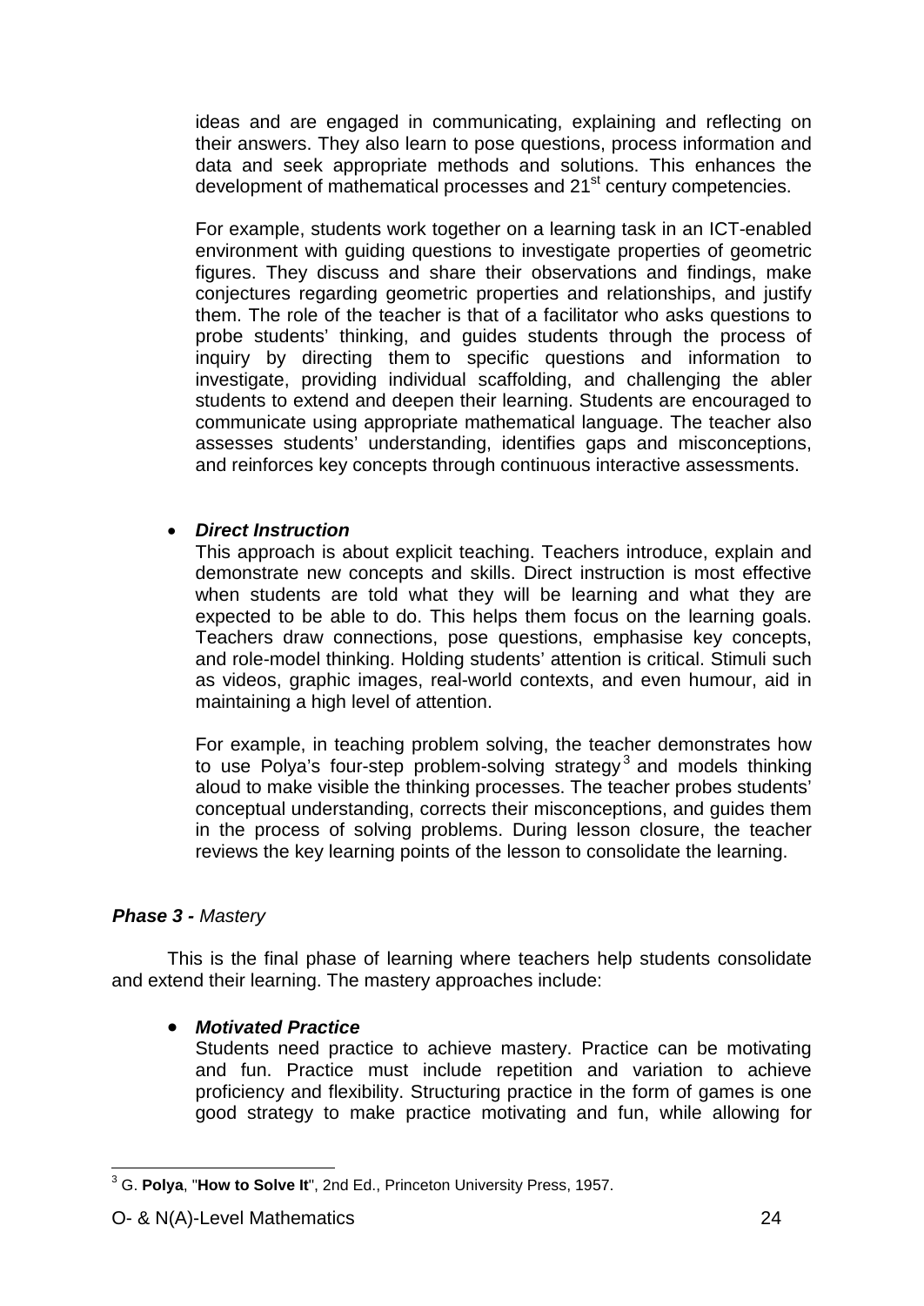ideas and are engaged in communicating, explaining and reflecting on their answers. They also learn to pose questions, process information and data and seek appropriate methods and solutions. This enhances the development of mathematical processes and 21st century competencies.

For example, students work together on a learning task in an ICT-enabled environment with guiding questions to investigate properties of geometric figures. They discuss and share their observations and findings, make conjectures regarding geometric properties and relationships, and justify them. The role of the teacher is that of a facilitator who asks questions to probe students' thinking, and guides students through the process of inquiry by directing them to specific questions and information to investigate, providing individual scaffolding, and challenging the abler students to extend and deepen their learning. Students are encouraged to communicate using appropriate mathematical language. The teacher also assesses students' understanding, identifies gaps and misconceptions, and reinforces key concepts through continuous interactive assessments.

- ***Direct Instruction***

  This approach is about explicit teaching. Teachers introduce, explain and demonstrate new concepts and skills. Direct instruction is most effective when students are told what they will be learning and what they are expected to be able to do. This helps them focus on the learning goals. Teachers draw connections, pose questions, emphasise key concepts, and role-model thinking. Holding students' attention is critical. Stimuli such as videos, graphic images, real-world contexts, and even humour, aid in maintaining a high level of attention.

  For example, in teaching problem solving, the teacher demonstrates how to use Polya's four-step problem-solving strategy[3] and models thinking aloud to make visible the thinking processes. The teacher probes students' conceptual understanding, corrects their misconceptions, and guides them in the process of solving problems. During lesson closure, the teacher reviews the key learning points of the lesson to consolidate the learning.

***Phase 3 -*** *Mastery*

This is the final phase of learning where teachers help students consolidate and extend their learning. The mastery approaches include:

- ***Motivated Practice***

  Students need practice to achieve mastery. Practice can be motivating and fun. Practice must include repetition and variation to achieve proficiency and flexibility. Structuring practice in the form of games is one good strategy to make practice motivating and fun, while allowing for

---

[3] G. **Polya**, "**How to Solve It**", 2nd Ed., Princeton University Press, 1957.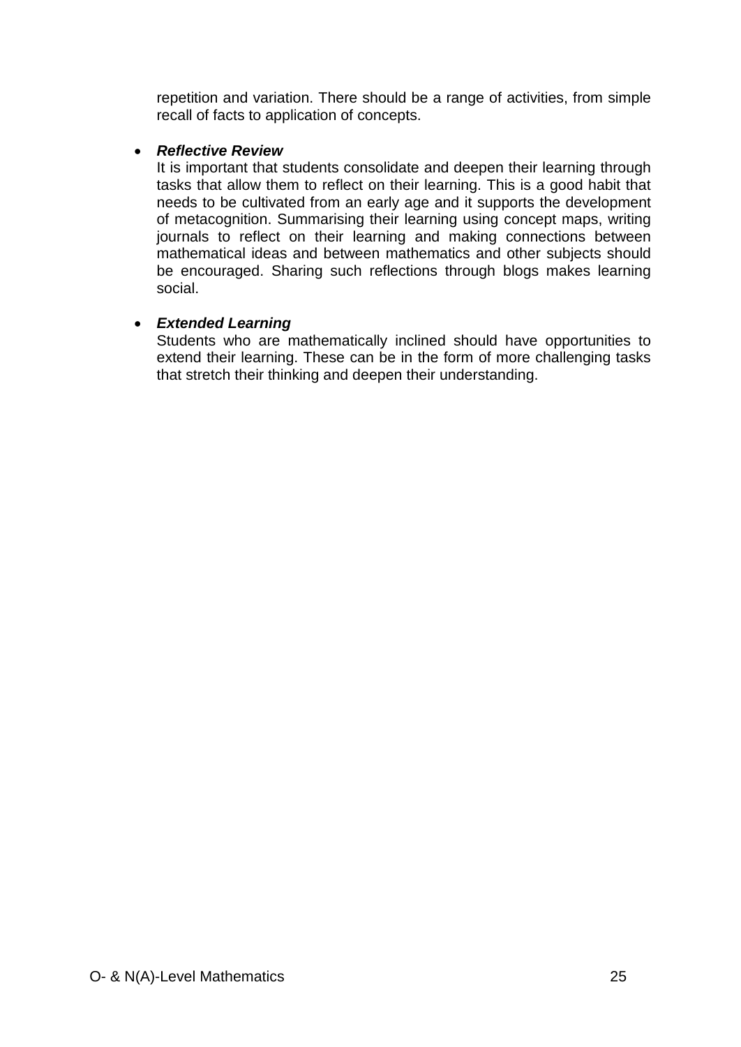repetition and variation. There should be a range of activities, from simple recall of facts to application of concepts.

- ***Reflective Review***
  It is important that students consolidate and deepen their learning through tasks that allow them to reflect on their learning. This is a good habit that needs to be cultivated from an early age and it supports the development of metacognition. Summarising their learning using concept maps, writing journals to reflect on their learning and making connections between mathematical ideas and between mathematics and other subjects should be encouraged. Sharing such reflections through blogs makes learning social.

- ***Extended Learning***
  Students who are mathematically inclined should have opportunities to extend their learning. These can be in the form of more challenging tasks that stretch their thinking and deepen their understanding.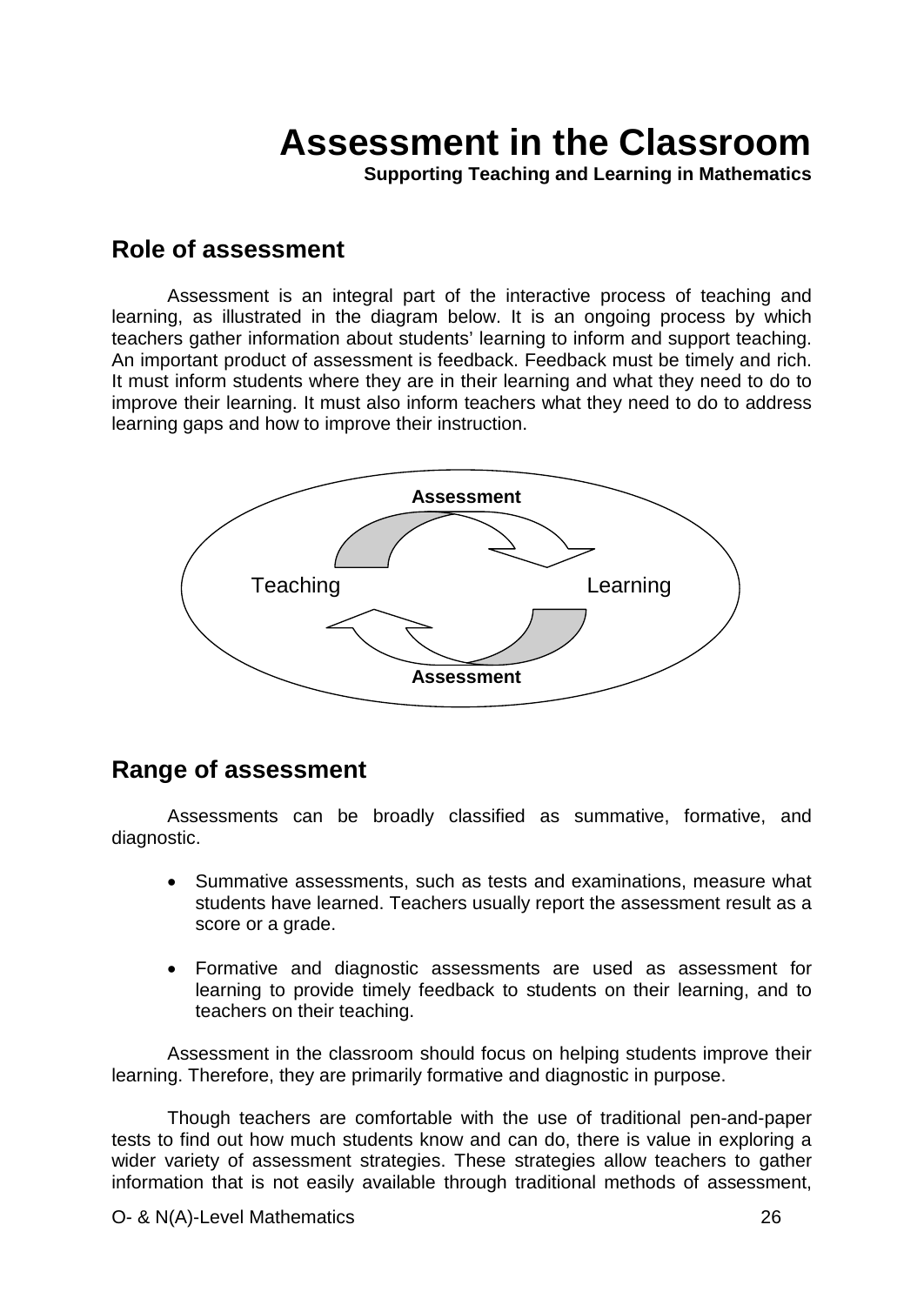# Assessment in the Classroom

**Supporting Teaching and Learning in Mathematics**

## Role of assessment

Assessment is an integral part of the interactive process of teaching and learning, as illustrated in the diagram below. It is an ongoing process by which teachers gather information about students' learning to inform and support teaching. An important product of assessment is feedback. Feedback must be timely and rich. It must inform students where they are in their learning and what they need to do to improve their learning. It must also inform teachers what they need to do to address learning gaps and how to improve their instruction.

Assessment

Teaching Learning

Assessment

## Range of assessment

Assessments can be broadly classified as summative, formative, and diagnostic.

- Summative assessments, such as tests and examinations, measure what students have learned. Teachers usually report the assessment result as a score or a grade.
- Formative and diagnostic assessments are used as assessment for learning to provide timely feedback to students on their learning, and to teachers on their teaching.

Assessment in the classroom should focus on helping students improve their learning. Therefore, they are primarily formative and diagnostic in purpose.

Though teachers are comfortable with the use of traditional pen-and-paper tests to find out how much students know and can do, there is value in exploring a wider variety of assessment strategies. These strategies allow teachers to gather information that is not easily available through traditional methods of assessment,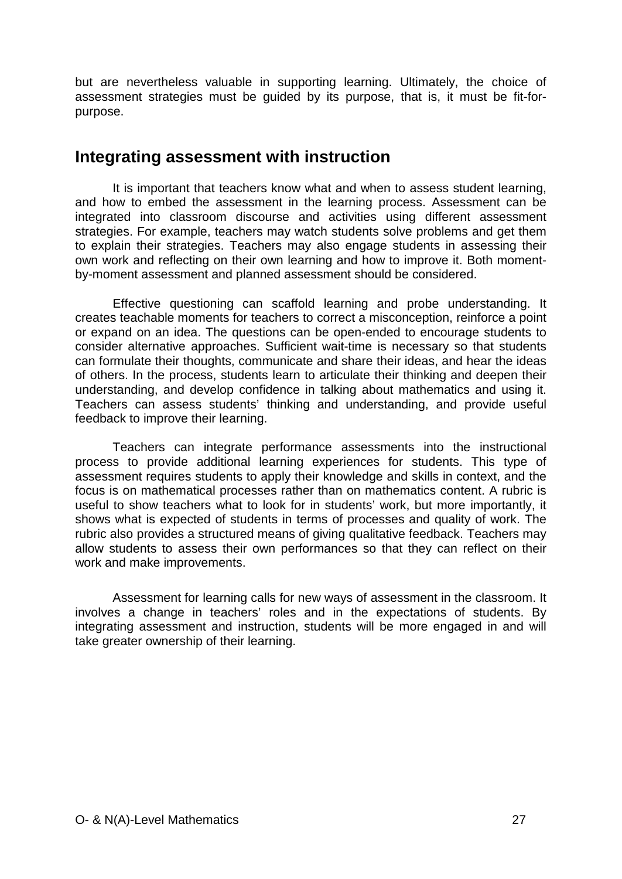but are nevertheless valuable in supporting learning. Ultimately, the choice of assessment strategies must be guided by its purpose, that is, it must be fit-for-purpose.

## Integrating assessment with instruction

It is important that teachers know what and when to assess student learning, and how to embed the assessment in the learning process. Assessment can be integrated into classroom discourse and activities using different assessment strategies. For example, teachers may watch students solve problems and get them to explain their strategies. Teachers may also engage students in assessing their own work and reflecting on their own learning and how to improve it. Both moment-by-moment assessment and planned assessment should be considered.

Effective questioning can scaffold learning and probe understanding. It creates teachable moments for teachers to correct a misconception, reinforce a point or expand on an idea. The questions can be open-ended to encourage students to consider alternative approaches. Sufficient wait-time is necessary so that students can formulate their thoughts, communicate and share their ideas, and hear the ideas of others. In the process, students learn to articulate their thinking and deepen their understanding, and develop confidence in talking about mathematics and using it. Teachers can assess students' thinking and understanding, and provide useful feedback to improve their learning.

Teachers can integrate performance assessments into the instructional process to provide additional learning experiences for students. This type of assessment requires students to apply their knowledge and skills in context, and the focus is on mathematical processes rather than on mathematics content. A rubric is useful to show teachers what to look for in students' work, but more importantly, it shows what is expected of students in terms of processes and quality of work. The rubric also provides a structured means of giving qualitative feedback. Teachers may allow students to assess their own performances so that they can reflect on their work and make improvements.

Assessment for learning calls for new ways of assessment in the classroom. It involves a change in teachers' roles and in the expectations of students. By integrating assessment and instruction, students will be more engaged in and will take greater ownership of their learning.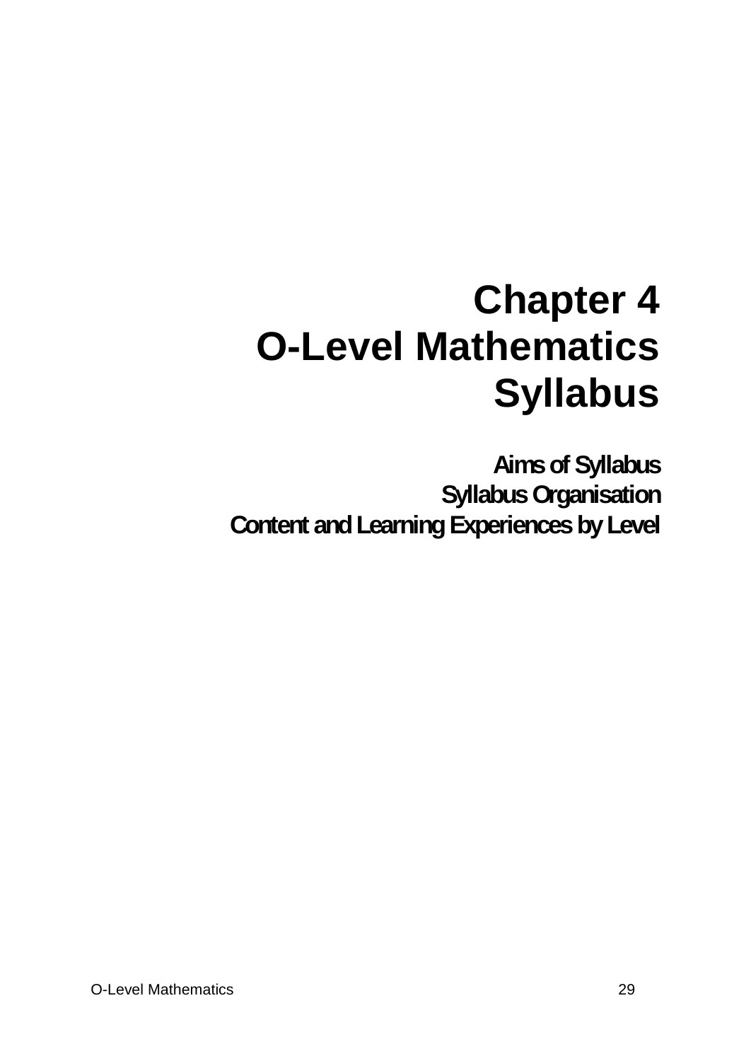# Chapter 4
# O-Level Mathematics Syllabus

**Aims of Syllabus**
**Syllabus Organisation**
**Content and Learning Experiences by Level**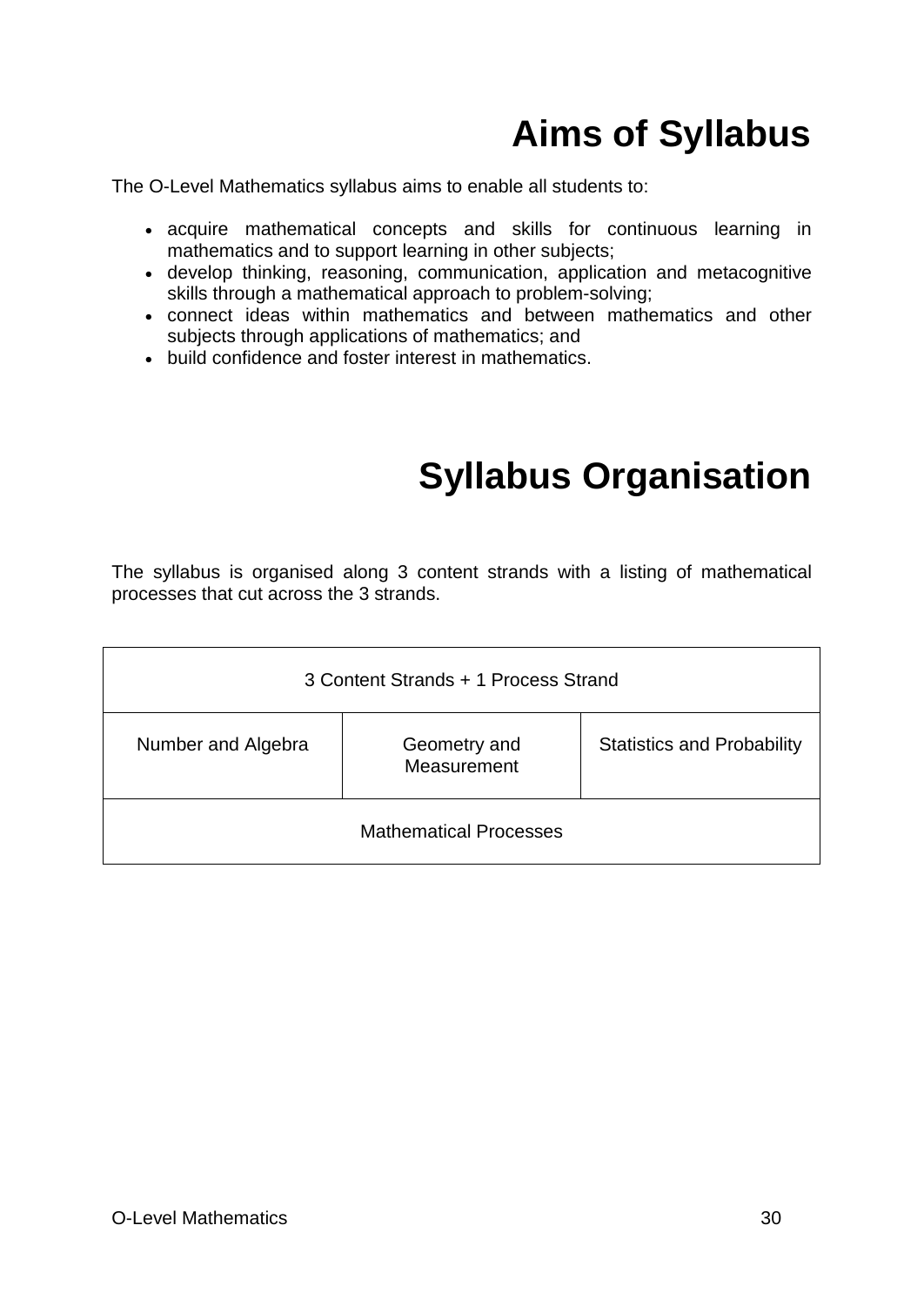# Aims of Syllabus

The O-Level Mathematics syllabus aims to enable all students to:

- acquire mathematical concepts and skills for continuous learning in mathematics and to support learning in other subjects;
- develop thinking, reasoning, communication, application and metacognitive skills through a mathematical approach to problem-solving;
- connect ideas within mathematics and between mathematics and other subjects through applications of mathematics; and
- build confidence and foster interest in mathematics.

# Syllabus Organisation

The syllabus is organised along 3 content strands with a listing of mathematical processes that cut across the 3 strands.

| 3 Content Strands + 1 Process Strand | | |
|---|---|---|
| Number and Algebra | Geometry and Measurement | Statistics and Probability |
| Mathematical Processes | | |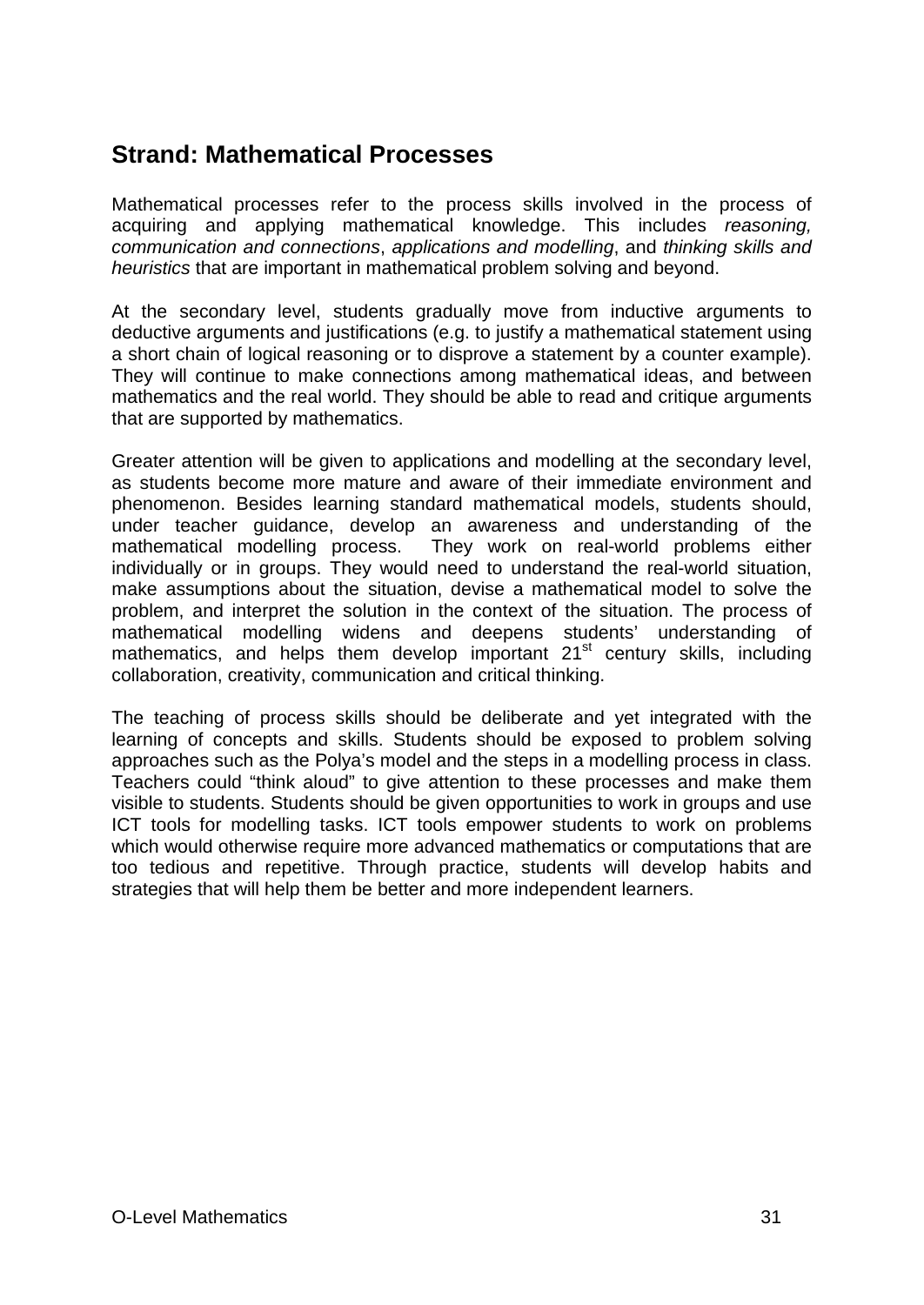## Strand: Mathematical Processes

Mathematical processes refer to the process skills involved in the process of acquiring and applying mathematical knowledge. This includes *reasoning, communication and connections*, *applications and modelling*, and *thinking skills and heuristics* that are important in mathematical problem solving and beyond.

At the secondary level, students gradually move from inductive arguments to deductive arguments and justifications (e.g. to justify a mathematical statement using a short chain of logical reasoning or to disprove a statement by a counter example). They will continue to make connections among mathematical ideas, and between mathematics and the real world. They should be able to read and critique arguments that are supported by mathematics.

Greater attention will be given to applications and modelling at the secondary level, as students become more mature and aware of their immediate environment and phenomenon. Besides learning standard mathematical models, students should, under teacher guidance, develop an awareness and understanding of the mathematical modelling process. They work on real-world problems either individually or in groups. They would need to understand the real-world situation, make assumptions about the situation, devise a mathematical model to solve the problem, and interpret the solution in the context of the situation. The process of mathematical modelling widens and deepens students' understanding of mathematics, and helps them develop important 21st century skills, including collaboration, creativity, communication and critical thinking.

The teaching of process skills should be deliberate and yet integrated with the learning of concepts and skills. Students should be exposed to problem solving approaches such as the Polya's model and the steps in a modelling process in class. Teachers could "think aloud" to give attention to these processes and make them visible to students. Students should be given opportunities to work in groups and use ICT tools for modelling tasks. ICT tools empower students to work on problems which would otherwise require more advanced mathematics or computations that are too tedious and repetitive. Through practice, students will develop habits and strategies that will help them be better and more independent learners.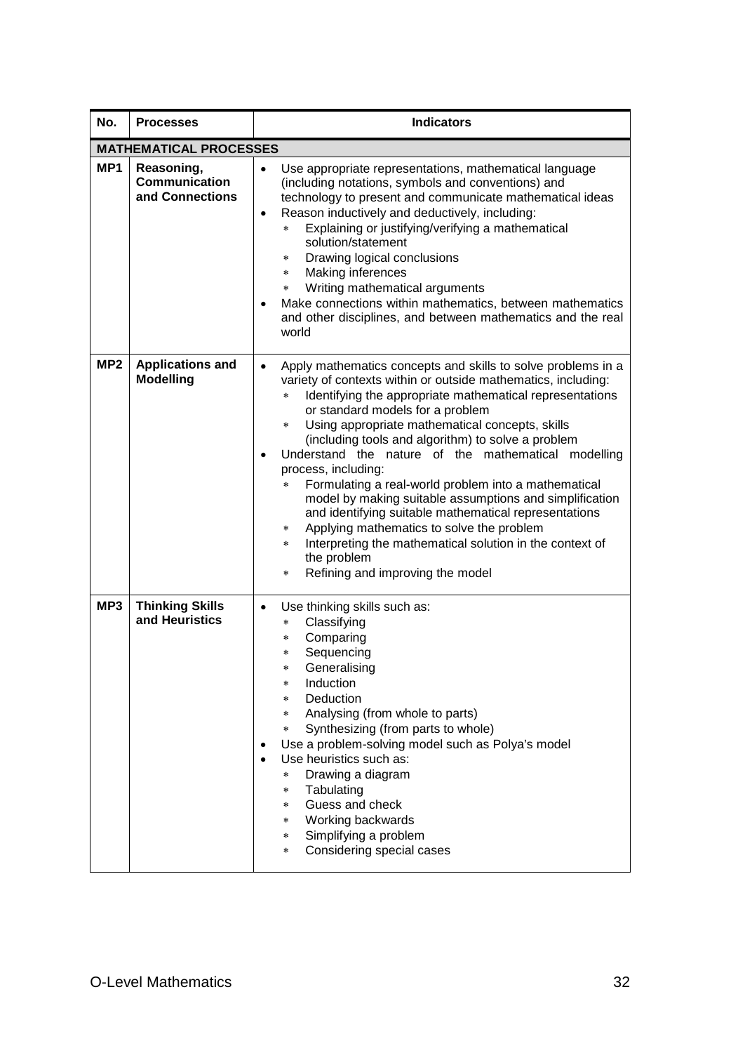| No. | Processes | Indicators |
|---|---|---|
| **MATHEMATICAL PROCESSES** | | |
| **MP1** | **Reasoning, Communication and Connections** | • Use appropriate representations, mathematical language (including notations, symbols and conventions) and technology to present and communicate mathematical ideas<br>• Reason inductively and deductively, including:<br>&nbsp;&nbsp;∗ Explaining or justifying/verifying a mathematical solution/statement<br>&nbsp;&nbsp;∗ Drawing logical conclusions<br>&nbsp;&nbsp;∗ Making inferences<br>&nbsp;&nbsp;∗ Writing mathematical arguments<br>• Make connections within mathematics, between mathematics and other disciplines, and between mathematics and the real world |
| **MP2** | **Applications and Modelling** | • Apply mathematics concepts and skills to solve problems in a variety of contexts within or outside mathematics, including:<br>&nbsp;&nbsp;∗ Identifying the appropriate mathematical representations or standard models for a problem<br>&nbsp;&nbsp;∗ Using appropriate mathematical concepts, skills (including tools and algorithm) to solve a problem<br>• Understand the nature of the mathematical modelling process, including:<br>&nbsp;&nbsp;∗ Formulating a real-world problem into a mathematical model by making suitable assumptions and simplification and identifying suitable mathematical representations<br>&nbsp;&nbsp;∗ Applying mathematics to solve the problem<br>&nbsp;&nbsp;∗ Interpreting the mathematical solution in the context of the problem<br>&nbsp;&nbsp;∗ Refining and improving the model |
| **MP3** | **Thinking Skills and Heuristics** | • Use thinking skills such as:<br>&nbsp;&nbsp;∗ Classifying<br>&nbsp;&nbsp;∗ Comparing<br>&nbsp;&nbsp;∗ Sequencing<br>&nbsp;&nbsp;∗ Generalising<br>&nbsp;&nbsp;∗ Induction<br>&nbsp;&nbsp;∗ Deduction<br>&nbsp;&nbsp;∗ Analysing (from whole to parts)<br>&nbsp;&nbsp;∗ Synthesizing (from parts to whole)<br>• Use a problem-solving model such as Polya's model<br>• Use heuristics such as:<br>&nbsp;&nbsp;∗ Drawing a diagram<br>&nbsp;&nbsp;∗ Tabulating<br>&nbsp;&nbsp;∗ Guess and check<br>&nbsp;&nbsp;∗ Working backwards<br>&nbsp;&nbsp;∗ Simplifying a problem<br>&nbsp;&nbsp;∗ Considering special cases |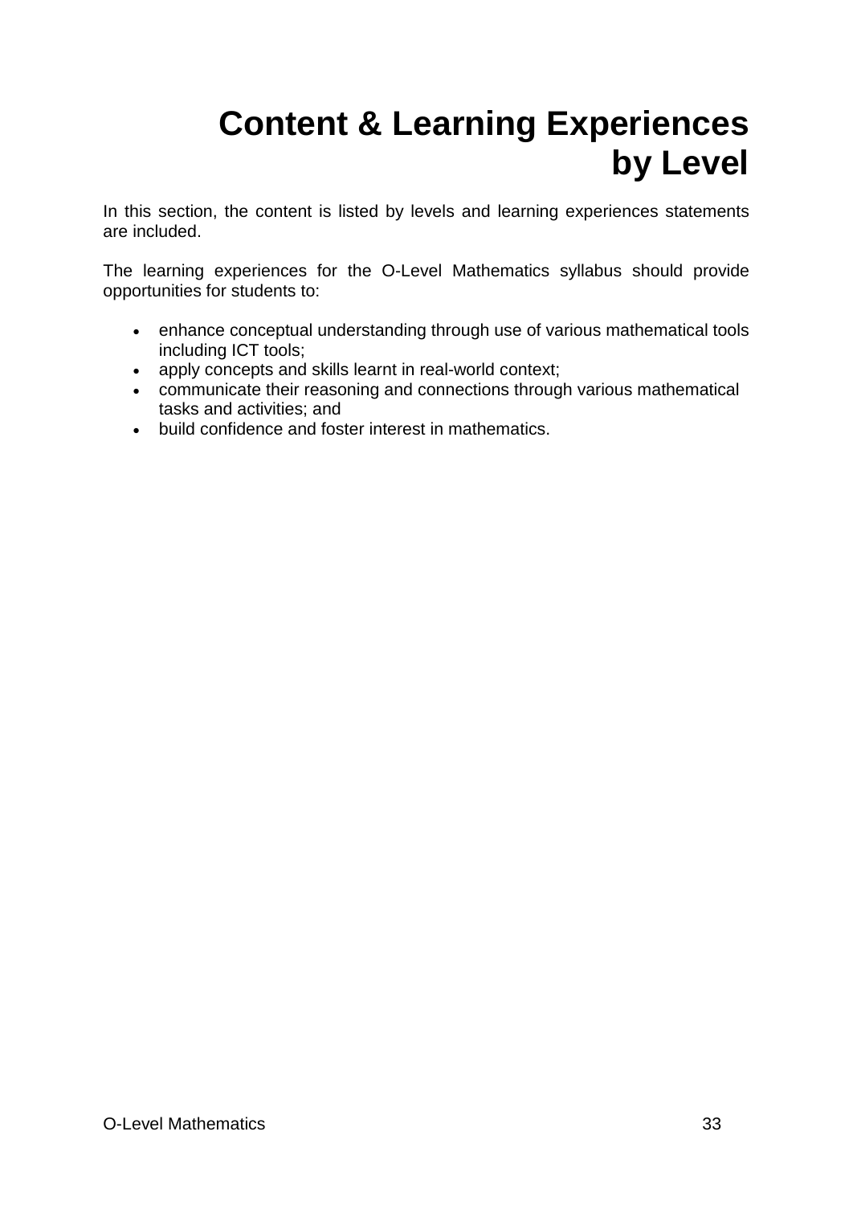# Content & Learning Experiences by Level

In this section, the content is listed by levels and learning experiences statements are included.

The learning experiences for the O-Level Mathematics syllabus should provide opportunities for students to:

- enhance conceptual understanding through use of various mathematical tools including ICT tools;
- apply concepts and skills learnt in real-world context;
- communicate their reasoning and connections through various mathematical tasks and activities; and
- build confidence and foster interest in mathematics.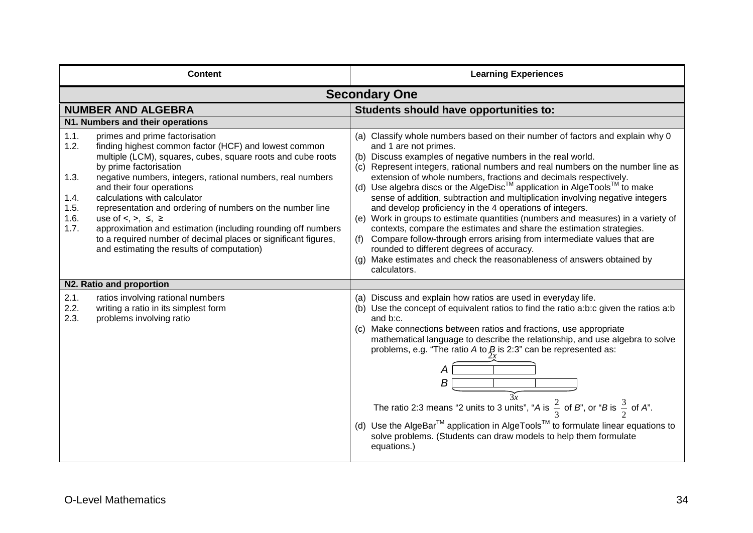| Content | Learning Experiences |
|---|---|
| **Secondary One** | |
| **NUMBER AND ALGEBRA** | **Students should have opportunities to:** |
| **N1. Numbers and their operations** | |
| 1.1. primes and prime factorisation<br>1.2. finding highest common factor (HCF) and lowest common multiple (LCM), squares, cubes, square roots and cube roots by prime factorisation<br>1.3. negative numbers, integers, rational numbers, real numbers and their four operations<br>1.4. calculations with calculator<br>1.5. representation and ordering of numbers on the number line<br>1.6. use of $<$, $>$, $\leq$, $\geq$<br>1.7. approximation and estimation (including rounding off numbers to a required number of decimal places or significant figures, and estimating the results of computation) | (a) Classify whole numbers based on their number of factors and explain why 0 and 1 are not primes.<br>(b) Discuss examples of negative numbers in the real world.<br>(c) Represent integers, rational numbers and real numbers on the number line as extension of whole numbers, fractions and decimals respectively.<br>(d) Use algebra discs or the AlgeDisc™ application in AlgeTools™ to make sense of addition, subtraction and multiplication involving negative integers and develop proficiency in the 4 operations of integers.<br>(e) Work in groups to estimate quantities (numbers and measures) in a variety of contexts, compare the estimates and share the estimation strategies.<br>(f) Compare follow-through errors arising from intermediate values that are rounded to different degrees of accuracy.<br>(g) Make estimates and check the reasonableness of answers obtained by calculators. |
| **N2. Ratio and proportion** | |
| 2.1. ratios involving rational numbers<br>2.2. writing a ratio in its simplest form<br>2.3. problems involving ratio | (a) Discuss and explain how ratios are used in everyday life.<br>(b) Use the concept of equivalent ratios to find the ratio a:b:c given the ratios a:b and b:c.<br>(c) Make connections between ratios and fractions, use appropriate mathematical language to describe the relationship, and use algebra to solve problems, e.g. "The ratio *A* to *B* is 2:3" can be represented as:<br>*A* [2 units, total $2x$]<br>*B* [3 units, total $3x$]<br>The ratio 2:3 means "2 units to 3 units", "*A* is $\frac{2}{3}$ of *B*", or "*B* is $\frac{3}{2}$ of *A*".<br>(d) Use the AlgeBar™ application in AlgeTools™ to formulate linear equations to solve problems. (Students can draw models to help them formulate equations.) |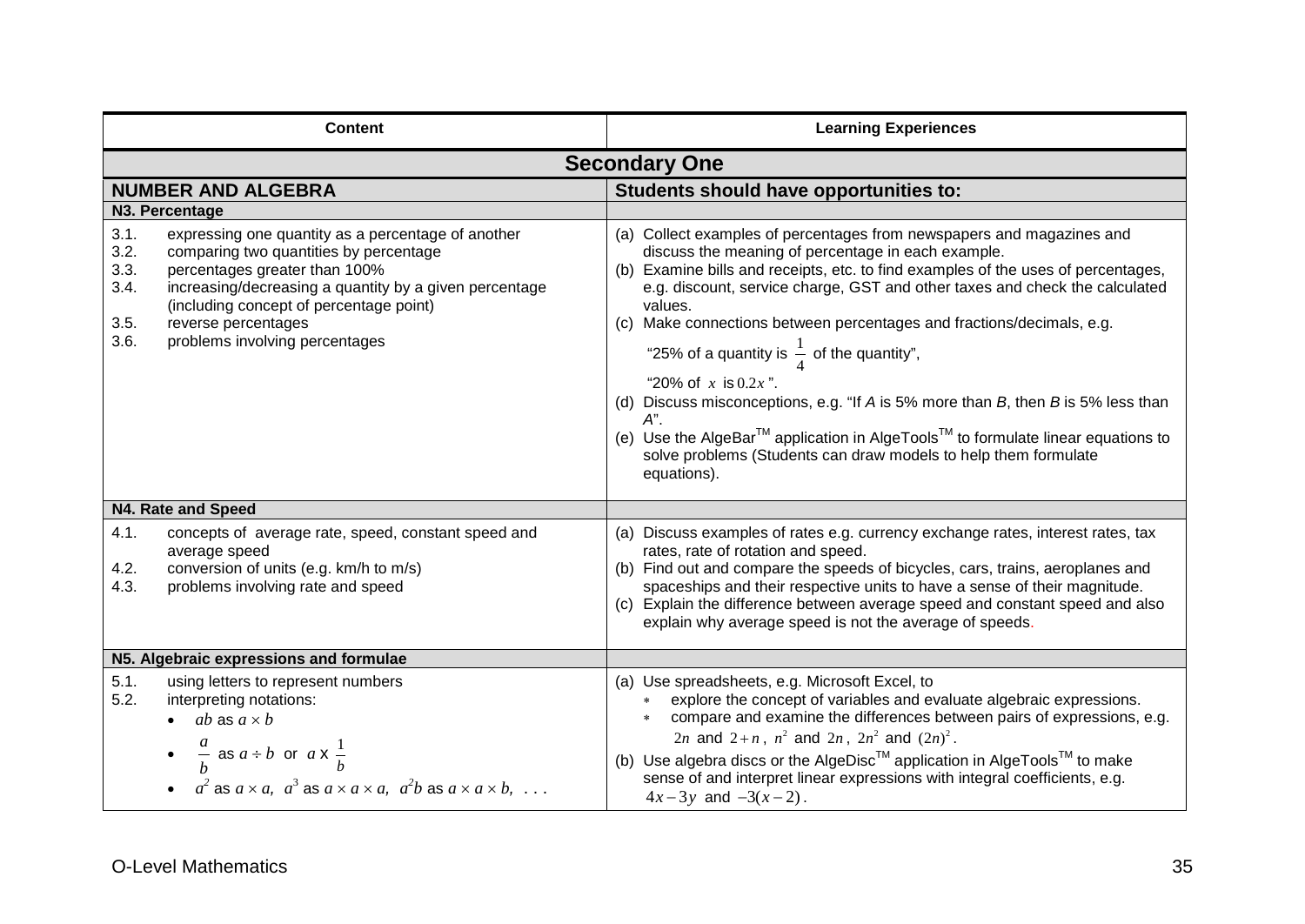| Content | Learning Experiences |
|---|---|
| **Secondary One** | |
| **NUMBER AND ALGEBRA** | **Students should have opportunities to:** |
| **N3. Percentage** | |
| 3.1. expressing one quantity as a percentage of another<br>3.2. comparing two quantities by percentage<br>3.3. percentages greater than 100%<br>3.4. increasing/decreasing a quantity by a given percentage (including concept of percentage point)<br>3.5. reverse percentages<br>3.6. problems involving percentages | (a) Collect examples of percentages from newspapers and magazines and discuss the meaning of percentage in each example.<br>(b) Examine bills and receipts, etc. to find examples of the uses of percentages, e.g. discount, service charge, GST and other taxes and check the calculated values.<br>(c) Make connections between percentages and fractions/decimals, e.g. "25% of a quantity is $\frac{1}{4}$ of the quantity", "20% of $x$ is $0.2x$".<br>(d) Discuss misconceptions, e.g. "If *A* is 5% more than *B*, then *B* is 5% less than *A*".<br>(e) Use the AlgeBar™ application in AlgeTools™ to formulate linear equations to solve problems (Students can draw models to help them formulate equations). |
| **N4. Rate and Speed** | |
| 4.1. concepts of average rate, speed, constant speed and average speed<br>4.2. conversion of units (e.g. km/h to m/s)<br>4.3. problems involving rate and speed | (a) Discuss examples of rates e.g. currency exchange rates, interest rates, tax rates, rate of rotation and speed.<br>(b) Find out and compare the speeds of bicycles, cars, trains, aeroplanes and spaceships and their respective units to have a sense of their magnitude.<br>(c) Explain the difference between average speed and constant speed and also explain why average speed is not the average of speeds. |
| **N5. Algebraic expressions and formulae** | |
| 5.1. using letters to represent numbers<br>5.2. interpreting notations:<br>• $ab$ as $a \times b$<br>• $\frac{a}{b}$ as $a \div b$ or $a \times \frac{1}{b}$<br>• $a^2$ as $a \times a$, $a^3$ as $a \times a \times a$, $a^2b$ as $a \times a \times b$, . . . | (a) Use spreadsheets, e.g. Microsoft Excel, to<br>* explore the concept of variables and evaluate algebraic expressions.<br>* compare and examine the differences between pairs of expressions, e.g. $2n$ and $2+n$, $n^2$ and $2n$, $2n^2$ and $(2n)^2$.<br>(b) Use algebra discs or the AlgeDisc™ application in AlgeTools™ to make sense of and interpret linear expressions with integral coefficients, e.g. $4x-3y$ and $-3(x-2)$. |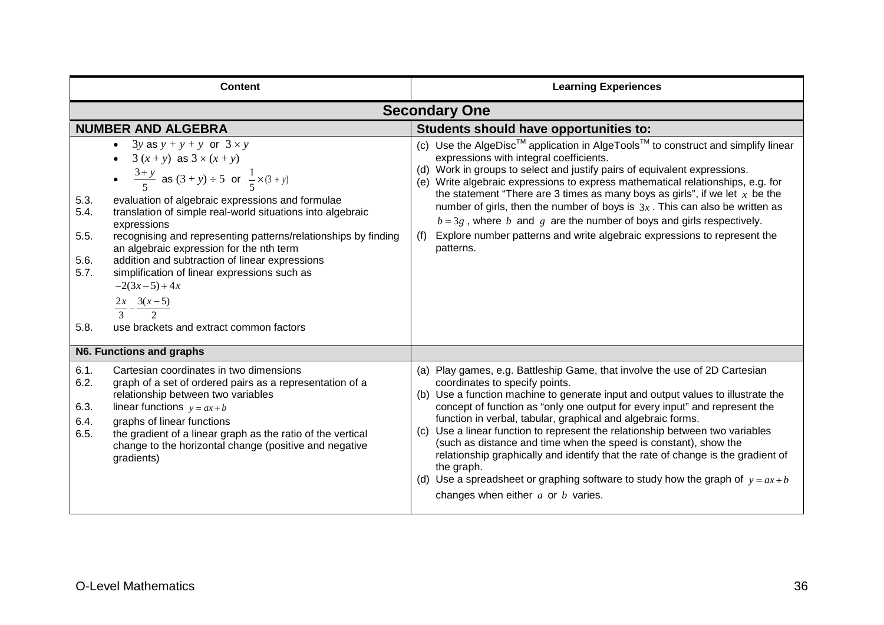| Content | Learning Experiences |
|---|---|
| **Secondary One** | |
| **NUMBER AND ALGEBRA** | **Students should have opportunities to:** |
| • $3y$ as $y + y + y$ or $3 \times y$<br>• $3\,(x + y)$ as $3 \times (x + y)$<br>• $\frac{3+y}{5}$ as $(3 + y) \div 5$ or $\frac{1}{5} \times (3 + y)$<br>5.3. evaluation of algebraic expressions and formulae<br>5.4. translation of simple real-world situations into algebraic expressions<br>5.5. recognising and representing patterns/relationships by finding an algebraic expression for the nth term<br>5.6. addition and subtraction of linear expressions<br>5.7. simplification of linear expressions such as<br>$-2(3x-5)+4x$<br>$\frac{2x}{3} - \frac{3(x-5)}{2}$<br>5.8. use brackets and extract common factors | (c) Use the AlgeDisc™ application in AlgeTools™ to construct and simplify linear expressions with integral coefficients.<br>(d) Work in groups to select and justify pairs of equivalent expressions.<br>(e) Write algebraic expressions to express mathematical relationships, e.g. for the statement "There are 3 times as many boys as girls", if we let $x$ be the number of girls, then the number of boys is $3x$. This can also be written as $b = 3g$, where $b$ and $g$ are the number of boys and girls respectively.<br>(f) Explore number patterns and write algebraic expressions to represent the patterns. |
| **N6. Functions and graphs** | |
| 6.1. Cartesian coordinates in two dimensions<br>6.2. graph of a set of ordered pairs as a representation of a relationship between two variables<br>6.3. linear functions $y = ax + b$<br>6.4. graphs of linear functions<br>6.5. the gradient of a linear graph as the ratio of the vertical change to the horizontal change (positive and negative gradients) | (a) Play games, e.g. Battleship Game, that involve the use of 2D Cartesian coordinates to specify points.<br>(b) Use a function machine to generate input and output values to illustrate the concept of function as "only one output for every input" and represent the function in verbal, tabular, graphical and algebraic forms.<br>(c) Use a linear function to represent the relationship between two variables (such as distance and time when the speed is constant), show the relationship graphically and identify that the rate of change is the gradient of the graph.<br>(d) Use a spreadsheet or graphing software to study how the graph of $y = ax + b$ changes when either $a$ or $b$ varies. |

O-Level Mathematics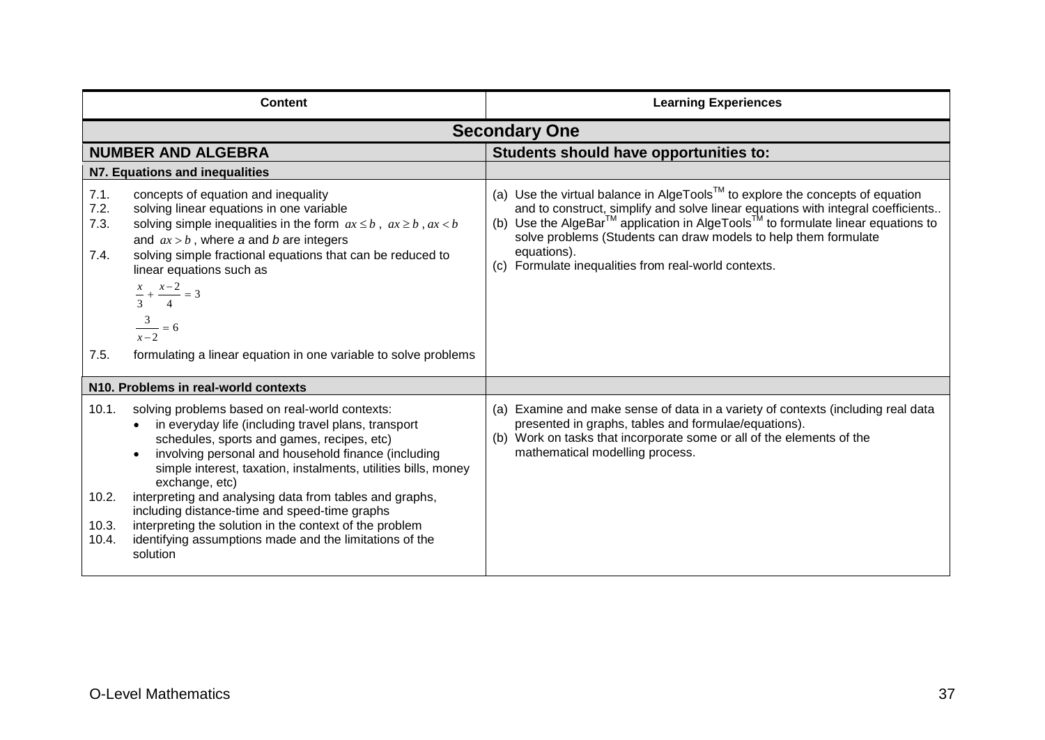| Content | Learning Experiences |
|---|---|
| **Secondary One** | |
| **NUMBER AND ALGEBRA** | **Students should have opportunities to:** |
| **N7. Equations and inequalities** | |
| 7.1. concepts of equation and inequality<br>7.2. solving linear equations in one variable<br>7.3. solving simple inequalities in the form $ax \le b$, $ax \ge b$, $ax < b$ and $ax > b$, where *a* and *b* are integers<br>7.4. solving simple fractional equations that can be reduced to linear equations such as<br>$\frac{x}{3} + \frac{x-2}{4} = 3$<br>$\frac{3}{x-2} = 6$<br>7.5. formulating a linear equation in one variable to solve problems | (a) Use the virtual balance in AlgeTools™ to explore the concepts of equation and to construct, simplify and solve linear equations with integral coefficients..<br>(b) Use the AlgeBar™ application in AlgeTools™ to formulate linear equations to solve problems (Students can draw models to help them formulate equations).<br>(c) Formulate inequalities from real-world contexts. |
| **N10. Problems in real-world contexts** | |
| 10.1. solving problems based on real-world contexts:<br>• in everyday life (including travel plans, transport schedules, sports and games, recipes, etc)<br>• involving personal and household finance (including simple interest, taxation, instalments, utilities bills, money exchange, etc)<br>10.2. interpreting and analysing data from tables and graphs, including distance-time and speed-time graphs<br>10.3. interpreting the solution in the context of the problem<br>10.4. identifying assumptions made and the limitations of the solution | (a) Examine and make sense of data in a variety of contexts (including real data presented in graphs, tables and formulae/equations).<br>(b) Work on tasks that incorporate some or all of the elements of the mathematical modelling process. |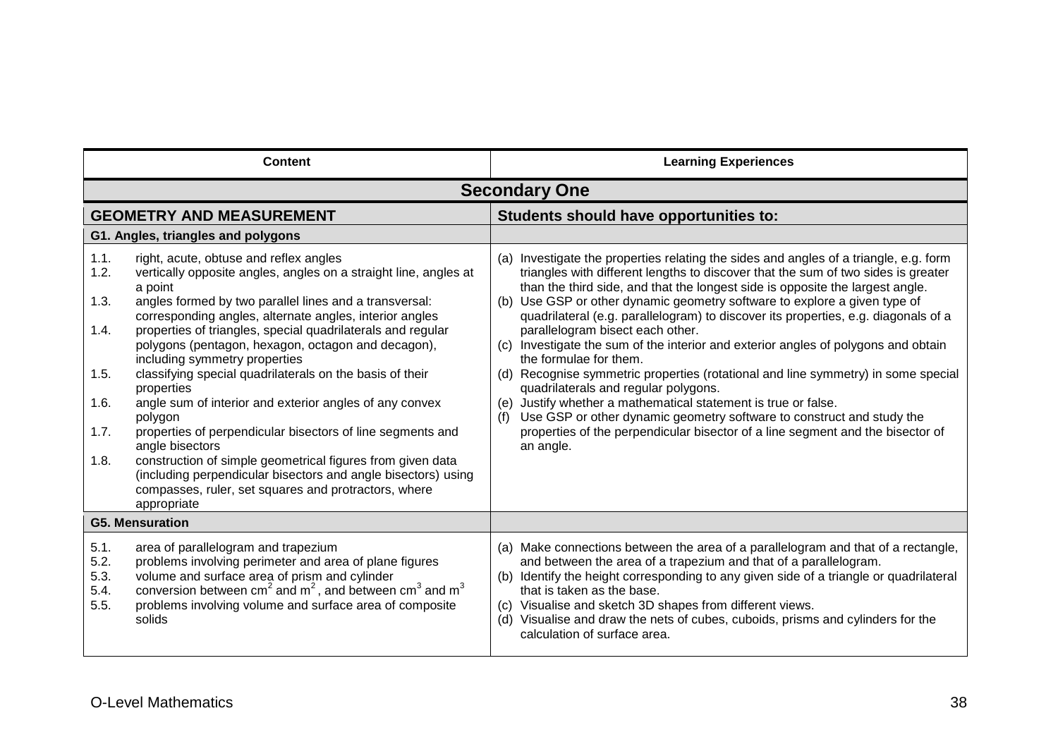| Content | Learning Experiences |
|---|---|
| **Secondary One** | |
| **GEOMETRY AND MEASUREMENT** | **Students should have opportunities to:** |
| **G1. Angles, triangles and polygons** | |
| 1.1. right, acute, obtuse and reflex angles<br>1.2. vertically opposite angles, angles on a straight line, angles at a point<br>1.3. angles formed by two parallel lines and a transversal: corresponding angles, alternate angles, interior angles<br>1.4. properties of triangles, special quadrilaterals and regular polygons (pentagon, hexagon, octagon and decagon), including symmetry properties<br>1.5. classifying special quadrilaterals on the basis of their properties<br>1.6. angle sum of interior and exterior angles of any convex polygon<br>1.7. properties of perpendicular bisectors of line segments and angle bisectors<br>1.8. construction of simple geometrical figures from given data (including perpendicular bisectors and angle bisectors) using compasses, ruler, set squares and protractors, where appropriate | (a) Investigate the properties relating the sides and angles of a triangle, e.g. form triangles with different lengths to discover that the sum of two sides is greater than the third side, and that the longest side is opposite the largest angle.<br>(b) Use GSP or other dynamic geometry software to explore a given type of quadrilateral (e.g. parallelogram) to discover its properties, e.g. diagonals of a parallelogram bisect each other.<br>(c) Investigate the sum of the interior and exterior angles of polygons and obtain the formulae for them.<br>(d) Recognise symmetric properties (rotational and line symmetry) in some special quadrilaterals and regular polygons.<br>(e) Justify whether a mathematical statement is true or false.<br>(f) Use GSP or other dynamic geometry software to construct and study the properties of the perpendicular bisector of a line segment and the bisector of an angle. |
| **G5. Mensuration** | |
| 5.1. area of parallelogram and trapezium<br>5.2. problems involving perimeter and area of plane figures<br>5.3. volume and surface area of prism and cylinder<br>5.4. conversion between $cm^2$ and $m^2$, and between $cm^3$ and $m^3$<br>5.5. problems involving volume and surface area of composite solids | (a) Make connections between the area of a parallelogram and that of a rectangle, and between the area of a trapezium and that of a parallelogram.<br>(b) Identify the height corresponding to any given side of a triangle or quadrilateral that is taken as the base.<br>(c) Visualise and sketch 3D shapes from different views.<br>(d) Visualise and draw the nets of cubes, cuboids, prisms and cylinders for the calculation of surface area. |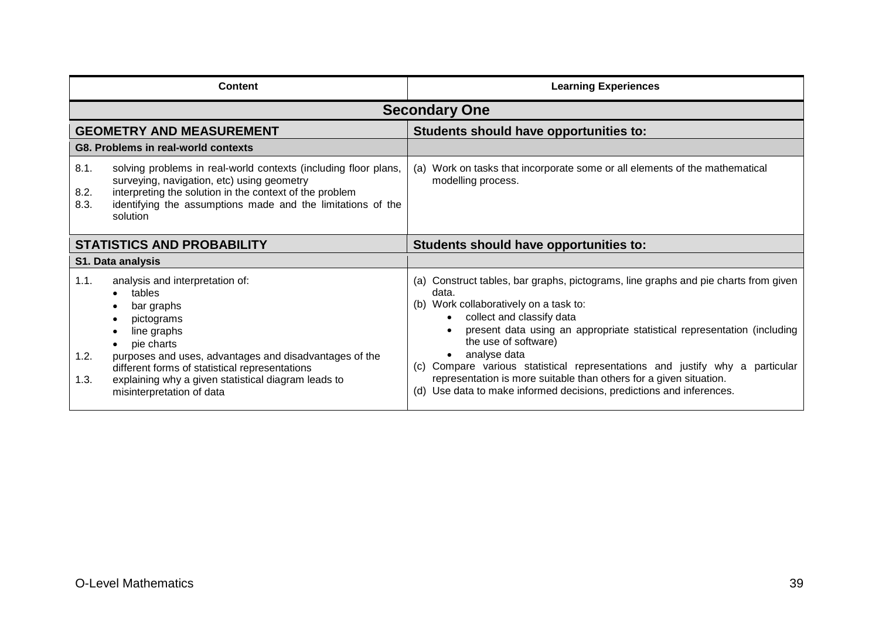| Content | Learning Experiences |
|---|---|
| **Secondary One** | |
| **GEOMETRY AND MEASUREMENT** | **Students should have opportunities to:** |
| **G8. Problems in real-world contexts** | |
| 8.1. solving problems in real-world contexts (including floor plans, surveying, navigation, etc) using geometry<br>8.2. interpreting the solution in the context of the problem<br>8.3. identifying the assumptions made and the limitations of the solution | (a) Work on tasks that incorporate some or all elements of the mathematical modelling process. |
| **STATISTICS AND PROBABILITY** | **Students should have opportunities to:** |
| **S1. Data analysis** | |
| 1.1. analysis and interpretation of:<br>• tables<br>• bar graphs<br>• pictograms<br>• line graphs<br>• pie charts<br>1.2. purposes and uses, advantages and disadvantages of the different forms of statistical representations<br>1.3. explaining why a given statistical diagram leads to misinterpretation of data | (a) Construct tables, bar graphs, pictograms, line graphs and pie charts from given data.<br>(b) Work collaboratively on a task to:<br>• collect and classify data<br>• present data using an appropriate statistical representation (including the use of software)<br>• analyse data<br>(c) Compare various statistical representations and justify why a particular representation is more suitable than others for a given situation.<br>(d) Use data to make informed decisions, predictions and inferences. |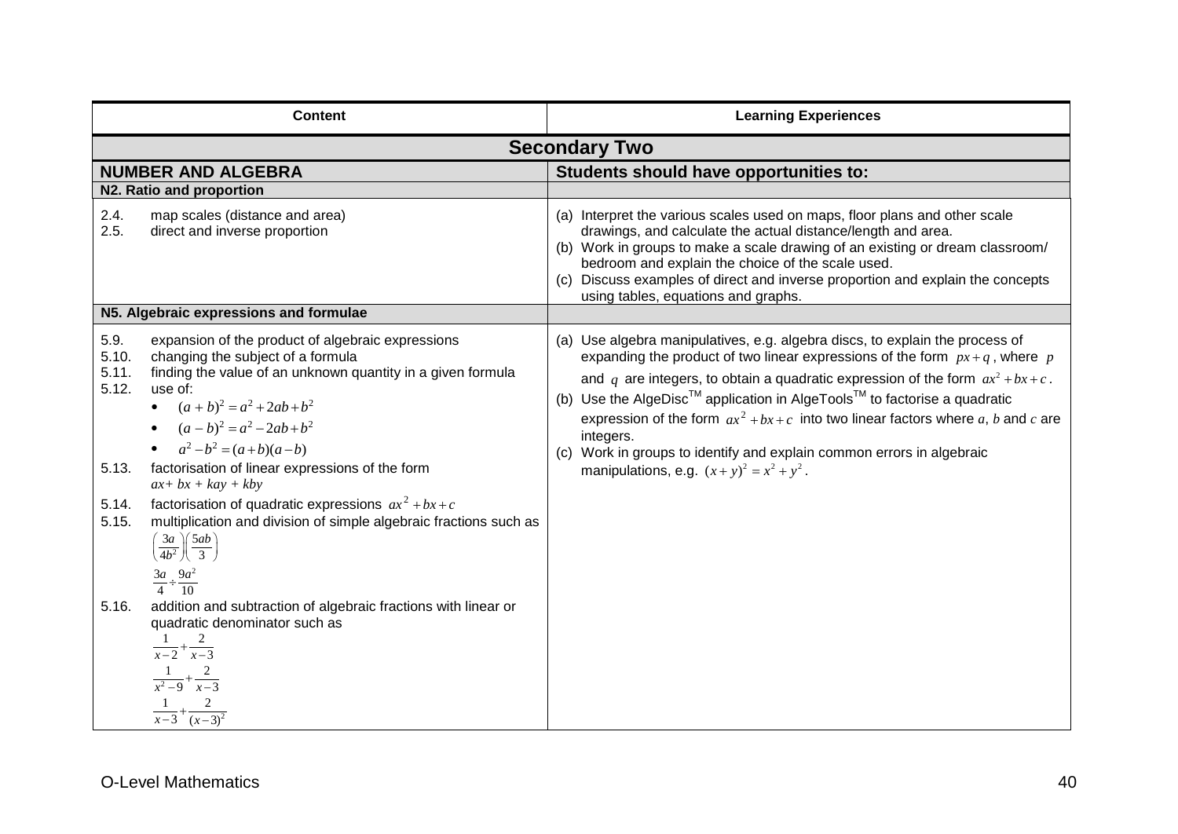| Content | Learning Experiences |
|---|---|
| **Secondary Two** | |
| **NUMBER AND ALGEBRA** | **Students should have opportunities to:** |
| **N2. Ratio and proportion** | |
| 2.4. map scales (distance and area)<br>2.5. direct and inverse proportion | (a) Interpret the various scales used on maps, floor plans and other scale drawings, and calculate the actual distance/length and area.<br>(b) Work in groups to make a scale drawing of an existing or dream classroom/ bedroom and explain the choice of the scale used.<br>(c) Discuss examples of direct and inverse proportion and explain the concepts using tables, equations and graphs. |
| **N5. Algebraic expressions and formulae** | |
| 5.9. expansion of the product of algebraic expressions<br>5.10. changing the subject of a formula<br>5.11. finding the value of an unknown quantity in a given formula<br>5.12. use of:<br>• $(a+b)^2 = a^2 + 2ab + b^2$<br>• $(a-b)^2 = a^2 - 2ab + b^2$<br>• $a^2 - b^2 = (a+b)(a-b)$<br>5.13. factorisation of linear expressions of the form $ax + bx + kay + kby$<br>5.14. factorisation of quadratic expressions $ax^2 + bx + c$<br>5.15. multiplication and division of simple algebraic fractions such as<br>$\left(\frac{3a}{4b^2}\right)\left(\frac{5ab}{3}\right)$<br>$\frac{3a}{4} \div \frac{9a^2}{10}$<br>5.16. addition and subtraction of algebraic fractions with linear or quadratic denominator such as<br>$\frac{1}{x-2} + \frac{2}{x-3}$<br>$\frac{1}{x^2-9} + \frac{2}{x-3}$<br>$\frac{1}{x-3} + \frac{2}{(x-3)^2}$ | (a) Use algebra manipulatives, e.g. algebra discs, to explain the process of expanding the product of two linear expressions of the form $px + q$, where $p$ and $q$ are integers, to obtain a quadratic expression of the form $ax^2 + bx + c$.<br>(b) Use the AlgeDisc™ application in AlgeTools™ to factorise a quadratic expression of the form $ax^2 + bx + c$ into two linear factors where $a$, $b$ and $c$ are integers.<br>(c) Work in groups to identify and explain common errors in algebraic manipulations, e.g. $(x+y)^2 = x^2 + y^2$. |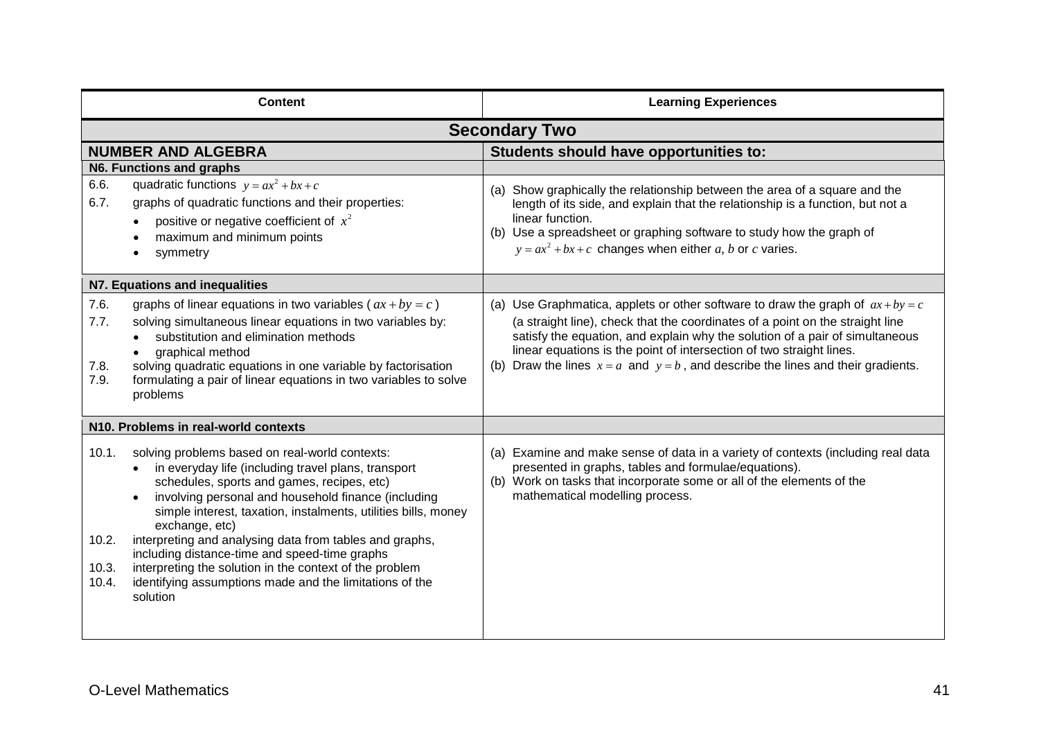| Content | Learning Experiences |
|---|---|
| **Secondary Two** | |
| **NUMBER AND ALGEBRA** | **Students should have opportunities to:** |
| **N6. Functions and graphs** | |
| 6.6. quadratic functions $y = ax^2 + bx + c$<br>6.7. graphs of quadratic functions and their properties:<br>• positive or negative coefficient of $x^2$<br>• maximum and minimum points<br>• symmetry | (a) Show graphically the relationship between the area of a square and the length of its side, and explain that the relationship is a function, but not a linear function.<br>(b) Use a spreadsheet or graphing software to study how the graph of $y = ax^2 + bx + c$ changes when either *a*, *b* or *c* varies. |
| **N7. Equations and inequalities** | |
| 7.6. graphs of linear equations in two variables ( $ax + by = c$ )<br>7.7. solving simultaneous linear equations in two variables by:<br>• substitution and elimination methods<br>• graphical method<br>7.8. solving quadratic equations in one variable by factorisation<br>7.9. formulating a pair of linear equations in two variables to solve problems | (a) Use Graphmatica, applets or other software to draw the graph of $ax + by = c$ (a straight line), check that the coordinates of a point on the straight line satisfy the equation, and explain why the solution of a pair of simultaneous linear equations is the point of intersection of two straight lines.<br>(b) Draw the lines $x = a$ and $y = b$, and describe the lines and their gradients. |
| **N10. Problems in real-world contexts** | |
| 10.1. solving problems based on real-world contexts:<br>• in everyday life (including travel plans, transport schedules, sports and games, recipes, etc)<br>• involving personal and household finance (including simple interest, taxation, instalments, utilities bills, money exchange, etc)<br>10.2. interpreting and analysing data from tables and graphs, including distance-time and speed-time graphs<br>10.3. interpreting the solution in the context of the problem<br>10.4. identifying assumptions made and the limitations of the solution | (a) Examine and make sense of data in a variety of contexts (including real data presented in graphs, tables and formulae/equations).<br>(b) Work on tasks that incorporate some or all of the elements of the mathematical modelling process. |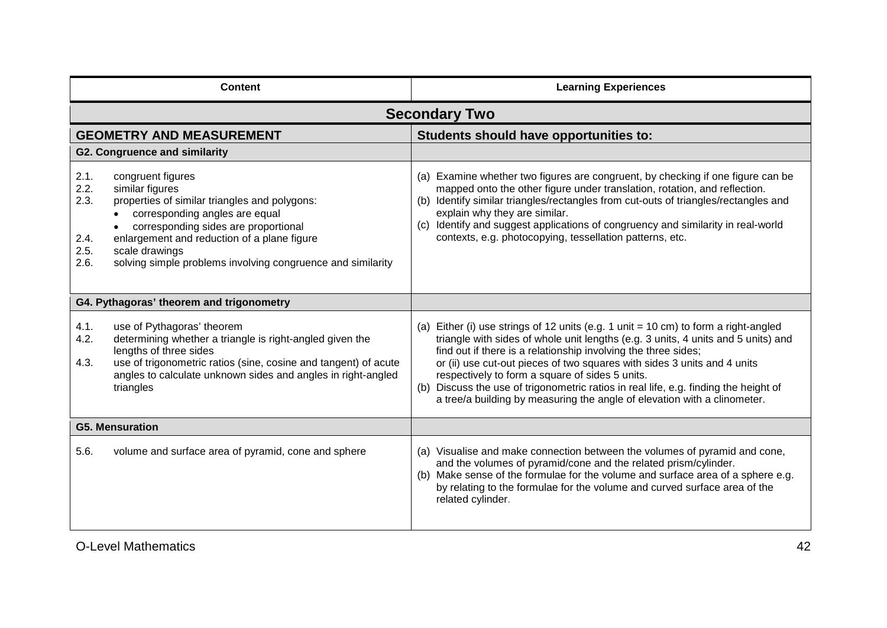| Content | Learning Experiences |
|---|---|
| **Secondary Two** | |
| **GEOMETRY AND MEASUREMENT** | **Students should have opportunities to:** |
| **G2. Congruence and similarity** | |
| 2.1. congruent figures<br>2.2. similar figures<br>2.3. properties of similar triangles and polygons:<br>• corresponding angles are equal<br>• corresponding sides are proportional<br>2.4. enlargement and reduction of a plane figure<br>2.5. scale drawings<br>2.6. solving simple problems involving congruence and similarity | (a) Examine whether two figures are congruent, by checking if one figure can be mapped onto the other figure under translation, rotation, and reflection.<br>(b) Identify similar triangles/rectangles from cut-outs of triangles/rectangles and explain why they are similar.<br>(c) Identify and suggest applications of congruency and similarity in real-world contexts, e.g. photocopying, tessellation patterns, etc. |
| **G4. Pythagoras' theorem and trigonometry** | |
| 4.1. use of Pythagoras' theorem<br>4.2. determining whether a triangle is right-angled given the lengths of three sides<br>4.3. use of trigonometric ratios (sine, cosine and tangent) of acute angles to calculate unknown sides and angles in right-angled triangles | (a) Either (i) use strings of 12 units (e.g. 1 unit = 10 cm) to form a right-angled triangle with sides of whole unit lengths (e.g. 3 units, 4 units and 5 units) and find out if there is a relationship involving the three sides;<br>or (ii) use cut-out pieces of two squares with sides 3 units and 4 units respectively to form a square of sides 5 units.<br>(b) Discuss the use of trigonometric ratios in real life, e.g. finding the height of a tree/a building by measuring the angle of elevation with a clinometer. |
| **G5. Mensuration** | |
| 5.6. volume and surface area of pyramid, cone and sphere | (a) Visualise and make connection between the volumes of pyramid and cone, and the volumes of pyramid/cone and the related prism/cylinder.<br>(b) Make sense of the formulae for the volume and surface area of a sphere e.g. by relating to the formulae for the volume and curved surface area of the related cylinder. |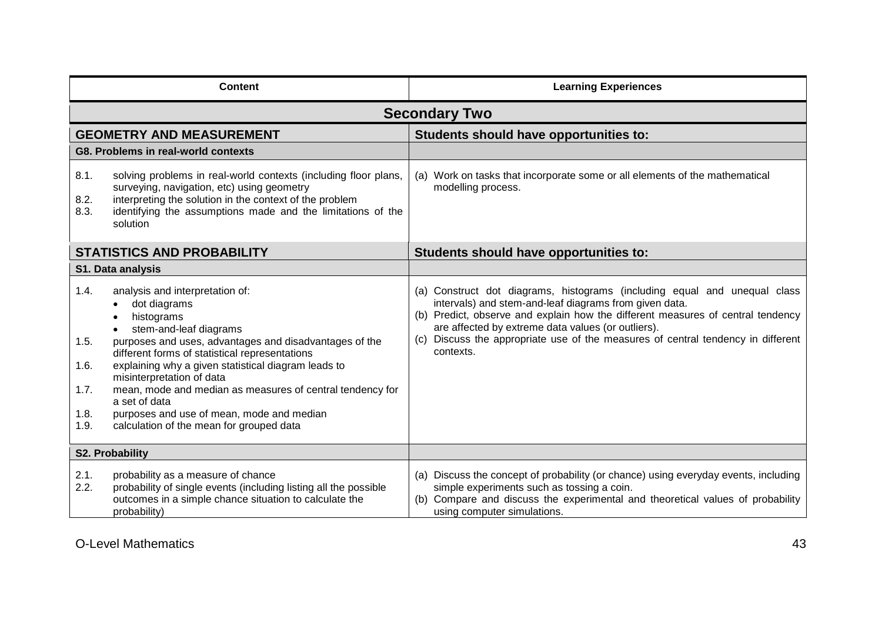| Content | Learning Experiences |
|---|---|
| **Secondary Two** | |
| **GEOMETRY AND MEASUREMENT** | **Students should have opportunities to:** |
| **G8. Problems in real-world contexts** | |
| 8.1. solving problems in real-world contexts (including floor plans, surveying, navigation, etc) using geometry<br>8.2. interpreting the solution in the context of the problem<br>8.3. identifying the assumptions made and the limitations of the solution | (a) Work on tasks that incorporate some or all elements of the mathematical modelling process. |
| **STATISTICS AND PROBABILITY** | **Students should have opportunities to:** |
| **S1. Data analysis** | |
| 1.4. analysis and interpretation of:<br>• dot diagrams<br>• histograms<br>• stem-and-leaf diagrams<br>1.5. purposes and uses, advantages and disadvantages of the different forms of statistical representations<br>1.6. explaining why a given statistical diagram leads to misinterpretation of data<br>1.7. mean, mode and median as measures of central tendency for a set of data<br>1.8. purposes and use of mean, mode and median<br>1.9. calculation of the mean for grouped data | (a) Construct dot diagrams, histograms (including equal and unequal class intervals) and stem-and-leaf diagrams from given data.<br>(b) Predict, observe and explain how the different measures of central tendency are affected by extreme data values (or outliers).<br>(c) Discuss the appropriate use of the measures of central tendency in different contexts. |
| **S2. Probability** | |
| 2.1. probability as a measure of chance<br>2.2. probability of single events (including listing all the possible outcomes in a simple chance situation to calculate the probability) | (a) Discuss the concept of probability (or chance) using everyday events, including simple experiments such as tossing a coin.<br>(b) Compare and discuss the experimental and theoretical values of probability using computer simulations. |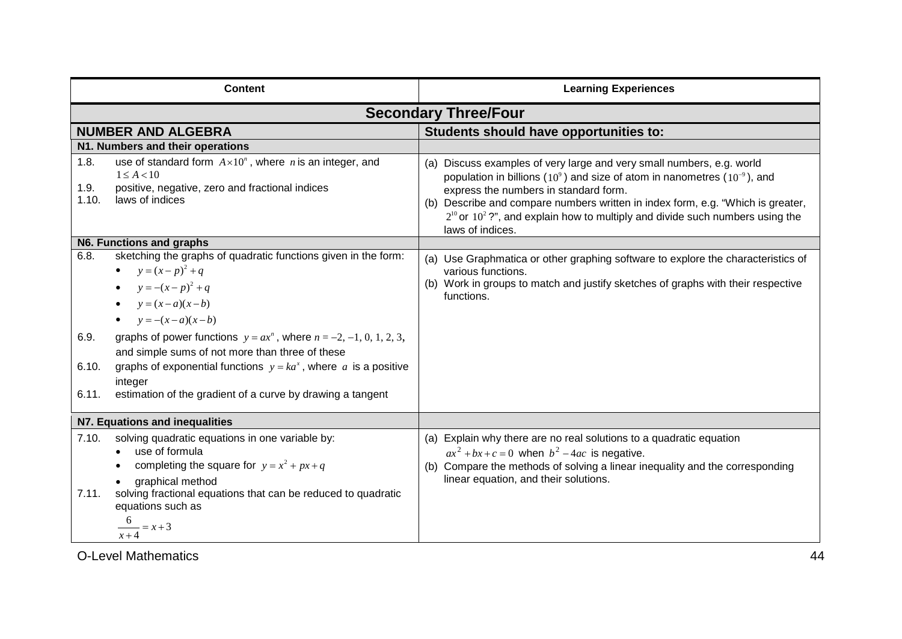| Content | Learning Experiences |
|---|---|
| **Secondary Three/Four** | |
| **NUMBER AND ALGEBRA** | **Students should have opportunities to:** |
| **N1. Numbers and their operations** | |
| 1.8. use of standard form $A \times 10^n$, where $n$ is an integer, and $1 \le A < 10$<br>1.9. positive, negative, zero and fractional indices<br>1.10. laws of indices | (a) Discuss examples of very large and very small numbers, e.g. world population in billions ($10^9$) and size of atom in nanometres ($10^{-9}$), and express the numbers in standard form.<br>(b) Describe and compare numbers written in index form, e.g. "Which is greater, $2^{10}$ or $10^2$?", and explain how to multiply and divide such numbers using the laws of indices. |
| **N6. Functions and graphs** | |
| 6.8. sketching the graphs of quadratic functions given in the form:<br>• $y = (x-p)^2 + q$<br>• $y = -(x-p)^2 + q$<br>• $y = (x-a)(x-b)$<br>• $y = -(x-a)(x-b)$<br>6.9. graphs of power functions $y = ax^n$, where $n = -2, -1, 0, 1, 2, 3$, and simple sums of not more than three of these<br>6.10. graphs of exponential functions $y = ka^x$, where $a$ is a positive integer<br>6.11. estimation of the gradient of a curve by drawing a tangent | (a) Use Graphmatica or other graphing software to explore the characteristics of various functions.<br>(b) Work in groups to match and justify sketches of graphs with their respective functions. |
| **N7. Equations and inequalities** | |
| 7.10. solving quadratic equations in one variable by:<br>• use of formula<br>• completing the square for $y = x^2 + px + q$<br>• graphical method<br>7.11. solving fractional equations that can be reduced to quadratic equations such as<br>$\frac{6}{x+4} = x + 3$ | (a) Explain why there are no real solutions to a quadratic equation $ax^2 + bx + c = 0$ when $b^2 - 4ac$ is negative.<br>(b) Compare the methods of solving a linear inequality and the corresponding linear equation, and their solutions. |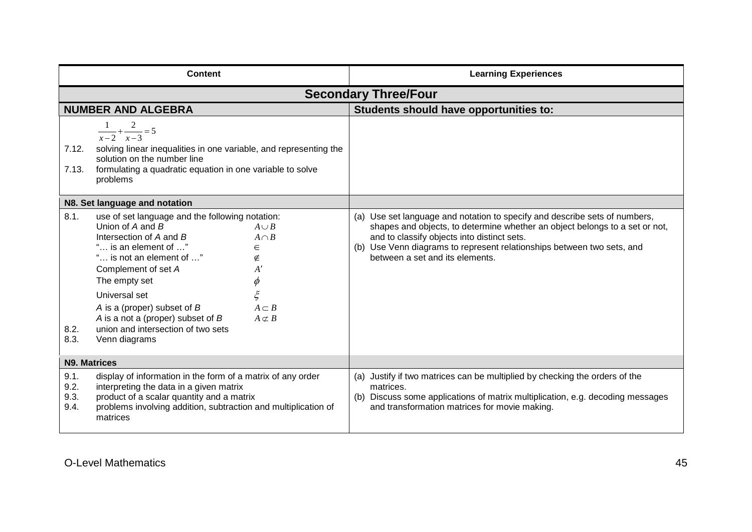| Content | Learning Experiences |
|---|---|
| **Secondary Three/Four** | |
| **NUMBER AND ALGEBRA** | **Students should have opportunities to:** |
| $\frac{1}{x-2}+\frac{2}{x-3}=5$<br>7.12. solving linear inequalities in one variable, and representing the solution on the number line<br>7.13. formulating a quadratic equation in one variable to solve problems | |
| **N8. Set language and notation** | |
| 8.1. use of set language and the following notation:<br>Union of *A* and *B* $A \cup B$<br>Intersection of *A* and *B* $A \cap B$<br>"… is an element of …" $\in$<br>"… is not an element of …" $\notin$<br>Complement of set *A* $A'$<br>The empty set $\phi$<br>Universal set $\xi$<br>*A* is a (proper) subset of *B* $A \subset B$<br>*A* is a not a (proper) subset of *B* $A \not\subset B$<br>8.2. union and intersection of two sets<br>8.3. Venn diagrams | (a) Use set language and notation to specify and describe sets of numbers, shapes and objects, to determine whether an object belongs to a set or not, and to classify objects into distinct sets.<br>(b) Use Venn diagrams to represent relationships between two sets, and between a set and its elements. |
| **N9. Matrices** | |
| 9.1. display of information in the form of a matrix of any order<br>9.2. interpreting the data in a given matrix<br>9.3. product of a scalar quantity and a matrix<br>9.4. problems involving addition, subtraction and multiplication of matrices | (a) Justify if two matrices can be multiplied by checking the orders of the matrices.<br>(b) Discuss some applications of matrix multiplication, e.g. decoding messages and transformation matrices for movie making. |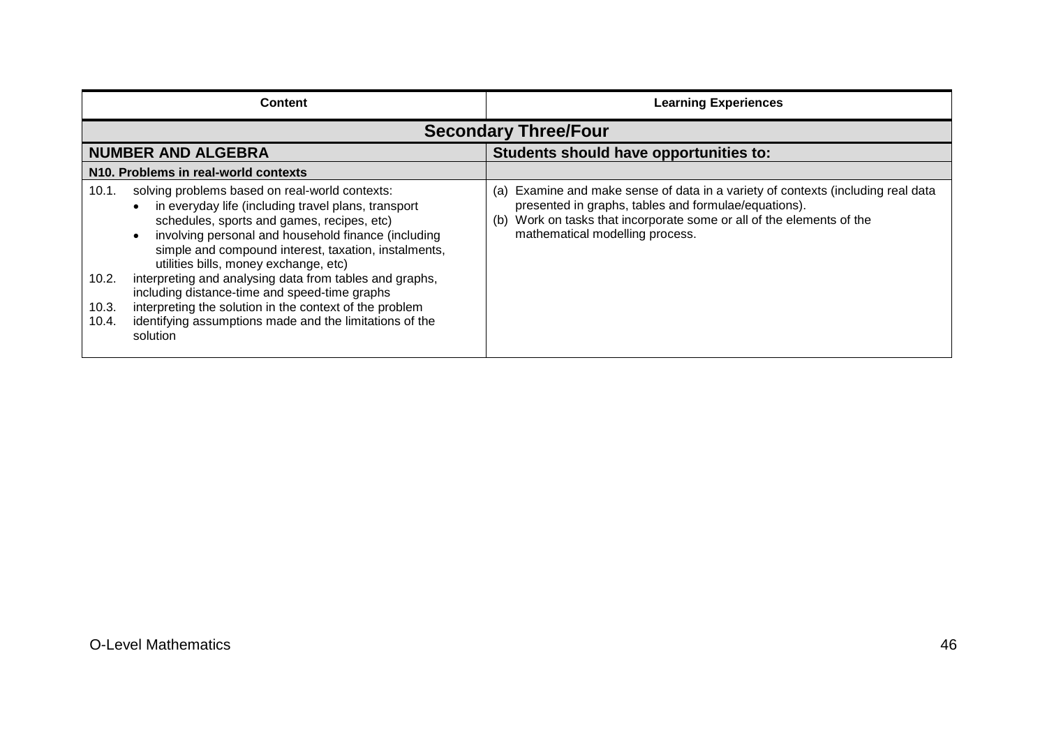| Content | Learning Experiences |
|---|---|
| **Secondary Three/Four** | |
| **NUMBER AND ALGEBRA** | **Students should have opportunities to:** |
| **N10. Problems in real-world contexts** | |
| 10.1. solving problems based on real-world contexts:<br>• in everyday life (including travel plans, transport schedules, sports and games, recipes, etc)<br>• involving personal and household finance (including simple and compound interest, taxation, instalments, utilities bills, money exchange, etc)<br>10.2. interpreting and analysing data from tables and graphs, including distance-time and speed-time graphs<br>10.3. interpreting the solution in the context of the problem<br>10.4. identifying assumptions made and the limitations of the solution | (a) Examine and make sense of data in a variety of contexts (including real data presented in graphs, tables and formulae/equations).<br>(b) Work on tasks that incorporate some or all of the elements of the mathematical modelling process. |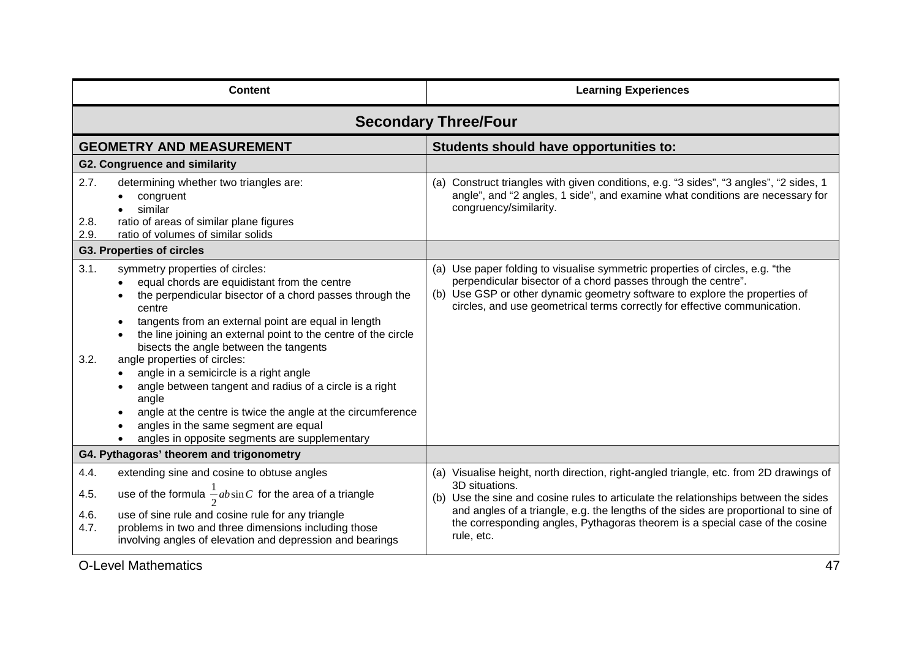| Content | Learning Experiences |
|---|---|
| **Secondary Three/Four** | |
| **GEOMETRY AND MEASUREMENT** | **Students should have opportunities to:** |
| **G2. Congruence and similarity** | |
| 2.7. determining whether two triangles are:<br>• congruent<br>• similar<br>2.8. ratio of areas of similar plane figures<br>2.9. ratio of volumes of similar solids | (a) Construct triangles with given conditions, e.g. "3 sides", "3 angles", "2 sides, 1 angle", and "2 angles, 1 side", and examine what conditions are necessary for congruency/similarity. |
| **G3. Properties of circles** | |
| 3.1. symmetry properties of circles:<br>• equal chords are equidistant from the centre<br>• the perpendicular bisector of a chord passes through the centre<br>• tangents from an external point are equal in length<br>• the line joining an external point to the centre of the circle bisects the angle between the tangents<br>3.2. angle properties of circles:<br>• angle in a semicircle is a right angle<br>• angle between tangent and radius of a circle is a right angle<br>• angle at the centre is twice the angle at the circumference<br>• angles in the same segment are equal<br>• angles in opposite segments are supplementary | (a) Use paper folding to visualise symmetric properties of circles, e.g. "the perpendicular bisector of a chord passes through the centre".<br>(b) Use GSP or other dynamic geometry software to explore the properties of circles, and use geometrical terms correctly for effective communication. |
| **G4. Pythagoras' theorem and trigonometry** | |
| 4.4. extending sine and cosine to obtuse angles<br>4.5. use of the formula $\frac{1}{2}ab\sin C$ for the area of a triangle<br>4.6. use of sine rule and cosine rule for any triangle<br>4.7. problems in two and three dimensions including those involving angles of elevation and depression and bearings | (a) Visualise height, north direction, right-angled triangle, etc. from 2D drawings of 3D situations.<br>(b) Use the sine and cosine rules to articulate the relationships between the sides and angles of a triangle, e.g. the lengths of the sides are proportional to sine of the corresponding angles, Pythagoras theorem is a special case of the cosine rule, etc. |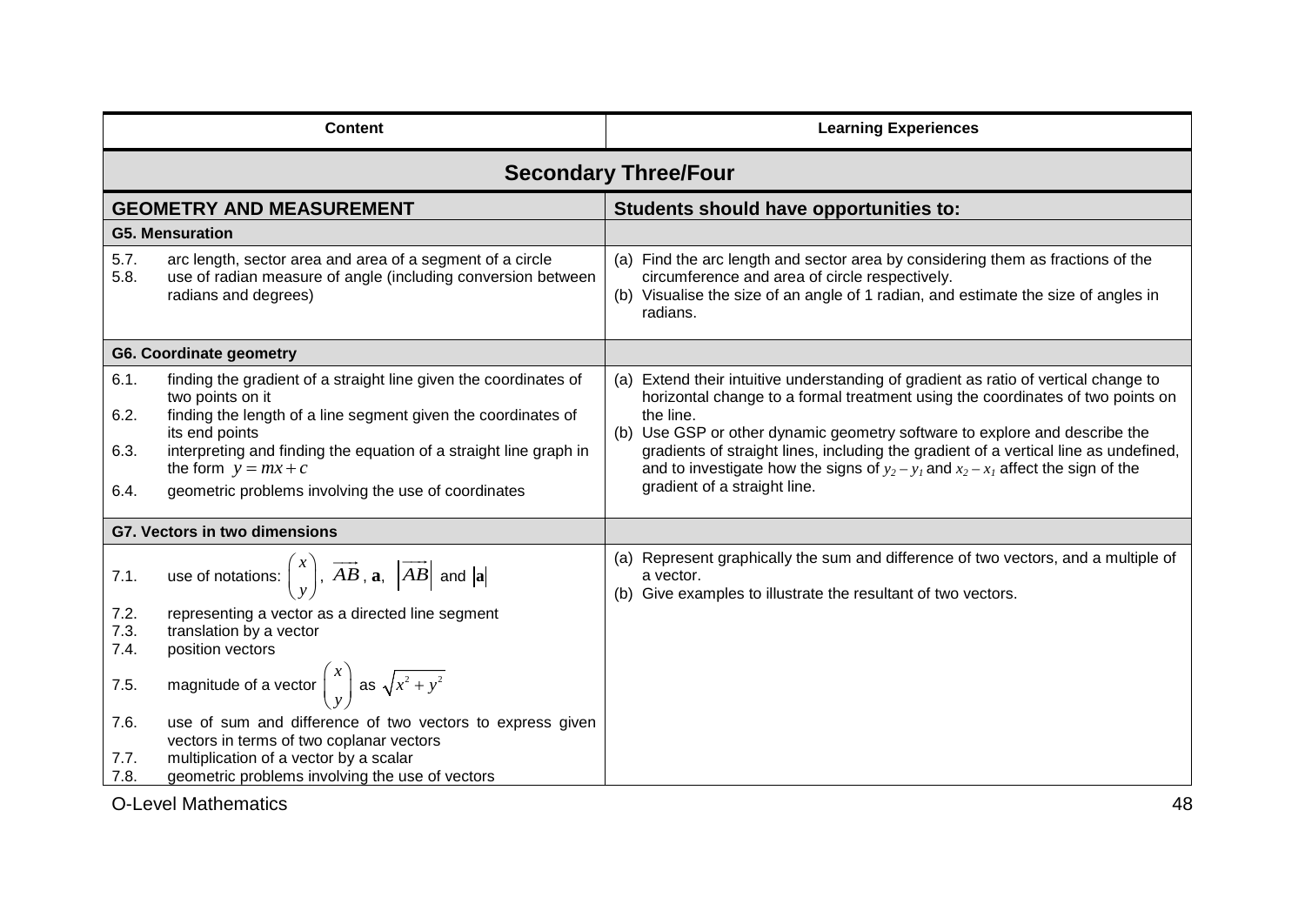| Content | Learning Experiences |
|---|---|
| **Secondary Three/Four** | |
| **GEOMETRY AND MEASUREMENT** | **Students should have opportunities to:** |
| **G5. Mensuration** | |
| 5.7. arc length, sector area and area of a segment of a circle<br>5.8. use of radian measure of angle (including conversion between radians and degrees) | (a) Find the arc length and sector area by considering them as fractions of the circumference and area of circle respectively.<br>(b) Visualise the size of an angle of 1 radian, and estimate the size of angles in radians. |
| **G6. Coordinate geometry** | |
| 6.1. finding the gradient of a straight line given the coordinates of two points on it<br>6.2. finding the length of a line segment given the coordinates of its end points<br>6.3. interpreting and finding the equation of a straight line graph in the form $y = mx + c$<br>6.4. geometric problems involving the use of coordinates | (a) Extend their intuitive understanding of gradient as ratio of vertical change to horizontal change to a formal treatment using the coordinates of two points on the line.<br>(b) Use GSP or other dynamic geometry software to explore and describe the gradients of straight lines, including the gradient of a vertical line as undefined, and to investigate how the signs of $y_2 - y_1$ and $x_2 - x_1$ affect the sign of the gradient of a straight line. |
| **G7. Vectors in two dimensions** | |
| 7.1. use of notations: $\begin{pmatrix} x \\ y \end{pmatrix}$, $\overrightarrow{AB}$, $\mathbf{a}$, $\left\lvert\overrightarrow{AB}\right\rvert$ and $\lvert\mathbf{a}\rvert$<br>7.2. representing a vector as a directed line segment<br>7.3. translation by a vector<br>7.4. position vectors<br>7.5. magnitude of a vector $\begin{pmatrix} x \\ y \end{pmatrix}$ as $\sqrt{x^2 + y^2}$<br>7.6. use of sum and difference of two vectors to express given vectors in terms of two coplanar vectors<br>7.7. multiplication of a vector by a scalar<br>7.8. geometric problems involving the use of vectors | (a) Represent graphically the sum and difference of two vectors, and a multiple of a vector.<br>(b) Give examples to illustrate the resultant of two vectors. |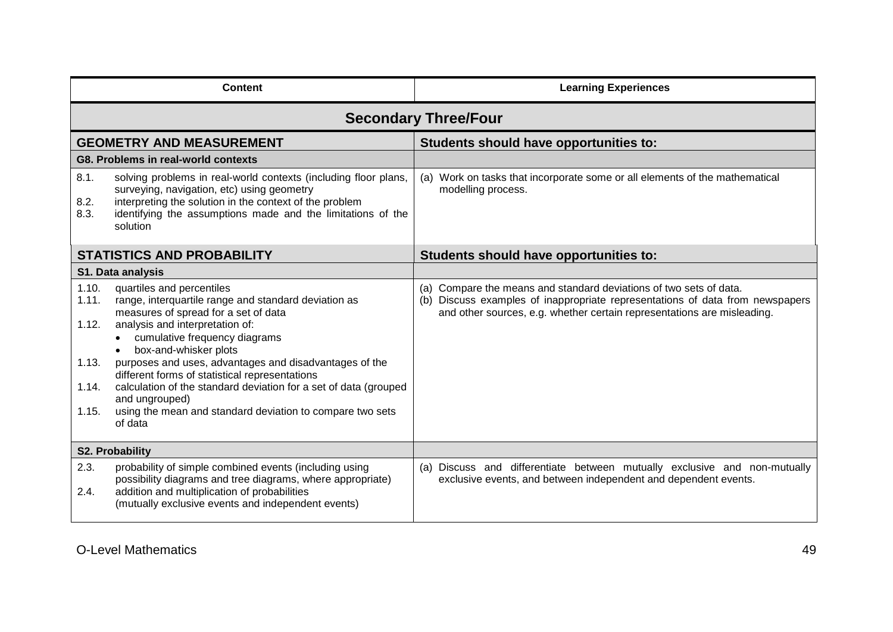| Content | Learning Experiences |
|---|---|
| **Secondary Three/Four** | |
| **GEOMETRY AND MEASUREMENT** | **Students should have opportunities to:** |
| **G8. Problems in real-world contexts** | |
| 8.1. solving problems in real-world contexts (including floor plans, surveying, navigation, etc) using geometry<br>8.2. interpreting the solution in the context of the problem<br>8.3. identifying the assumptions made and the limitations of the solution | (a) Work on tasks that incorporate some or all elements of the mathematical modelling process. |
| **STATISTICS AND PROBABILITY** | **Students should have opportunities to:** |
| **S1. Data analysis** | |
| 1.10. quartiles and percentiles<br>1.11. range, interquartile range and standard deviation as measures of spread for a set of data<br>1.12. analysis and interpretation of:<br>• cumulative frequency diagrams<br>• box-and-whisker plots<br>1.13. purposes and uses, advantages and disadvantages of the different forms of statistical representations<br>1.14. calculation of the standard deviation for a set of data (grouped and ungrouped)<br>1.15. using the mean and standard deviation to compare two sets of data | (a) Compare the means and standard deviations of two sets of data.<br>(b) Discuss examples of inappropriate representations of data from newspapers and other sources, e.g. whether certain representations are misleading. |
| **S2. Probability** | |
| 2.3. probability of simple combined events (including using possibility diagrams and tree diagrams, where appropriate)<br>2.4. addition and multiplication of probabilities (mutually exclusive events and independent events) | (a) Discuss and differentiate between mutually exclusive and non-mutually exclusive events, and between independent and dependent events. |

O-Level Mathematics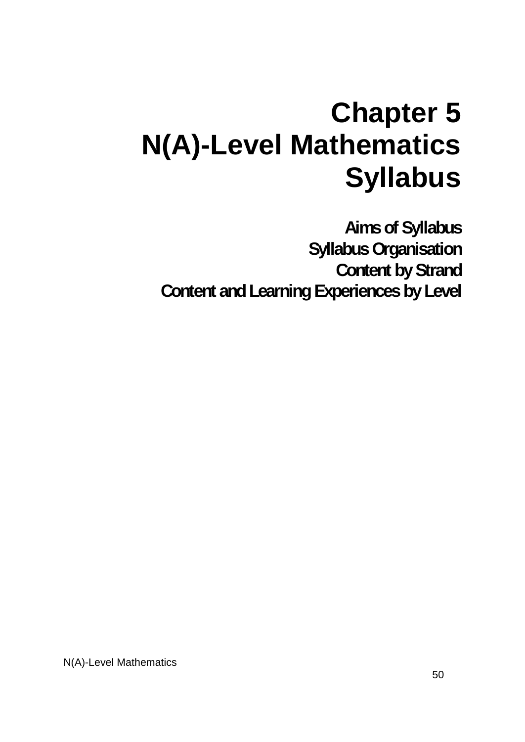# Chapter 5
# N(A)-Level Mathematics Syllabus

**Aims of Syllabus**
**Syllabus Organisation**
**Content by Strand**
**Content and Learning Experiences by Level**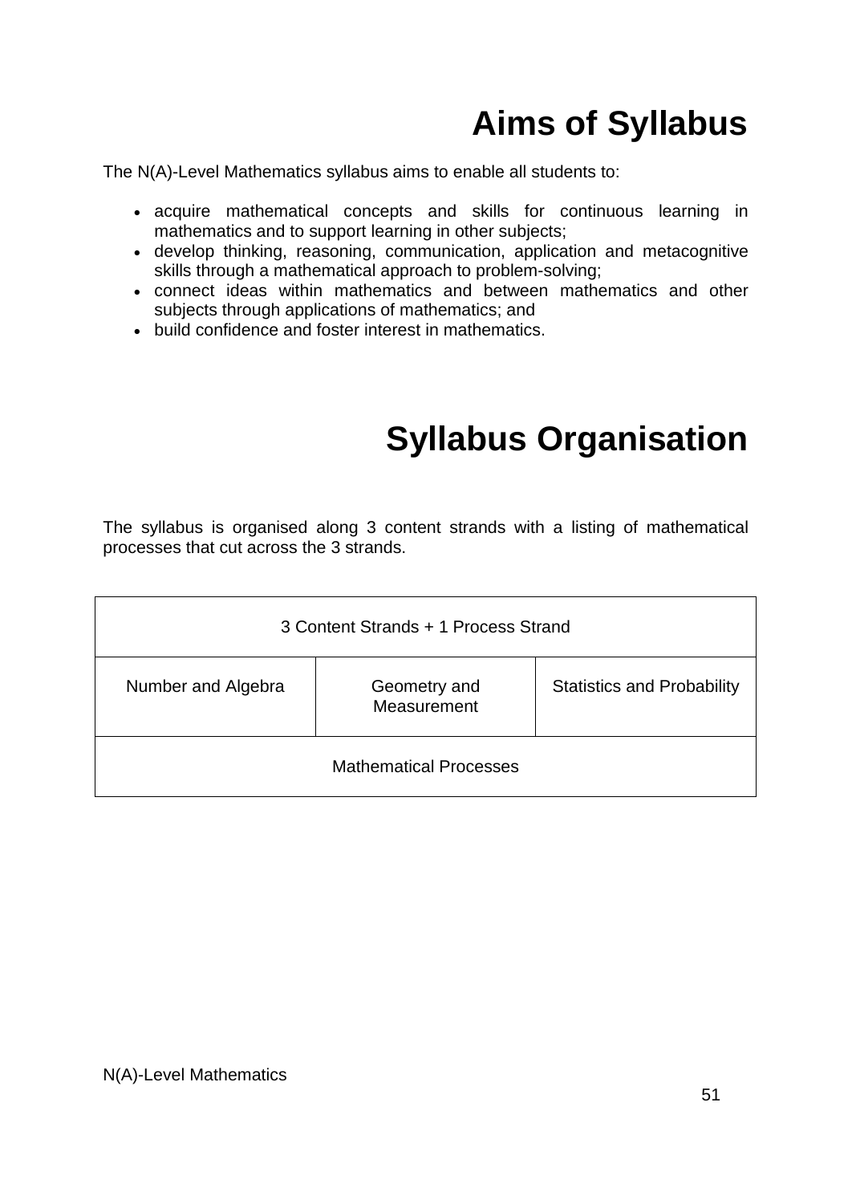# Aims of Syllabus

The N(A)-Level Mathematics syllabus aims to enable all students to:

- acquire mathematical concepts and skills for continuous learning in mathematics and to support learning in other subjects;
- develop thinking, reasoning, communication, application and metacognitive skills through a mathematical approach to problem-solving;
- connect ideas within mathematics and between mathematics and other subjects through applications of mathematics; and
- build confidence and foster interest in mathematics.

# Syllabus Organisation

The syllabus is organised along 3 content strands with a listing of mathematical processes that cut across the 3 strands.

| 3 Content Strands + 1 Process Strand | | |
|---|---|---|
| Number and Algebra | Geometry and Measurement | Statistics and Probability |
| Mathematical Processes | | |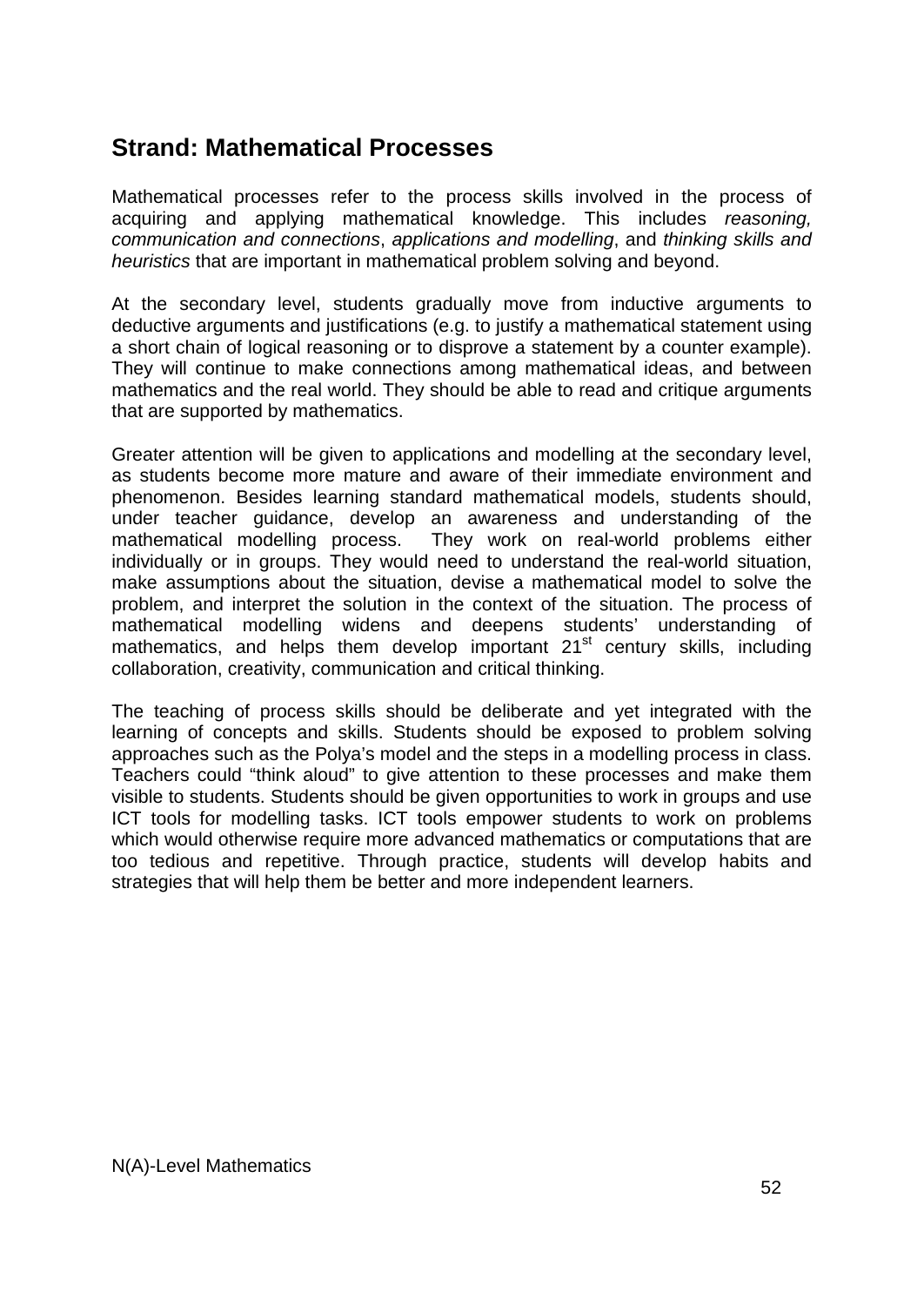## Strand: Mathematical Processes

Mathematical processes refer to the process skills involved in the process of acquiring and applying mathematical knowledge. This includes *reasoning, communication and connections*, *applications and modelling*, and *thinking skills and heuristics* that are important in mathematical problem solving and beyond.

At the secondary level, students gradually move from inductive arguments to deductive arguments and justifications (e.g. to justify a mathematical statement using a short chain of logical reasoning or to disprove a statement by a counter example). They will continue to make connections among mathematical ideas, and between mathematics and the real world. They should be able to read and critique arguments that are supported by mathematics.

Greater attention will be given to applications and modelling at the secondary level, as students become more mature and aware of their immediate environment and phenomenon. Besides learning standard mathematical models, students should, under teacher guidance, develop an awareness and understanding of the mathematical modelling process. They work on real-world problems either individually or in groups. They would need to understand the real-world situation, make assumptions about the situation, devise a mathematical model to solve the problem, and interpret the solution in the context of the situation. The process of mathematical modelling widens and deepens students' understanding of mathematics, and helps them develop important 21st century skills, including collaboration, creativity, communication and critical thinking.

The teaching of process skills should be deliberate and yet integrated with the learning of concepts and skills. Students should be exposed to problem solving approaches such as the Polya's model and the steps in a modelling process in class. Teachers could "think aloud" to give attention to these processes and make them visible to students. Students should be given opportunities to work in groups and use ICT tools for modelling tasks. ICT tools empower students to work on problems which would otherwise require more advanced mathematics or computations that are too tedious and repetitive. Through practice, students will develop habits and strategies that will help them be better and more independent learners.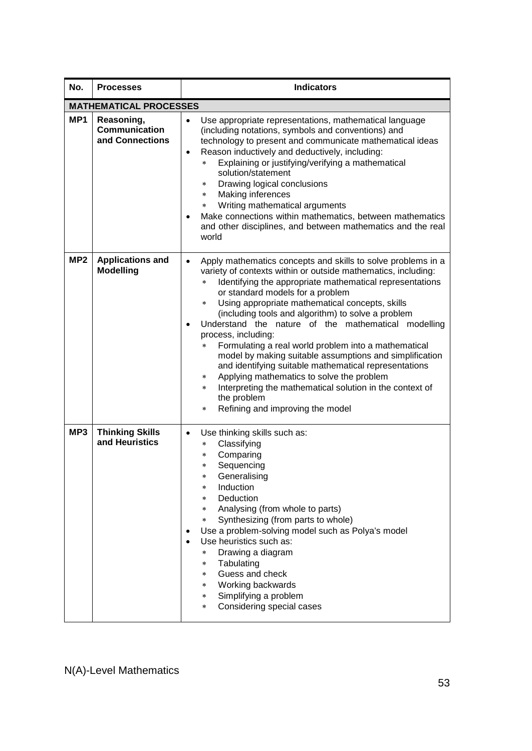| No. | Processes | Indicators |
|---|---|---|
| **MATHEMATICAL PROCESSES** | | |
| **MP1** | **Reasoning, Communication and Connections** | • Use appropriate representations, mathematical language (including notations, symbols and conventions) and technology to present and communicate mathematical ideas<br>• Reason inductively and deductively, including:<br>&nbsp;&nbsp;∗ Explaining or justifying/verifying a mathematical solution/statement<br>&nbsp;&nbsp;∗ Drawing logical conclusions<br>&nbsp;&nbsp;∗ Making inferences<br>&nbsp;&nbsp;∗ Writing mathematical arguments<br>• Make connections within mathematics, between mathematics and other disciplines, and between mathematics and the real world |
| **MP2** | **Applications and Modelling** | • Apply mathematics concepts and skills to solve problems in a variety of contexts within or outside mathematics, including:<br>&nbsp;&nbsp;∗ Identifying the appropriate mathematical representations or standard models for a problem<br>&nbsp;&nbsp;∗ Using appropriate mathematical concepts, skills (including tools and algorithm) to solve a problem<br>• Understand the nature of the mathematical modelling process, including:<br>&nbsp;&nbsp;∗ Formulating a real world problem into a mathematical model by making suitable assumptions and simplification and identifying suitable mathematical representations<br>&nbsp;&nbsp;∗ Applying mathematics to solve the problem<br>&nbsp;&nbsp;∗ Interpreting the mathematical solution in the context of the problem<br>&nbsp;&nbsp;∗ Refining and improving the model |
| **MP3** | **Thinking Skills and Heuristics** | • Use thinking skills such as:<br>&nbsp;&nbsp;∗ Classifying<br>&nbsp;&nbsp;∗ Comparing<br>&nbsp;&nbsp;∗ Sequencing<br>&nbsp;&nbsp;∗ Generalising<br>&nbsp;&nbsp;∗ Induction<br>&nbsp;&nbsp;∗ Deduction<br>&nbsp;&nbsp;∗ Analysing (from whole to parts)<br>&nbsp;&nbsp;∗ Synthesizing (from parts to whole)<br>• Use a problem-solving model such as Polya's model<br>• Use heuristics such as:<br>&nbsp;&nbsp;∗ Drawing a diagram<br>&nbsp;&nbsp;∗ Tabulating<br>&nbsp;&nbsp;∗ Guess and check<br>&nbsp;&nbsp;∗ Working backwards<br>&nbsp;&nbsp;∗ Simplifying a problem<br>&nbsp;&nbsp;∗ Considering special cases |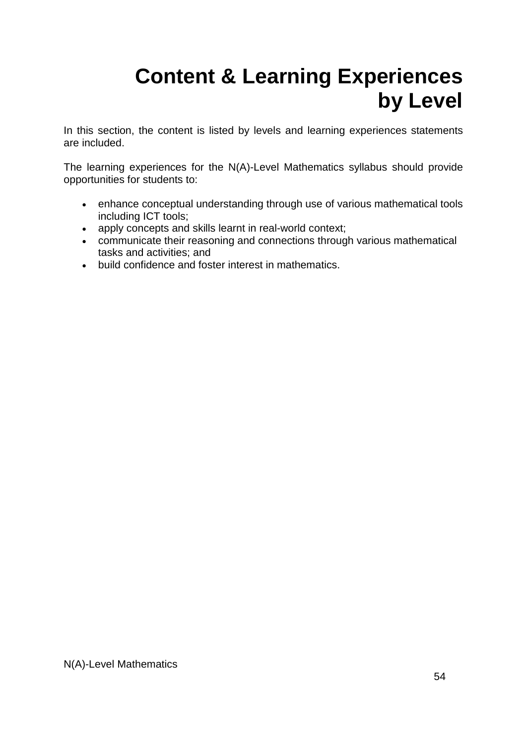# Content & Learning Experiences by Level

In this section, the content is listed by levels and learning experiences statements are included.

The learning experiences for the N(A)-Level Mathematics syllabus should provide opportunities for students to:

- enhance conceptual understanding through use of various mathematical tools including ICT tools;
- apply concepts and skills learnt in real-world context;
- communicate their reasoning and connections through various mathematical tasks and activities; and
- build confidence and foster interest in mathematics.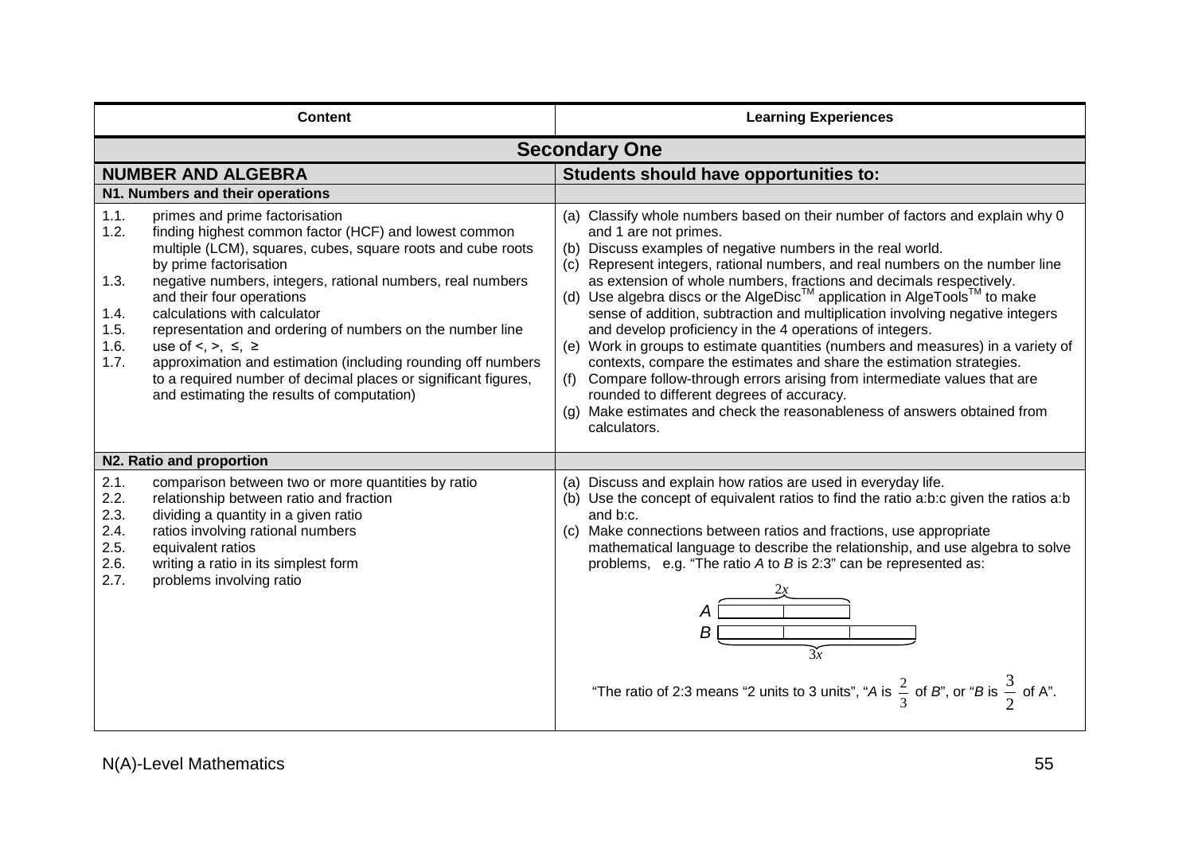| Content | Learning Experiences |
|---|---|
| **Secondary One** | |
| **NUMBER AND ALGEBRA** | **Students should have opportunities to:** |
| **N1. Numbers and their operations** | |
| 1.1. primes and prime factorisation<br>1.2. finding highest common factor (HCF) and lowest common multiple (LCM), squares, cubes, square roots and cube roots by prime factorisation<br>1.3. negative numbers, integers, rational numbers, real numbers and their four operations<br>1.4. calculations with calculator<br>1.5. representation and ordering of numbers on the number line<br>1.6. use of <, >, ≤, ≥<br>1.7. approximation and estimation (including rounding off numbers to a required number of decimal places or significant figures, and estimating the results of computation) | (a) Classify whole numbers based on their number of factors and explain why 0 and 1 are not primes.<br>(b) Discuss examples of negative numbers in the real world.<br>(c) Represent integers, rational numbers, and real numbers on the number line as extension of whole numbers, fractions and decimals respectively.<br>(d) Use algebra discs or the AlgeDisc™ application in AlgeTools™ to make sense of addition, subtraction and multiplication involving negative integers and develop proficiency in the 4 operations of integers.<br>(e) Work in groups to estimate quantities (numbers and measures) in a variety of contexts, compare the estimates and share the estimation strategies.<br>(f) Compare follow-through errors arising from intermediate values that are rounded to different degrees of accuracy.<br>(g) Make estimates and check the reasonableness of answers obtained from calculators. |
| **N2. Ratio and proportion** | |
| 2.1. comparison between two or more quantities by ratio<br>2.2. relationship between ratio and fraction<br>2.3. dividing a quantity in a given ratio<br>2.4. ratios involving rational numbers<br>2.5. equivalent ratios<br>2.6. writing a ratio in its simplest form<br>2.7. problems involving ratio | (a) Discuss and explain how ratios are used in everyday life.<br>(b) Use the concept of equivalent ratios to find the ratio a:b:c given the ratios a:b and b:c.<br>(c) Make connections between ratios and fractions, use appropriate mathematical language to describe the relationship, and use algebra to solve problems, e.g. "The ratio *A* to *B* is 2:3" can be represented as:<br>*A*: 2 units ($2x$); *B*: 3 units ($3x$)<br>"The ratio of 2:3 means "2 units to 3 units", "*A* is $\frac{2}{3}$ of *B*", or "*B* is $\frac{3}{2}$ of A". |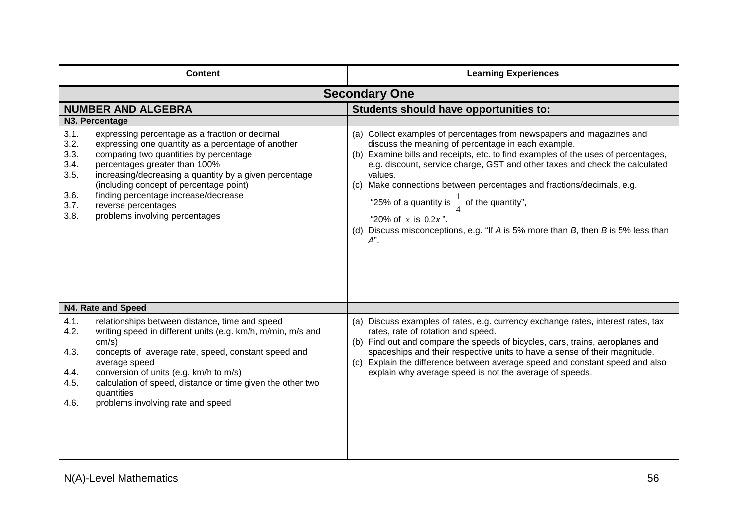| Content | Learning Experiences |
|---|---|
| **Secondary One** | |
| **NUMBER AND ALGEBRA** | **Students should have opportunities to:** |
| **N3. Percentage** | |
| 3.1. expressing percentage as a fraction or decimal<br>3.2. expressing one quantity as a percentage of another<br>3.3. comparing two quantities by percentage<br>3.4. percentages greater than 100%<br>3.5. increasing/decreasing a quantity by a given percentage (including concept of percentage point)<br>3.6. finding percentage increase/decrease<br>3.7. reverse percentages<br>3.8. problems involving percentages | (a) Collect examples of percentages from newspapers and magazines and discuss the meaning of percentage in each example.<br>(b) Examine bills and receipts, etc. to find examples of the uses of percentages, e.g. discount, service charge, GST and other taxes and check the calculated values.<br>(c) Make connections between percentages and fractions/decimals, e.g. "25% of a quantity is $\frac{1}{4}$ of the quantity", "20% of $x$ is $0.2x$".<br>(d) Discuss misconceptions, e.g. "If *A* is 5% more than *B*, then *B* is 5% less than *A*". |
| **N4. Rate and Speed** | |
| 4.1. relationships between distance, time and speed<br>4.2. writing speed in different units (e.g. km/h, m/min, m/s and cm/s)<br>4.3. concepts of average rate, speed, constant speed and average speed<br>4.4. conversion of units (e.g. km/h to m/s)<br>4.5. calculation of speed, distance or time given the other two quantities<br>4.6. problems involving rate and speed | (a) Discuss examples of rates, e.g. currency exchange rates, interest rates, tax rates, rate of rotation and speed.<br>(b) Find out and compare the speeds of bicycles, cars, trains, aeroplanes and spaceships and their respective units to have a sense of their magnitude.<br>(c) Explain the difference between average speed and constant speed and also explain why average speed is not the average of speeds. |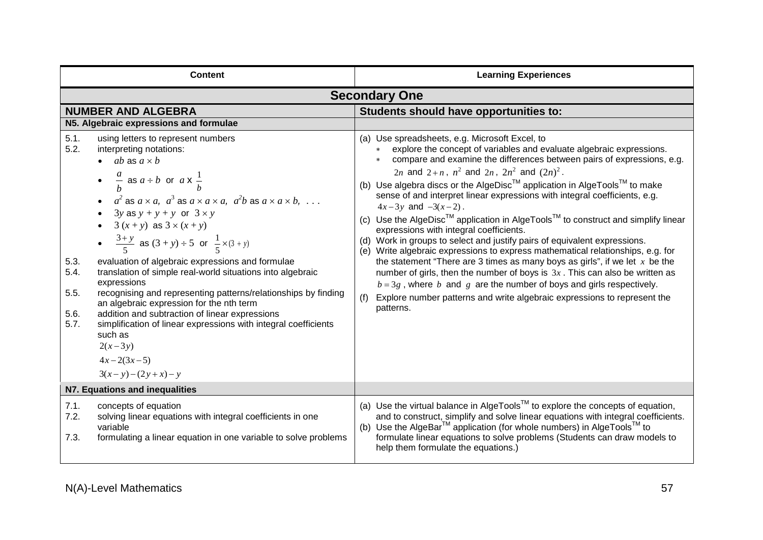| Content | Learning Experiences |
|---|---|
| **Secondary One** | |
| **NUMBER AND ALGEBRA** | **Students should have opportunities to:** |
| **N5. Algebraic expressions and formulae** | |
| 5.1. using letters to represent numbers<br>5.2. interpreting notations:<br>• $ab$ as $a \times b$<br>• $\frac{a}{b}$ as $a \div b$ or $a \times \frac{1}{b}$<br>• $a^2$ as $a \times a$, $a^3$ as $a \times a \times a$, $a^2b$ as $a \times a \times b$, . . .<br>• $3y$ as $y + y + y$ or $3 \times y$<br>• $3(x + y)$ as $3 \times (x + y)$<br>• $\frac{3+y}{5}$ as $(3 + y) \div 5$ or $\frac{1}{5} \times (3 + y)$<br>5.3. evaluation of algebraic expressions and formulae<br>5.4. translation of simple real-world situations into algebraic expressions<br>5.5. recognising and representing patterns/relationships by finding an algebraic expression for the nth term<br>5.6. addition and subtraction of linear expressions<br>5.7. simplification of linear expressions with integral coefficients such as<br>$2(x-3y)$<br>$4x-2(3x-5)$<br>$3(x-y)-(2y+x)-y$ | (a) Use spreadsheets, e.g. Microsoft Excel, to<br>* explore the concept of variables and evaluate algebraic expressions.<br>* compare and examine the differences between pairs of expressions, e.g. $2n$ and $2+n$, $n^2$ and $2n$, $2n^2$ and $(2n)^2$.<br>(b) Use algebra discs or the AlgeDisc™ application in AlgeTools™ to make sense of and interpret linear expressions with integral coefficients, e.g. $4x-3y$ and $-3(x-2)$.<br>(c) Use the AlgeDisc™ application in AlgeTools™ to construct and simplify linear expressions with integral coefficients.<br>(d) Work in groups to select and justify pairs of equivalent expressions.<br>(e) Write algebraic expressions to express mathematical relationships, e.g. for the statement "There are 3 times as many boys as girls", if we let $x$ be the number of girls, then the number of boys is $3x$. This can also be written as $b = 3g$, where $b$ and $g$ are the number of boys and girls respectively.<br>(f) Explore number patterns and write algebraic expressions to represent the patterns. |
| **N7. Equations and inequalities** | |
| 7.1. concepts of equation<br>7.2. solving linear equations with integral coefficients in one variable<br>7.3. formulating a linear equation in one variable to solve problems | (a) Use the virtual balance in AlgeTools™ to explore the concepts of equation, and to construct, simplify and solve linear equations with integral coefficients.<br>(b) Use the AlgeBar™ application (for whole numbers) in AlgeTools™ to formulate linear equations to solve problems (Students can draw models to help them formulate the equations.) |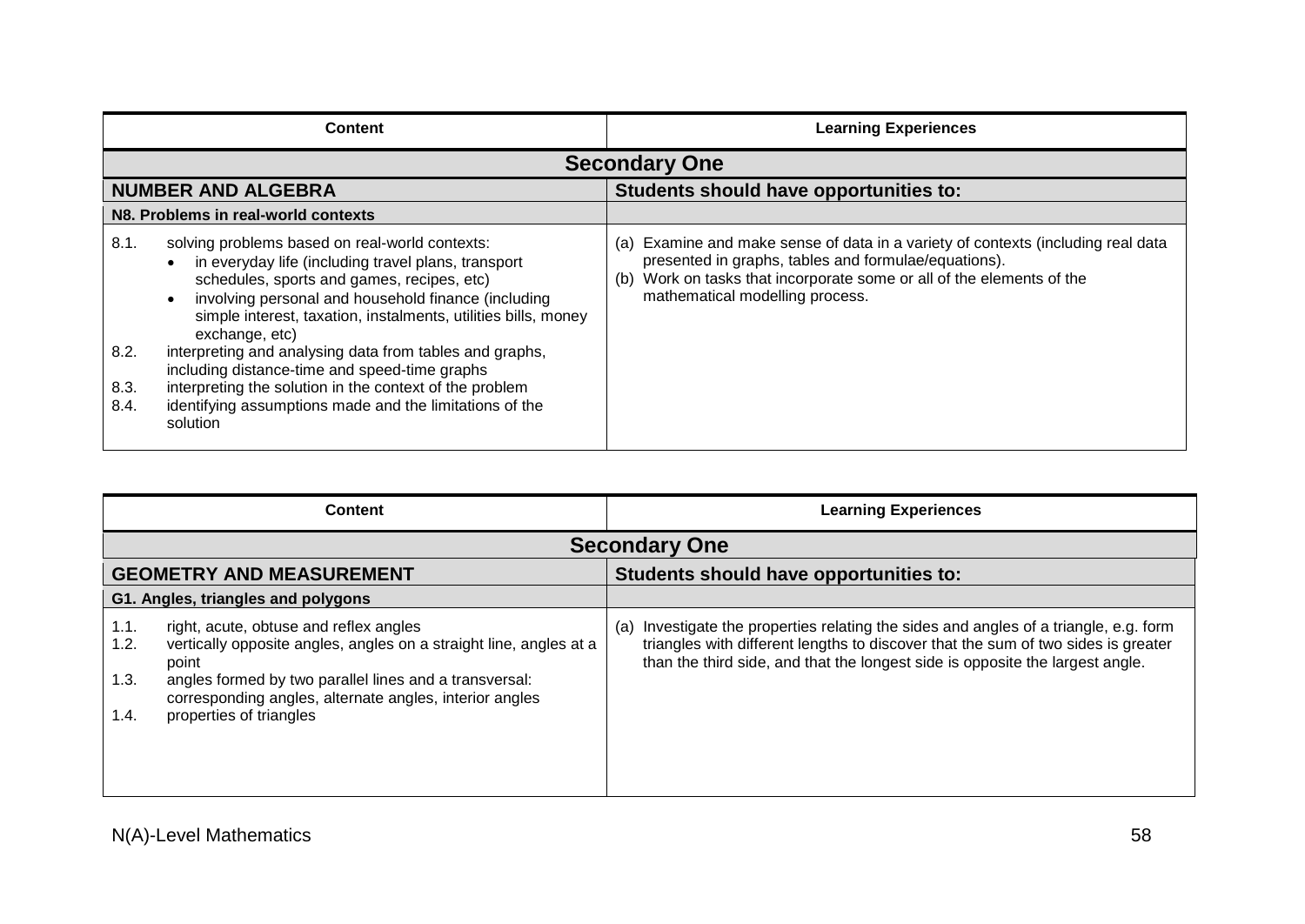| Content | Learning Experiences |
|---|---|
| **Secondary One** | |
| **NUMBER AND ALGEBRA** | **Students should have opportunities to:** |
| **N8. Problems in real-world contexts** | |
| 8.1. solving problems based on real-world contexts:<br>• in everyday life (including travel plans, transport schedules, sports and games, recipes, etc)<br>• involving personal and household finance (including simple interest, taxation, instalments, utilities bills, money exchange, etc)<br>8.2. interpreting and analysing data from tables and graphs, including distance-time and speed-time graphs<br>8.3. interpreting the solution in the context of the problem<br>8.4. identifying assumptions made and the limitations of the solution | (a) Examine and make sense of data in a variety of contexts (including real data presented in graphs, tables and formulae/equations).<br>(b) Work on tasks that incorporate some or all of the elements of the mathematical modelling process. |

| Content | Learning Experiences |
|---|---|
| **Secondary One** | |
| **GEOMETRY AND MEASUREMENT** | **Students should have opportunities to:** |
| **G1. Angles, triangles and polygons** | |
| 1.1. right, acute, obtuse and reflex angles<br>1.2. vertically opposite angles, angles on a straight line, angles at a point<br>1.3. angles formed by two parallel lines and a transversal: corresponding angles, alternate angles, interior angles<br>1.4. properties of triangles | (a) Investigate the properties relating the sides and angles of a triangle, e.g. form triangles with different lengths to discover that the sum of two sides is greater than the third side, and that the longest side is opposite the largest angle. |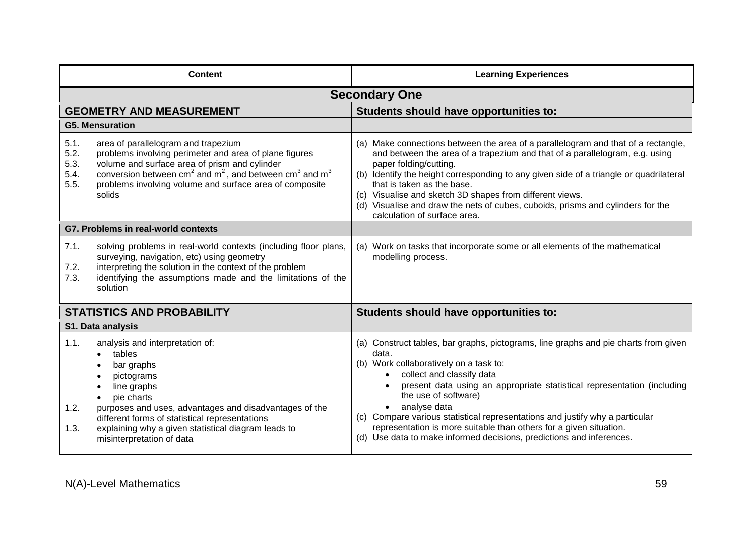| Content | Learning Experiences |
|---|---|
| **Secondary One** | |
| **GEOMETRY AND MEASUREMENT** | **Students should have opportunities to:** |
| **G5. Mensuration** | |
| 5.1. area of parallelogram and trapezium<br>5.2. problems involving perimeter and area of plane figures<br>5.3. volume and surface area of prism and cylinder<br>5.4. conversion between $cm^2$ and $m^2$, and between $cm^3$ and $m^3$<br>5.5. problems involving volume and surface area of composite solids | (a) Make connections between the area of a parallelogram and that of a rectangle, and between the area of a trapezium and that of a parallelogram, e.g. using paper folding/cutting.<br>(b) Identify the height corresponding to any given side of a triangle or quadrilateral that is taken as the base.<br>(c) Visualise and sketch 3D shapes from different views.<br>(d) Visualise and draw the nets of cubes, cuboids, prisms and cylinders for the calculation of surface area. |
| **G7. Problems in real-world contexts** | |
| 7.1. solving problems in real-world contexts (including floor plans, surveying, navigation, etc) using geometry<br>7.2. interpreting the solution in the context of the problem<br>7.3. identifying the assumptions made and the limitations of the solution | (a) Work on tasks that incorporate some or all elements of the mathematical modelling process. |
| **STATISTICS AND PROBABILITY** | **Students should have opportunities to:** |
| **S1. Data analysis** | |
| 1.1. analysis and interpretation of:<br>• tables<br>• bar graphs<br>• pictograms<br>• line graphs<br>• pie charts<br>1.2. purposes and uses, advantages and disadvantages of the different forms of statistical representations<br>1.3. explaining why a given statistical diagram leads to misinterpretation of data | (a) Construct tables, bar graphs, pictograms, line graphs and pie charts from given data.<br>(b) Work collaboratively on a task to:<br>• collect and classify data<br>• present data using an appropriate statistical representation (including the use of software)<br>• analyse data<br>(c) Compare various statistical representations and justify why a particular representation is more suitable than others for a given situation.<br>(d) Use data to make informed decisions, predictions and inferences. |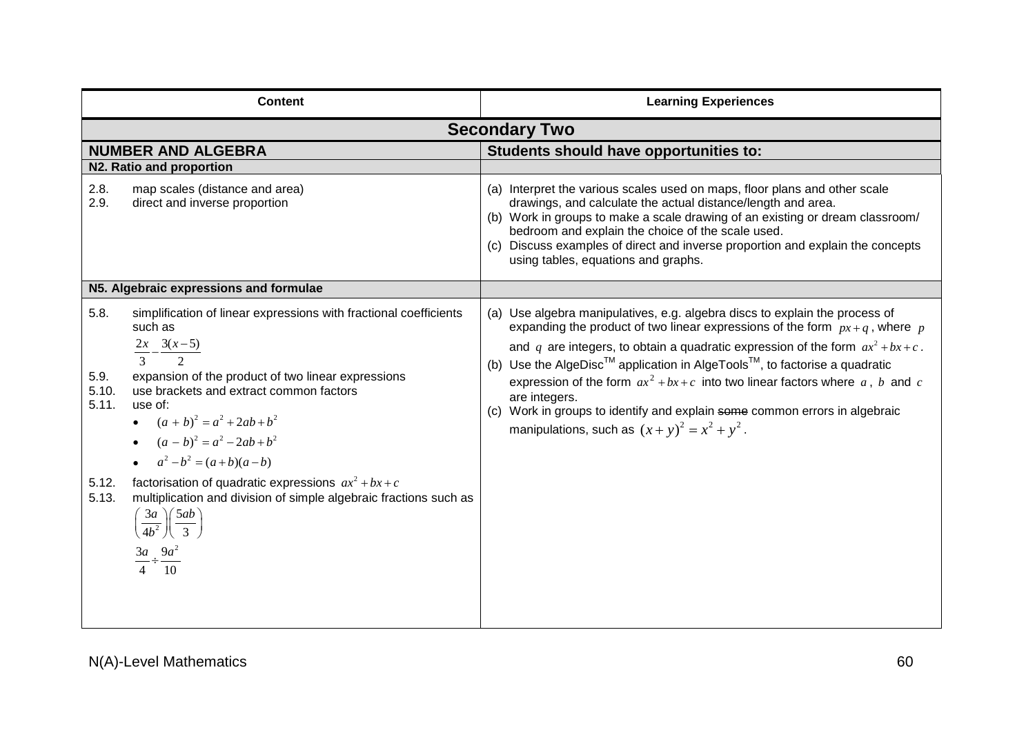| Content | Learning Experiences |
|---|---|
| **Secondary Two** | |
| **NUMBER AND ALGEBRA** | **Students should have opportunities to:** |
| **N2. Ratio and proportion** | |
| 2.8. map scales (distance and area)<br>2.9. direct and inverse proportion | (a) Interpret the various scales used on maps, floor plans and other scale drawings, and calculate the actual distance/length and area.<br>(b) Work in groups to make a scale drawing of an existing or dream classroom/ bedroom and explain the choice of the scale used.<br>(c) Discuss examples of direct and inverse proportion and explain the concepts using tables, equations and graphs. |
| **N5. Algebraic expressions and formulae** | |
| 5.8. simplification of linear expressions with fractional coefficients such as $\frac{2x}{3} - \frac{3(x-5)}{2}$<br>5.9. expansion of the product of two linear expressions<br>5.10. use brackets and extract common factors<br>5.11. use of:<br>• $(a+b)^2 = a^2 + 2ab + b^2$<br>• $(a-b)^2 = a^2 - 2ab + b^2$<br>• $a^2 - b^2 = (a+b)(a-b)$<br>5.12. factorisation of quadratic expressions $ax^2 + bx + c$<br>5.13. multiplication and division of simple algebraic fractions such as<br>$\left(\frac{3a}{4b^2}\right)\left(\frac{5ab}{3}\right)$<br>$\frac{3a}{4} \div \frac{9a^2}{10}$ | (a) Use algebra manipulatives, e.g. algebra discs to explain the process of expanding the product of two linear expressions of the form $px+q$, where $p$ and $q$ are integers, to obtain a quadratic expression of the form $ax^2+bx+c$.<br>(b) Use the AlgeDisc™ application in AlgeTools™, to factorise a quadratic expression of the form $ax^2+bx+c$ into two linear factors where $a$, $b$ and $c$ are integers.<br>(c) Work in groups to identify and explain ~~some~~ common errors in algebraic manipulations, such as $(x+y)^2 = x^2 + y^2$. |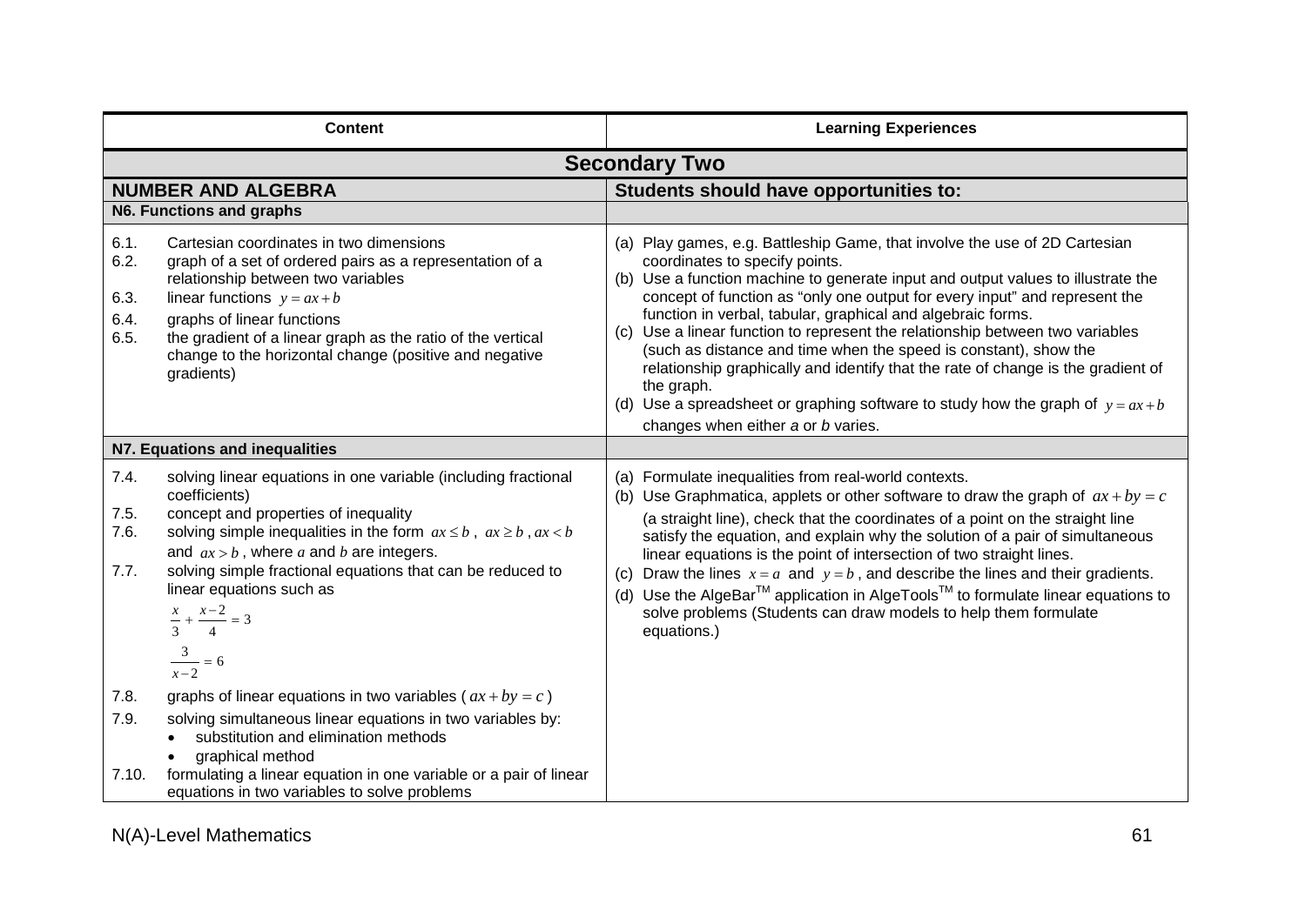| Content | Learning Experiences |
|---|---|
| **Secondary Two** | |
| **NUMBER AND ALGEBRA** | **Students should have opportunities to:** |
| **N6. Functions and graphs** | |
| 6.1. Cartesian coordinates in two dimensions<br>6.2. graph of a set of ordered pairs as a representation of a relationship between two variables<br>6.3. linear functions $y = ax + b$<br>6.4. graphs of linear functions<br>6.5. the gradient of a linear graph as the ratio of the vertical change to the horizontal change (positive and negative gradients) | (a) Play games, e.g. Battleship Game, that involve the use of 2D Cartesian coordinates to specify points.<br>(b) Use a function machine to generate input and output values to illustrate the concept of function as "only one output for every input" and represent the function in verbal, tabular, graphical and algebraic forms.<br>(c) Use a linear function to represent the relationship between two variables (such as distance and time when the speed is constant), show the relationship graphically and identify that the rate of change is the gradient of the graph.<br>(d) Use a spreadsheet or graphing software to study how the graph of $y = ax + b$ changes when either *a* or *b* varies. |
| **N7. Equations and inequalities** | |
| 7.4. solving linear equations in one variable (including fractional coefficients)<br>7.5. concept and properties of inequality<br>7.6. solving simple inequalities in the form $ax \leq b$, $ax \geq b$, $ax < b$ and $ax > b$, where $a$ and $b$ are integers.<br>7.7. solving simple fractional equations that can be reduced to linear equations such as<br>$\frac{x}{3} + \frac{x-2}{4} = 3$<br>$\frac{3}{x-2} = 6$<br>7.8. graphs of linear equations in two variables ($ax + by = c$)<br>7.9. solving simultaneous linear equations in two variables by:<br>• substitution and elimination methods<br>• graphical method<br>7.10. formulating a linear equation in one variable or a pair of linear equations in two variables to solve problems | (a) Formulate inequalities from real-world contexts.<br>(b) Use Graphmatica, applets or other software to draw the graph of $ax + by = c$ (a straight line), check that the coordinates of a point on the straight line satisfy the equation, and explain why the solution of a pair of simultaneous linear equations is the point of intersection of two straight lines.<br>(c) Draw the lines $x = a$ and $y = b$, and describe the lines and their gradients.<br>(d) Use the AlgeBar™ application in AlgeTools™ to formulate linear equations to solve problems (Students can draw models to help them formulate equations.) |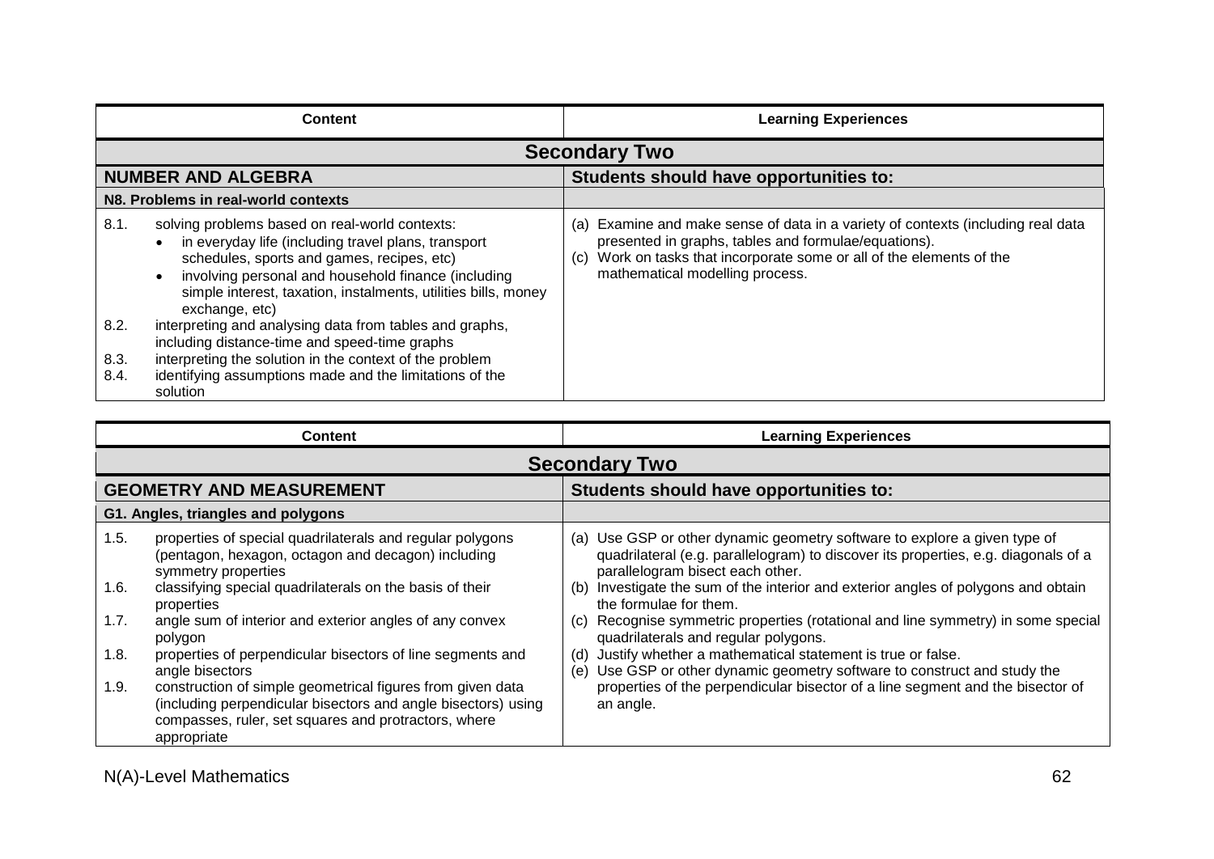| Content | Learning Experiences |
|---|---|
| **Secondary Two** | |
| **NUMBER AND ALGEBRA** | **Students should have opportunities to:** |
| **N8. Problems in real-world contexts** | |
| 8.1. solving problems based on real-world contexts:<br>• in everyday life (including travel plans, transport schedules, sports and games, recipes, etc)<br>• involving personal and household finance (including simple interest, taxation, instalments, utilities bills, money exchange, etc)<br>8.2. interpreting and analysing data from tables and graphs, including distance-time and speed-time graphs<br>8.3. interpreting the solution in the context of the problem<br>8.4. identifying assumptions made and the limitations of the solution | (a) Examine and make sense of data in a variety of contexts (including real data presented in graphs, tables and formulae/equations).<br>(c) Work on tasks that incorporate some or all of the elements of the mathematical modelling process. |

| Content | Learning Experiences |
|---|---|
| **Secondary Two** | |
| **GEOMETRY AND MEASUREMENT** | **Students should have opportunities to:** |
| **G1. Angles, triangles and polygons** | |
| 1.5. properties of special quadrilaterals and regular polygons (pentagon, hexagon, octagon and decagon) including symmetry properties<br>1.6. classifying special quadrilaterals on the basis of their properties<br>1.7. angle sum of interior and exterior angles of any convex polygon<br>1.8. properties of perpendicular bisectors of line segments and angle bisectors<br>1.9. construction of simple geometrical figures from given data (including perpendicular bisectors and angle bisectors) using compasses, ruler, set squares and protractors, where appropriate | (a) Use GSP or other dynamic geometry software to explore a given type of quadrilateral (e.g. parallelogram) to discover its properties, e.g. diagonals of a parallelogram bisect each other.<br>(b) Investigate the sum of the interior and exterior angles of polygons and obtain the formulae for them.<br>(c) Recognise symmetric properties (rotational and line symmetry) in some special quadrilaterals and regular polygons.<br>(d) Justify whether a mathematical statement is true or false.<br>(e) Use GSP or other dynamic geometry software to construct and study the properties of the perpendicular bisector of a line segment and the bisector of an angle. |

N(A)-Level Mathematics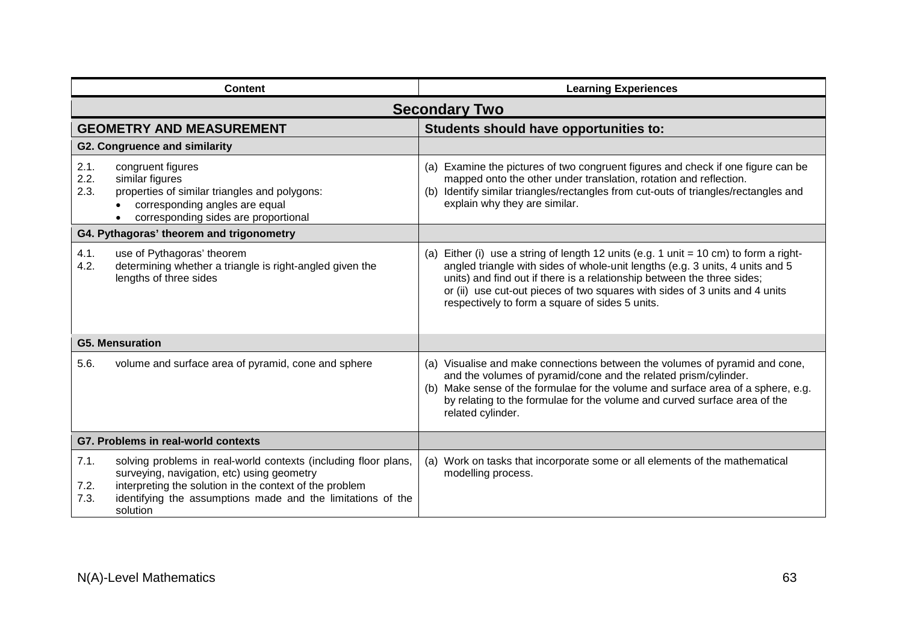| Content | Learning Experiences |
|---|---|
| **Secondary Two** | |
| **GEOMETRY AND MEASUREMENT** | **Students should have opportunities to:** |
| **G2. Congruence and similarity** | |
| 2.1. congruent figures<br>2.2. similar figures<br>2.3. properties of similar triangles and polygons:<br>• corresponding angles are equal<br>• corresponding sides are proportional | (a) Examine the pictures of two congruent figures and check if one figure can be mapped onto the other under translation, rotation and reflection.<br>(b) Identify similar triangles/rectangles from cut-outs of triangles/rectangles and explain why they are similar. |
| **G4. Pythagoras' theorem and trigonometry** | |
| 4.1. use of Pythagoras' theorem<br>4.2. determining whether a triangle is right-angled given the lengths of three sides | (a) Either (i) use a string of length 12 units (e.g. 1 unit = 10 cm) to form a right-angled triangle with sides of whole-unit lengths (e.g. 3 units, 4 units and 5 units) and find out if there is a relationship between the three sides;<br>or (ii) use cut-out pieces of two squares with sides of 3 units and 4 units respectively to form a square of sides 5 units. |
| **G5. Mensuration** | |
| 5.6. volume and surface area of pyramid, cone and sphere | (a) Visualise and make connections between the volumes of pyramid and cone, and the volumes of pyramid/cone and the related prism/cylinder.<br>(b) Make sense of the formulae for the volume and surface area of a sphere, e.g. by relating to the formulae for the volume and curved surface area of the related cylinder. |
| **G7. Problems in real-world contexts** | |
| 7.1. solving problems in real-world contexts (including floor plans, surveying, navigation, etc) using geometry<br>7.2. interpreting the solution in the context of the problem<br>7.3. identifying the assumptions made and the limitations of the solution | (a) Work on tasks that incorporate some or all elements of the mathematical modelling process. |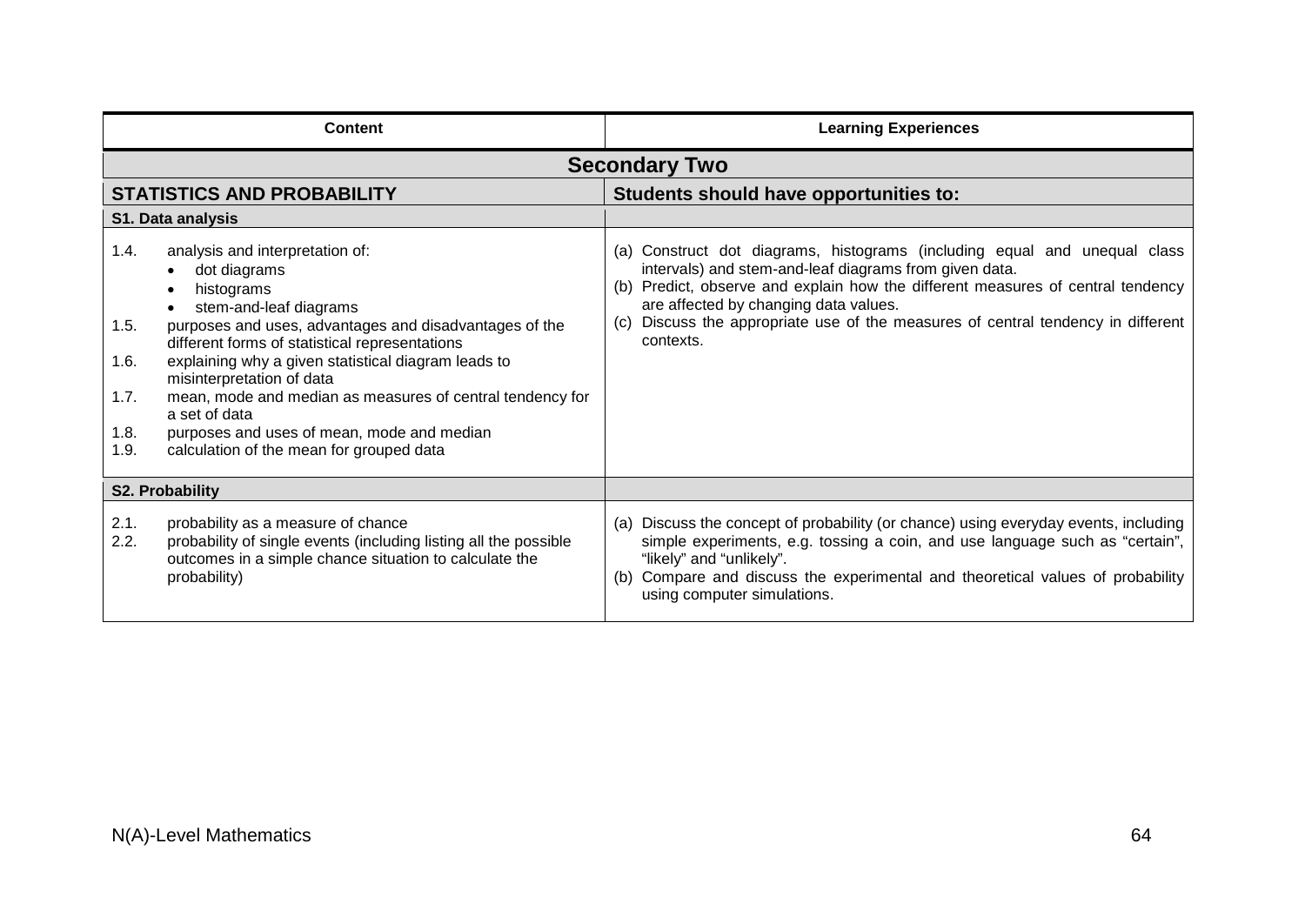| Content | Learning Experiences |
|---|---|
| **Secondary Two** | |
| **STATISTICS AND PROBABILITY** | **Students should have opportunities to:** |
| **S1. Data analysis** | |
| 1.4. analysis and interpretation of: <br>• dot diagrams <br>• histograms <br>• stem-and-leaf diagrams <br>1.5. purposes and uses, advantages and disadvantages of the different forms of statistical representations <br>1.6. explaining why a given statistical diagram leads to misinterpretation of data <br>1.7. mean, mode and median as measures of central tendency for a set of data <br>1.8. purposes and uses of mean, mode and median <br>1.9. calculation of the mean for grouped data | (a) Construct dot diagrams, histograms (including equal and unequal class intervals) and stem-and-leaf diagrams from given data. <br>(b) Predict, observe and explain how the different measures of central tendency are affected by changing data values. <br>(c) Discuss the appropriate use of the measures of central tendency in different contexts. |
| **S2. Probability** | |
| 2.1. probability as a measure of chance <br>2.2. probability of single events (including listing all the possible outcomes in a simple chance situation to calculate the probability) | (a) Discuss the concept of probability (or chance) using everyday events, including simple experiments, e.g. tossing a coin, and use language such as "certain", "likely" and "unlikely". <br>(b) Compare and discuss the experimental and theoretical values of probability using computer simulations. |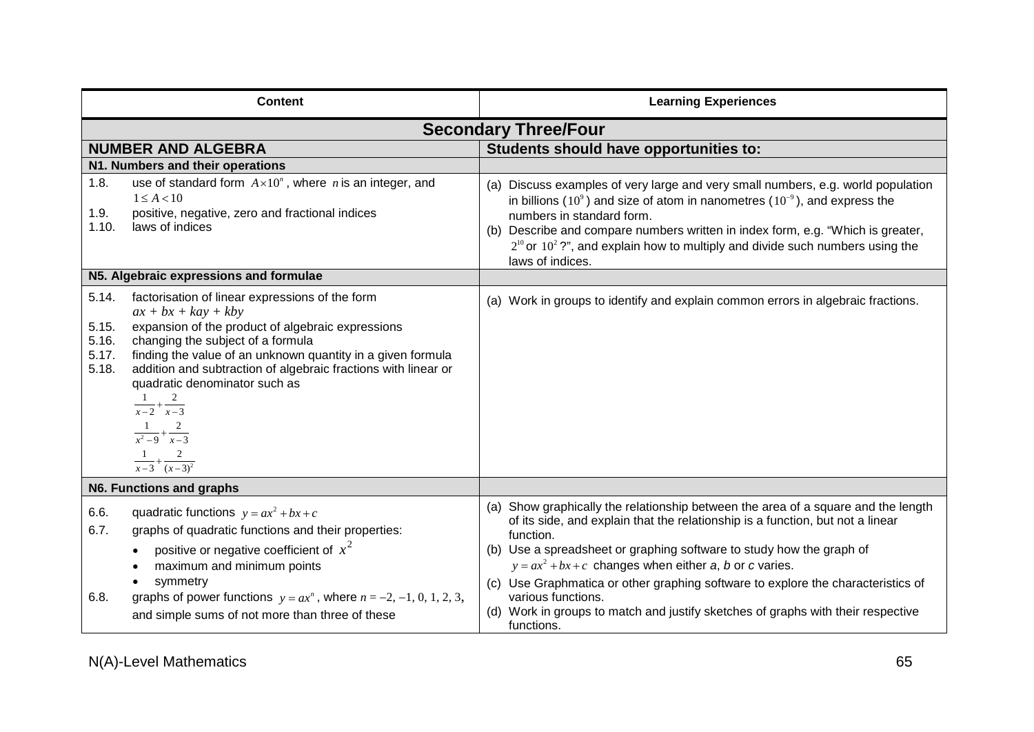| Content | Learning Experiences |
|---|---|
| **Secondary Three/Four** | |
| **NUMBER AND ALGEBRA** | **Students should have opportunities to:** |
| **N1. Numbers and their operations** | |
| 1.8. use of standard form $A \times 10^n$, where $n$ is an integer, and $1 \le A < 10$<br>1.9. positive, negative, zero and fractional indices<br>1.10. laws of indices | (a) Discuss examples of very large and very small numbers, e.g. world population in billions ($10^9$) and size of atom in nanometres ($10^{-9}$), and express the numbers in standard form.<br>(b) Describe and compare numbers written in index form, e.g. "Which is greater, $2^{10}$ or $10^2$?", and explain how to multiply and divide such numbers using the laws of indices. |
| **N5. Algebraic expressions and formulae** | |
| 5.14. factorisation of linear expressions of the form $ax + bx + kay + kby$<br>5.15. expansion of the product of algebraic expressions<br>5.16. changing the subject of a formula<br>5.17. finding the value of an unknown quantity in a given formula<br>5.18. addition and subtraction of algebraic fractions with linear or quadratic denominator such as<br>$\frac{1}{x-2} + \frac{2}{x-3}$<br>$\frac{1}{x^2-9} + \frac{2}{x-3}$<br>$\frac{1}{x-3} + \frac{2}{(x-3)^2}$ | (a) Work in groups to identify and explain common errors in algebraic fractions. |
| **N6. Functions and graphs** | |
| 6.6. quadratic functions $y = ax^2 + bx + c$<br>6.7. graphs of quadratic functions and their properties:<br>• positive or negative coefficient of $x^2$<br>• maximum and minimum points<br>• symmetry<br>6.8. graphs of power functions $y = ax^n$, where $n = -2, -1, 0, 1, 2, 3$, and simple sums of not more than three of these | (a) Show graphically the relationship between the area of a square and the length of its side, and explain that the relationship is a function, but not a linear function.<br>(b) Use a spreadsheet or graphing software to study how the graph of $y = ax^2 + bx + c$ changes when either *a*, *b* or *c* varies.<br>(c) Use Graphmatica or other graphing software to explore the characteristics of various functions.<br>(d) Work in groups to match and justify sketches of graphs with their respective functions. |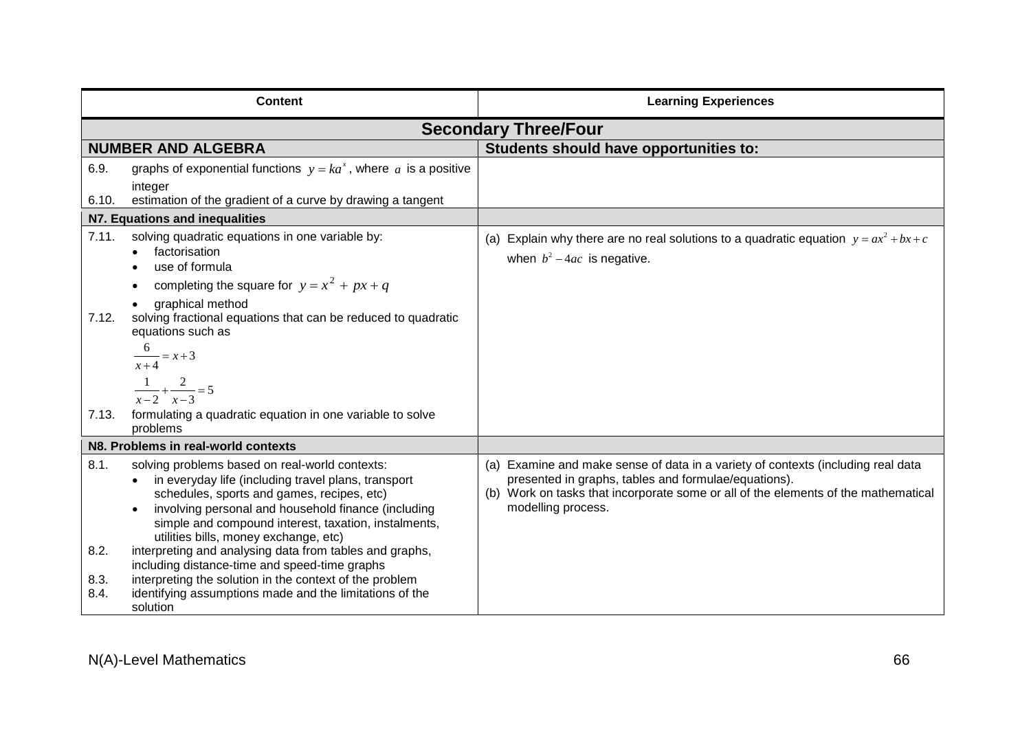| Content | Learning Experiences |
| --- | --- |
| **Secondary Three/Four** | |
| **NUMBER AND ALGEBRA** | **Students should have opportunities to:** |
| 6.9. graphs of exponential functions $y = ka^x$, where $a$ is a positive integer<br>6.10. estimation of the gradient of a curve by drawing a tangent | |
| **N7. Equations and inequalities** | |
| 7.11. solving quadratic equations in one variable by:<br>• factorisation<br>• use of formula<br>• completing the square for $y = x^2 + px + q$<br>• graphical method<br>7.12. solving fractional equations that can be reduced to quadratic equations such as<br>$\frac{6}{x+4} = x+3$<br>$\frac{1}{x-2} + \frac{2}{x-3} = 5$<br>7.13. formulating a quadratic equation in one variable to solve problems | (a) Explain why there are no real solutions to a quadratic equation $y = ax^2 + bx + c$ when $b^2 - 4ac$ is negative. |
| **N8. Problems in real-world contexts** | |
| 8.1. solving problems based on real-world contexts:<br>• in everyday life (including travel plans, transport schedules, sports and games, recipes, etc)<br>• involving personal and household finance (including simple and compound interest, taxation, instalments, utilities bills, money exchange, etc)<br>8.2. interpreting and analysing data from tables and graphs, including distance-time and speed-time graphs<br>8.3. interpreting the solution in the context of the problem<br>8.4. identifying assumptions made and the limitations of the solution | (a) Examine and make sense of data in a variety of contexts (including real data presented in graphs, tables and formulae/equations).<br>(b) Work on tasks that incorporate some or all of the elements of the mathematical modelling process. |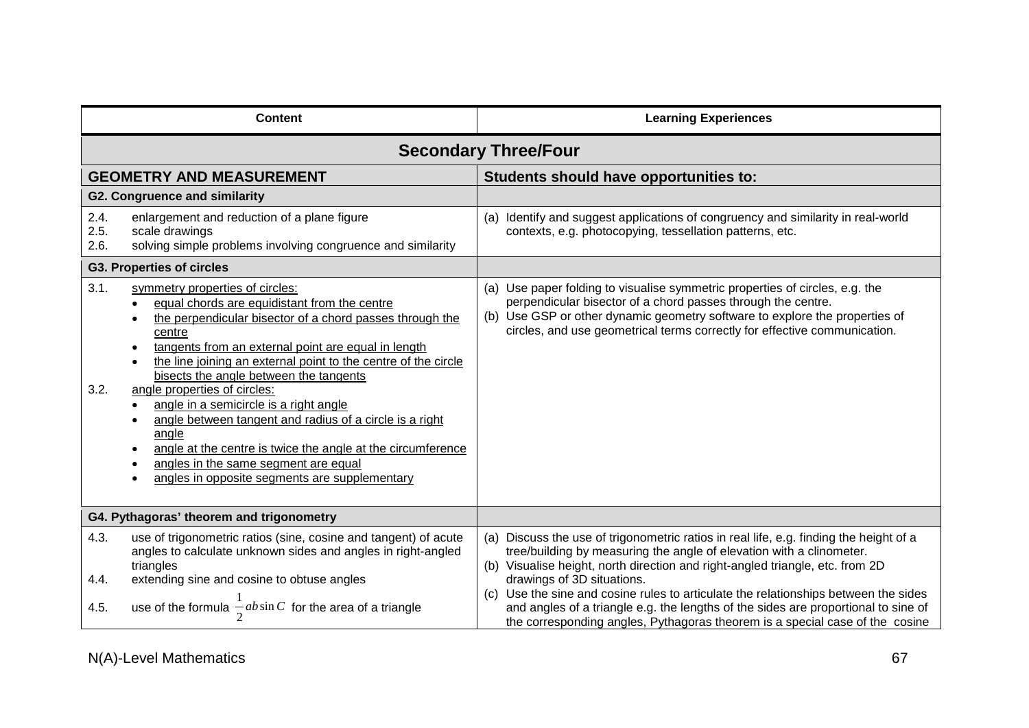| Content | Learning Experiences |
|---|---|
| **Secondary Three/Four** | |
| **GEOMETRY AND MEASUREMENT** | **Students should have opportunities to:** |
| **G2. Congruence and similarity** | |
| 2.4. enlargement and reduction of a plane figure<br>2.5. scale drawings<br>2.6. solving simple problems involving congruence and similarity | (a) Identify and suggest applications of congruency and similarity in real-world contexts, e.g. photocopying, tessellation patterns, etc. |
| **G3. Properties of circles** | |
| 3.1. symmetry properties of circles:<br>• equal chords are equidistant from the centre<br>• the perpendicular bisector of a chord passes through the centre<br>• tangents from an external point are equal in length<br>• the line joining an external point to the centre of the circle bisects the angle between the tangents<br>3.2. angle properties of circles:<br>• angle in a semicircle is a right angle<br>• angle between tangent and radius of a circle is a right angle<br>• angle at the centre is twice the angle at the circumference<br>• angles in the same segment are equal<br>• angles in opposite segments are supplementary | (a) Use paper folding to visualise symmetric properties of circles, e.g. the perpendicular bisector of a chord passes through the centre.<br>(b) Use GSP or other dynamic geometry software to explore the properties of circles, and use geometrical terms correctly for effective communication. |
| **G4. Pythagoras' theorem and trigonometry** | |
| 4.3. use of trigonometric ratios (sine, cosine and tangent) of acute angles to calculate unknown sides and angles in right-angled triangles<br>4.4. extending sine and cosine to obtuse angles<br>4.5. use of the formula $\frac{1}{2}ab\sin C$ for the area of a triangle | (a) Discuss the use of trigonometric ratios in real life, e.g. finding the height of a tree/building by measuring the angle of elevation with a clinometer.<br>(b) Visualise height, north direction and right-angled triangle, etc. from 2D drawings of 3D situations.<br>(c) Use the sine and cosine rules to articulate the relationships between the sides and angles of a triangle e.g. the lengths of the sides are proportional to sine of the corresponding angles, Pythagoras theorem is a special case of the cosine |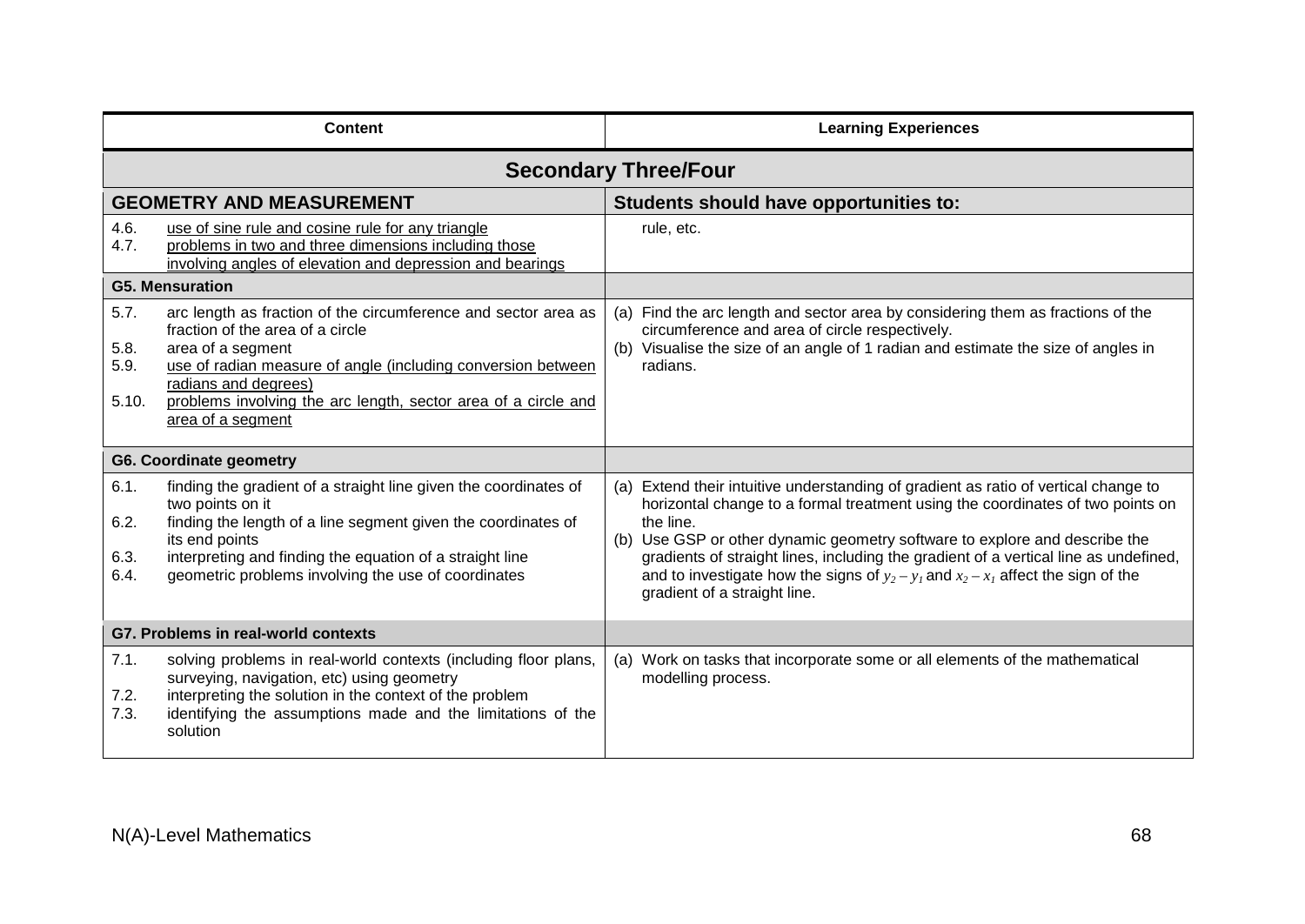| Content | Learning Experiences |
|---|---|
| **Secondary Three/Four** | |
| **GEOMETRY AND MEASUREMENT** | **Students should have opportunities to:** |
| 4.6. use of sine rule and cosine rule for any triangle<br>4.7. problems in two and three dimensions including those involving angles of elevation and depression and bearings | rule, etc. |
| **G5. Mensuration** | |
| 5.7. arc length as fraction of the circumference and sector area as fraction of the area of a circle<br>5.8. area of a segment<br>5.9. use of radian measure of angle (including conversion between radians and degrees)<br>5.10. problems involving the arc length, sector area of a circle and area of a segment | (a) Find the arc length and sector area by considering them as fractions of the circumference and area of circle respectively.<br>(b) Visualise the size of an angle of 1 radian and estimate the size of angles in radians. |
| **G6. Coordinate geometry** | |
| 6.1. finding the gradient of a straight line given the coordinates of two points on it<br>6.2. finding the length of a line segment given the coordinates of its end points<br>6.3. interpreting and finding the equation of a straight line<br>6.4. geometric problems involving the use of coordinates | (a) Extend their intuitive understanding of gradient as ratio of vertical change to horizontal change to a formal treatment using the coordinates of two points on the line.<br>(b) Use GSP or other dynamic geometry software to explore and describe the gradients of straight lines, including the gradient of a vertical line as undefined, and to investigate how the signs of $y_2 - y_1$ and $x_2 - x_1$ affect the sign of the gradient of a straight line. |
| **G7. Problems in real-world contexts** | |
| 7.1. solving problems in real-world contexts (including floor plans, surveying, navigation, etc) using geometry<br>7.2. interpreting the solution in the context of the problem<br>7.3. identifying the assumptions made and the limitations of the solution | (a) Work on tasks that incorporate some or all elements of the mathematical modelling process. |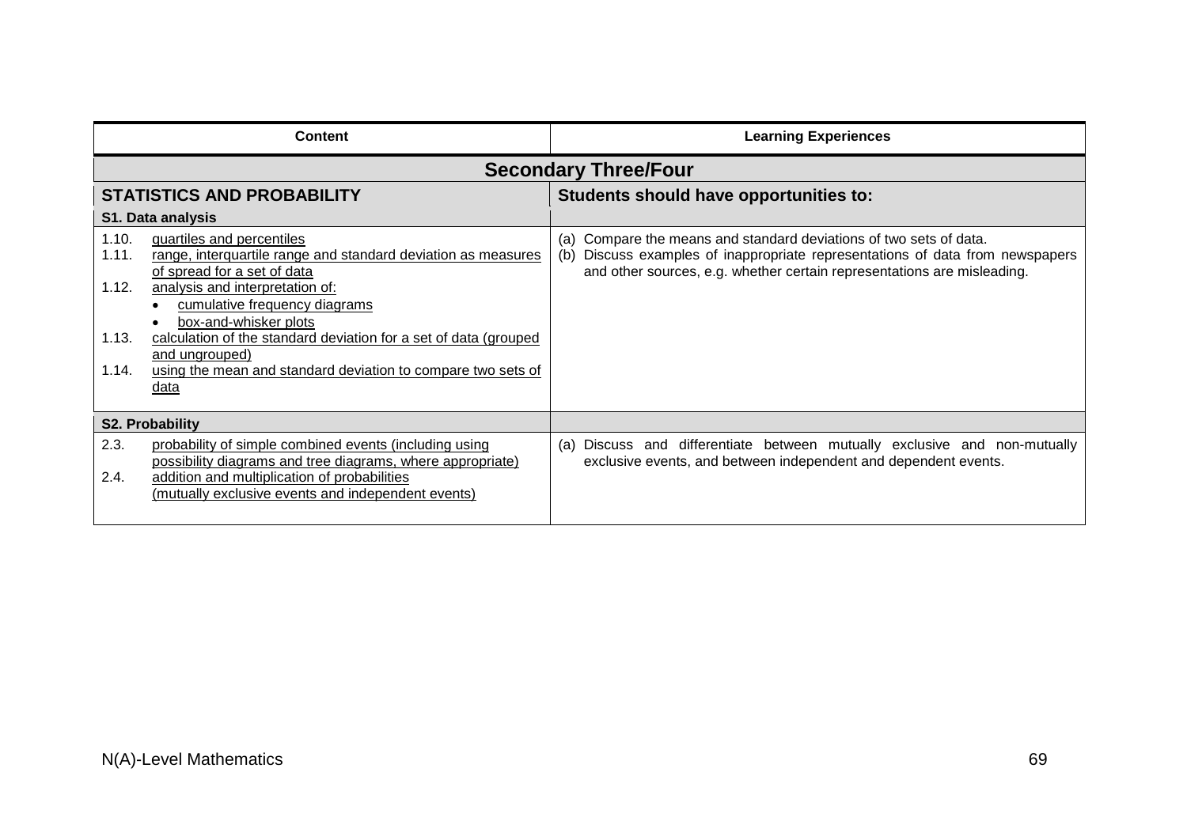| Content | Learning Experiences |
|---|---|
| **Secondary Three/Four** | |
| **STATISTICS AND PROBABILITY** | **Students should have opportunities to:** |
| **S1. Data analysis** | |
| 1.10. quartiles and percentiles<br>1.11. range, interquartile range and standard deviation as measures of spread for a set of data<br>1.12. analysis and interpretation of:<br>• cumulative frequency diagrams<br>• box-and-whisker plots<br>1.13. calculation of the standard deviation for a set of data (grouped and ungrouped)<br>1.14. using the mean and standard deviation to compare two sets of data | (a) Compare the means and standard deviations of two sets of data.<br>(b) Discuss examples of inappropriate representations of data from newspapers and other sources, e.g. whether certain representations are misleading. |
| **S2. Probability** | |
| 2.3. probability of simple combined events (including using possibility diagrams and tree diagrams, where appropriate)<br>2.4. addition and multiplication of probabilities (mutually exclusive events and independent events) | (a) Discuss and differentiate between mutually exclusive and non-mutually exclusive events, and between independent and dependent events. |